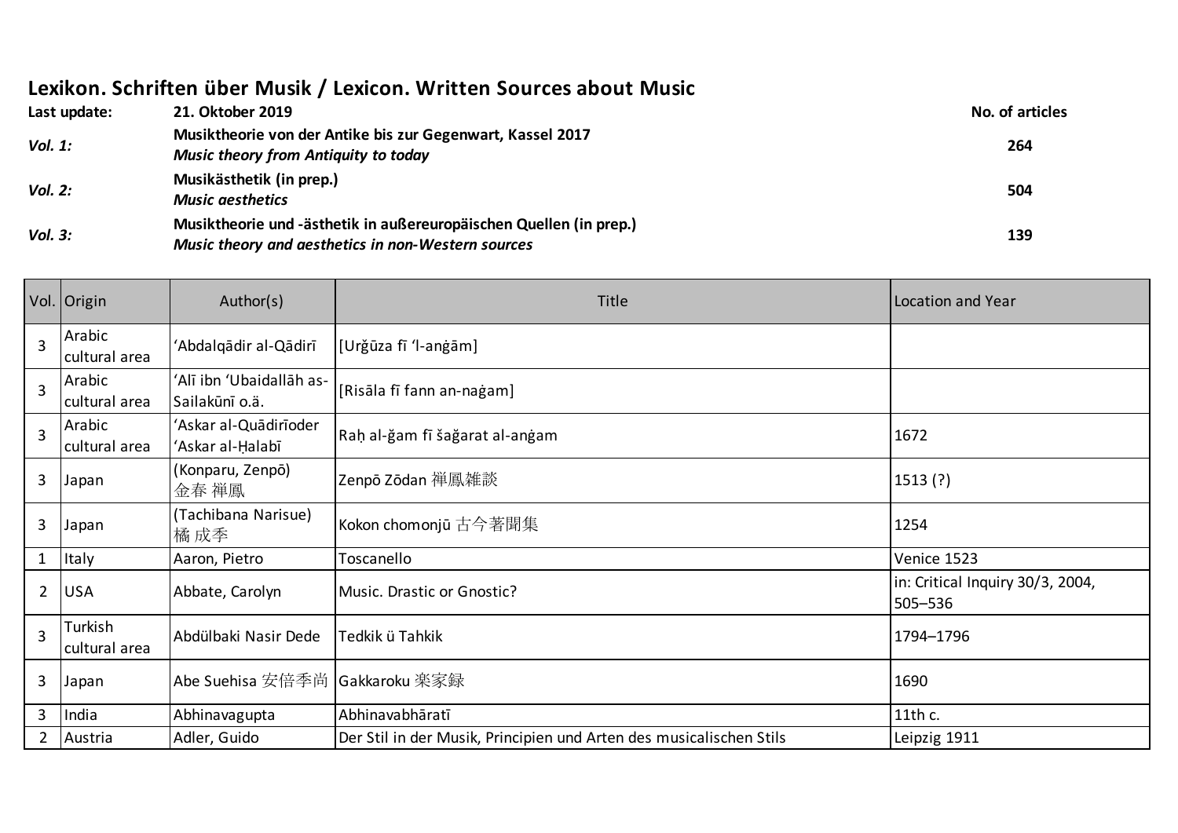# Lexikon. Schriften über Musik / Lexicon. Written Sources about Music

| **Last update:** | **21. Oktober 2019** | **No. of articles** |
|---|---|---|
| ***Vol. 1:*** | **Musiktheorie von der Antike bis zur Gegenwart, Kassel 2017**<br>***Music theory from Antiquity to today*** | **264** |
| ***Vol. 2:*** | **Musikästhetik (in prep.)**<br>***Music aesthetics*** | **504** |
| ***Vol. 3:*** | **Musiktheorie und -ästhetik in außereuropäischen Quellen (in prep.)**<br>***Music theory and aesthetics in non-Western sources*** | **139** |

| Vol. | Origin | Author(s) | Title | Location and Year |
|---|---|---|---|---|
| 3 | Arabic cultural area | ʻAbdalqādir al-Qādirī | [Urǧūza fī ʻl-anġām] | |
| 3 | Arabic cultural area | ʻAlī ibn ʻUbaidallāh as-Sailakūnī o.ä. | [Risāla fī fann an-naġam] | |
| 3 | Arabic cultural area | ʻAskar al-Quādirīoder ʻAskar al-Ḥalabī | Raḥ al-ğam fī šağarat al-anġam | 1672 |
| 3 | Japan | (Konparu, Zenpō) 金春 禅鳳 | Zenpō Zōdan 禅鳳雑談 | 1513 (?) |
| 3 | Japan | (Tachibana Narisue) 橘 成季 | Kokon chomonjū 古今著聞集 | 1254 |
| 1 | Italy | Aaron, Pietro | Toscanello | Venice 1523 |
| 2 | USA | Abbate, Carolyn | Music. Drastic or Gnostic? | in: Critical Inquiry 30/3, 2004, 505–536 |
| 3 | Turkish cultural area | Abdülbaki Nasir Dede | Tedkik ü Tahkik | 1794–1796 |
| 3 | Japan | Abe Suehisa 安倍季尚 | Gakkaroku 楽家録 | 1690 |
| 3 | India | Abhinavagupta | Abhinavabhāratī | 11th c. |
| 2 | Austria | Adler, Guido | Der Stil in der Musik, Principien und Arten des musicalischen Stils | Leipzig 1911 |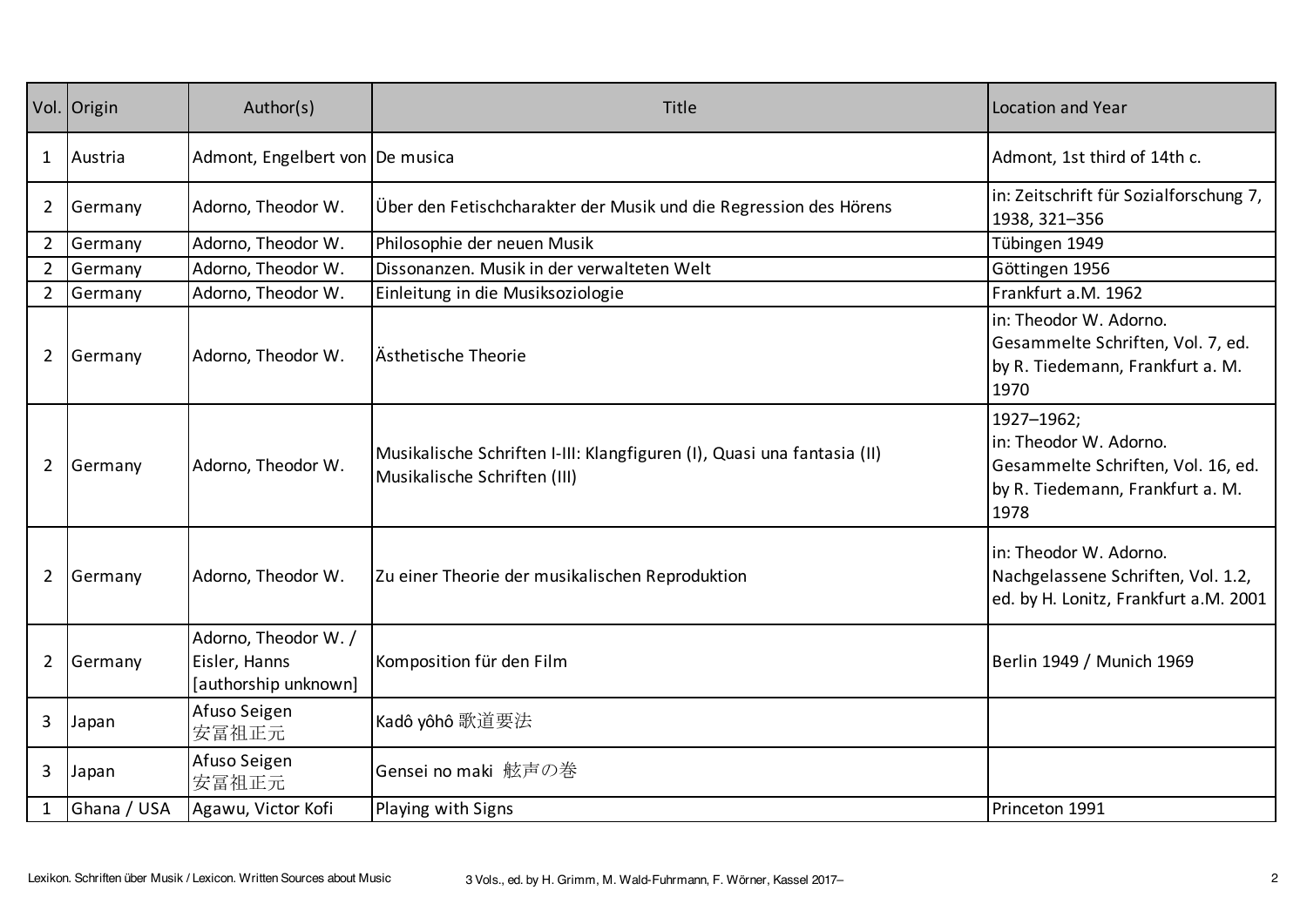| Vol. | Origin | Author(s) | Title | Location and Year |
|---|---|---|---|---|
| 1 | Austria | Admont, Engelbert von | De musica | Admont, 1st third of 14th c. |
| 2 | Germany | Adorno, Theodor W. | Über den Fetischcharakter der Musik und die Regression des Hörens | in: Zeitschrift für Sozialforschung 7, 1938, 321–356 |
| 2 | Germany | Adorno, Theodor W. | Philosophie der neuen Musik | Tübingen 1949 |
| 2 | Germany | Adorno, Theodor W. | Dissonanzen. Musik in der verwalteten Welt | Göttingen 1956 |
| 2 | Germany | Adorno, Theodor W. | Einleitung in die Musiksoziologie | Frankfurt a.M. 1962 |
| 2 | Germany | Adorno, Theodor W. | Ästhetische Theorie | in: Theodor W. Adorno. Gesammelte Schriften, Vol. 7, ed. by R. Tiedemann, Frankfurt a. M. 1970 |
| 2 | Germany | Adorno, Theodor W. | Musikalische Schriften I-III: Klangfiguren (I), Quasi una fantasia (II) Musikalische Schriften (III) | 1927–1962; in: Theodor W. Adorno. Gesammelte Schriften, Vol. 16, ed. by R. Tiedemann, Frankfurt a. M. 1978 |
| 2 | Germany | Adorno, Theodor W. | Zu einer Theorie der musikalischen Reproduktion | in: Theodor W. Adorno. Nachgelassene Schriften, Vol. 1.2, ed. by H. Lonitz, Frankfurt a.M. 2001 |
| 2 | Germany | Adorno, Theodor W. / Eisler, Hanns [authorship unknown] | Komposition für den Film | Berlin 1949 / Munich 1969 |
| 3 | Japan | Afuso Seigen 安冨祖正元 | Kadô yôhô 歌道要法 | |
| 3 | Japan | Afuso Seigen 安冨祖正元 | Gensei no maki 絃声の巻 | |
| 1 | Ghana / USA | Agawu, Victor Kofi | Playing with Signs | Princeton 1991 |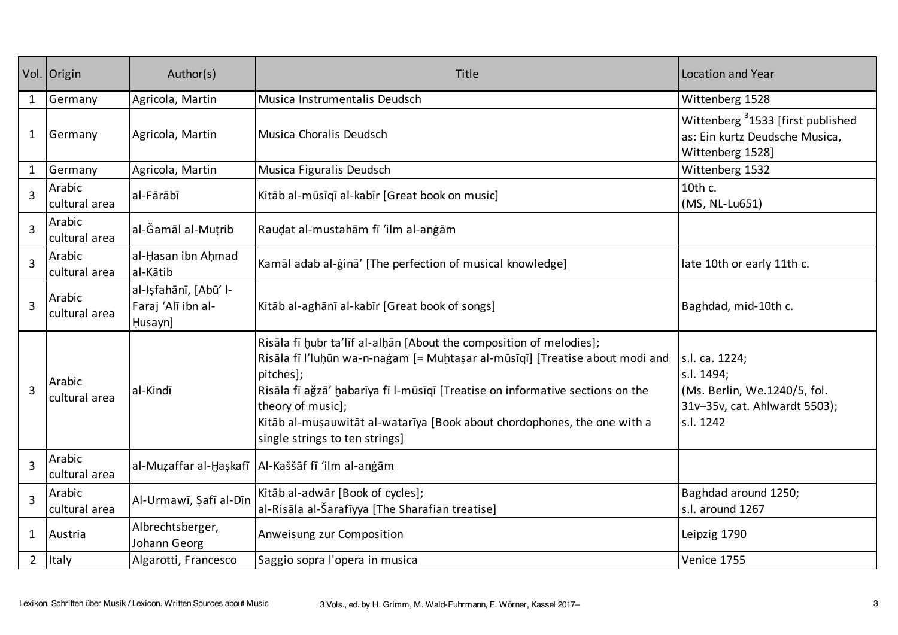| Vol. | Origin | Author(s) | Title | Location and Year |
|---|---|---|---|---|
| 1 | Germany | Agricola, Martin | Musica Instrumentalis Deudsch | Wittenberg 1528 |
| 1 | Germany | Agricola, Martin | Musica Choralis Deudsch | Wittenberg $^{3}$1533 [first published as: Ein kurtz Deudsche Musica, Wittenberg 1528] |
| 1 | Germany | Agricola, Martin | Musica Figuralis Deudsch | Wittenberg 1532 |
| 3 | Arabic cultural area | al-Fārābī | Kitāb al-mūsīqī al-kabīr [Great book on music] | 10th c. (MS, NL-Lu651) |
| 3 | Arabic cultural area | al-Ǧamāl al-Muṭrib | Rauḍat al-mustahām fī ʻilm al-anġām | |
| 3 | Arabic cultural area | al-Ḥasan ibn Aḥmad al-Kātib | Kamāl adab al-ġinā' [The perfection of musical knowledge] | late 10th or early 11th c. |
| 3 | Arabic cultural area | al-Iṣfahānī, [Abū' l-Faraj ʻAlī ibn al-Ḥusayn] | Kitāb al-aghānī al-kabīr [Great book of songs] | Baghdad, mid-10th c. |
| 3 | Arabic cultural area | al-Kindī | Risāla fī ḫubr ta'līf al-alḥān [About the composition of melodies]; Risāla fī l'luḥūn wa-n-naġam [= Muḫtaṣar al-mūsīqī] [Treatise about modi and pitches]; Risāla fī aǧzā' ḫabarīya fī l-mūsīqī [Treatise on informative sections on the theory of music]; Kitāb al-muṣauwitāt al-watarīya [Book about chordophones, the one with a single strings to ten strings] | s.l. ca. 1224; s.l. 1494; (Ms. Berlin, We.1240/5, fol. 31v–35v, cat. Ahlwardt 5503); s.l. 1242 |
| 3 | Arabic cultural area | al-Muẓaffar al-Ḫaṣkafī | Al-Kaššāf fī ʻilm al-anġām | |
| 3 | Arabic cultural area | Al-Urmawī, Ṣafī al-Dīn | Kitāb al-adwār [Book of cycles]; al-Risāla al-Šarafīyya [The Sharafian treatise] | Baghdad around 1250; s.l. around 1267 |
| 1 | Austria | Albrechtsberger, Johann Georg | Anweisung zur Composition | Leipzig 1790 |
| 2 | Italy | Algarotti, Francesco | Saggio sopra l'opera in musica | Venice 1755 |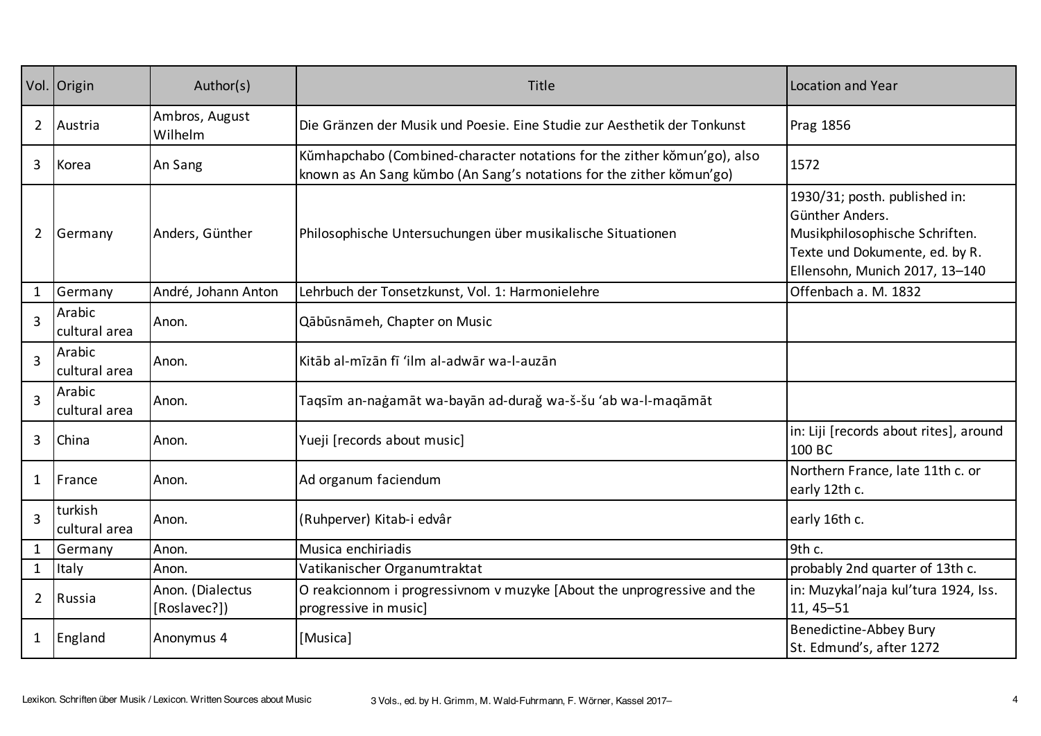| Vol. | Origin | Author(s) | Title | Location and Year |
|---|---|---|---|---|
| 2 | Austria | Ambros, August Wilhelm | Die Gränzen der Musik und Poesie. Eine Studie zur Aesthetik der Tonkunst | Prag 1856 |
| 3 | Korea | An Sang | Kŭmhapchabo (Combined-character notations for the zither kŏmun'go), also known as An Sang kŭmbo (An Sang's notations for the zither kŏmun'go) | 1572 |
| 2 | Germany | Anders, Günther | Philosophische Untersuchungen über musikalische Situationen | 1930/31; posth. published in: Günther Anders. Musikphilosophische Schriften. Texte und Dokumente, ed. by R. Ellensohn, Munich 2017, 13–140 |
| 1 | Germany | André, Johann Anton | Lehrbuch der Tonsetzkunst, Vol. 1: Harmonielehre | Offenbach a. M. 1832 |
| 3 | Arabic cultural area | Anon. | Qābūsnāmeh, Chapter on Music | |
| 3 | Arabic cultural area | Anon. | Kitāb al-mīzān fī 'ilm al-adwār wa-l-auzān | |
| 3 | Arabic cultural area | Anon. | Taqsīm an-naġamāt wa-bayān ad-durağ wa-š-šu 'ab wa-l-maqāmāt | |
| 3 | China | Anon. | Yueji [records about music] | in: Liji [records about rites], around 100 BC |
| 1 | France | Anon. | Ad organum faciendum | Northern France, late 11th c. or early 12th c. |
| 3 | turkish cultural area | Anon. | (Ruhperver) Kitab-i edvâr | early 16th c. |
| 1 | Germany | Anon. | Musica enchiriadis | 9th c. |
| 1 | Italy | Anon. | Vatikanischer Organumtraktat | probably 2nd quarter of 13th c. |
| 2 | Russia | Anon. (Dialectus [Roslavec?]) | O reakcionnom i progressivnom v muzyke [About the unprogressive and the progressive in music] | in: Muzykal'naja kul'tura 1924, Iss. 11, 45–51 |
| 1 | England | Anonymus 4 | [Musica] | Benedictine-Abbey Bury St. Edmund's, after 1272 |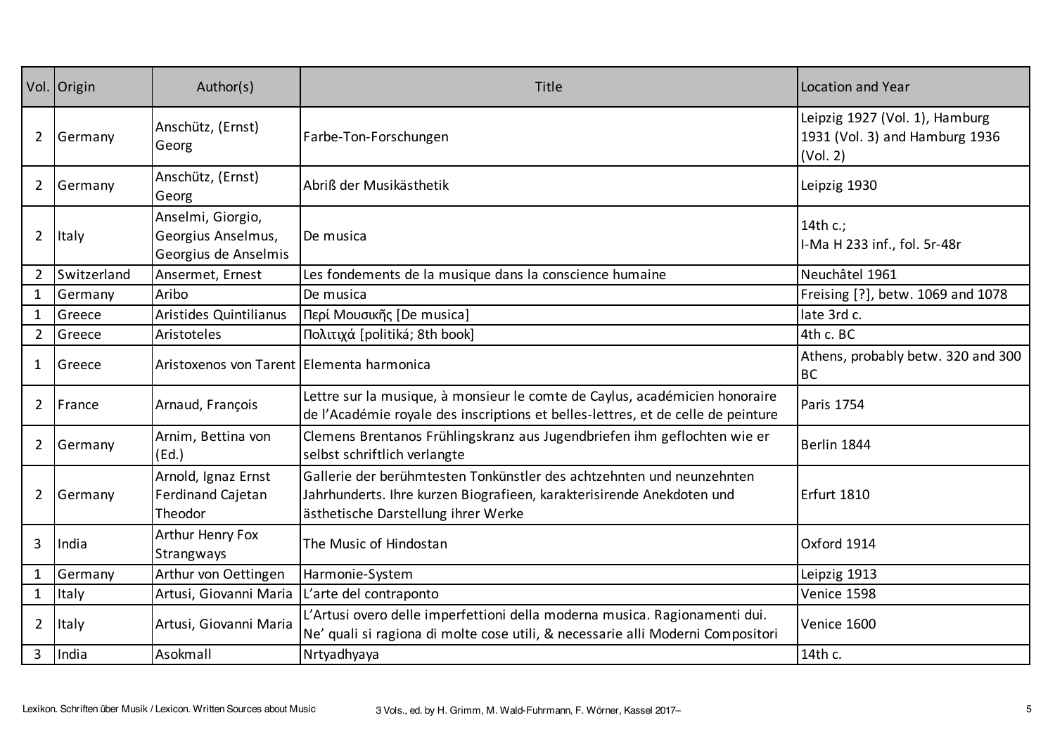| Vol. | Origin | Author(s) | Title | Location and Year |
|---|---|---|---|---|
| 2 | Germany | Anschütz, (Ernst) Georg | Farbe-Ton-Forschungen | Leipzig 1927 (Vol. 1), Hamburg 1931 (Vol. 3) and Hamburg 1936 (Vol. 2) |
| 2 | Germany | Anschütz, (Ernst) Georg | Abriß der Musikästhetik | Leipzig 1930 |
| 2 | Italy | Anselmi, Giorgio, Georgius Anselmus, Georgius de Anselmis | De musica | 14th c.; I-Ma H 233 inf., fol. 5r-48r |
| 2 | Switzerland | Ansermet, Ernest | Les fondements de la musique dans la conscience humaine | Neuchâtel 1961 |
| 1 | Germany | Aribo | De musica | Freising [?], betw. 1069 and 1078 |
| 1 | Greece | Aristides Quintilianus | Περί Μουσικῆς [De musica] | late 3rd c. |
| 2 | Greece | Aristoteles | Πολιτιχά [politiká; 8th book] | 4th c. BC |
| 1 | Greece | Aristoxenos von Tarent | Elementa harmonica | Athens, probably betw. 320 and 300 BC |
| 2 | France | Arnaud, François | Lettre sur la musique, à monsieur le comte de Caylus, académicien honoraire de l'Académie royale des inscriptions et belles-lettres, et de celle de peinture | Paris 1754 |
| 2 | Germany | Arnim, Bettina von (Ed.) | Clemens Brentanos Frühlingskranz aus Jugendbriefen ihm geflochten wie er selbst schriftlich verlangte | Berlin 1844 |
| 2 | Germany | Arnold, Ignaz Ernst Ferdinand Cajetan Theodor | Gallerie der berühmtesten Tonkünstler des achtzehnten und neunzehnten Jahrhunderts. Ihre kurzen Biografieen, karakterisirende Anekdoten und ästhetische Darstellung ihrer Werke | Erfurt 1810 |
| 3 | India | Arthur Henry Fox Strangways | The Music of Hindostan | Oxford 1914 |
| 1 | Germany | Arthur von Oettingen | Harmonie-System | Leipzig 1913 |
| 1 | Italy | Artusi, Giovanni Maria | L'arte del contraponto | Venice 1598 |
| 2 | Italy | Artusi, Giovanni Maria | L'Artusi overo delle imperfettioni della moderna musica. Ragionamenti dui. Ne' quali si ragiona di molte cose utili, & necessarie alli Moderni Compositori | Venice 1600 |
| 3 | India | Asokmall | Nrtyadhyaya | 14th c. |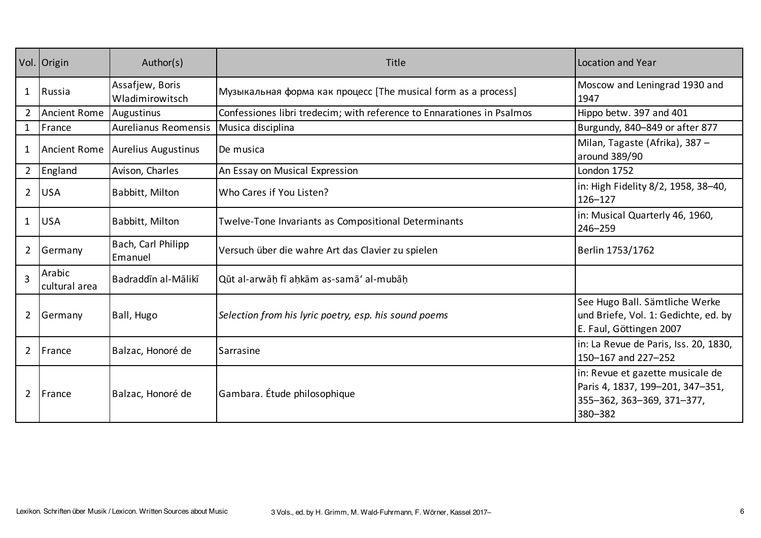| Vol. | Origin | Author(s) | Title | Location and Year |
|---|---|---|---|---|
| 1 | Russia | Assafjew, Boris Wladimirowitsch | Музыкальная форма как процесс [The musical form as a process] | Moscow and Leningrad 1930 and 1947 |
| 2 | Ancient Rome | Augustinus | Confessiones libri tredecim; with reference to Ennarationes in Psalmos | Hippo betw. 397 and 401 |
| 1 | France | Aurelianus Reomensis | Musica disciplina | Burgundy, 840–849 or after 877 |
| 1 | Ancient Rome | Aurelius Augustinus | De musica | Milan, Tagaste (Afrika), 387 – around 389/90 |
| 2 | England | Avison, Charles | An Essay on Musical Expression | London 1752 |
| 2 | USA | Babbitt, Milton | Who Cares if You Listen? | in: High Fidelity 8/2, 1958, 38–40, 126–127 |
| 1 | USA | Babbitt, Milton | Twelve-Tone Invariants as Compositional Determinants | in: Musical Quarterly 46, 1960, 246–259 |
| 2 | Germany | Bach, Carl Philipp Emanuel | Versuch über die wahre Art das Clavier zu spielen | Berlin 1753/1762 |
| 3 | Arabic cultural area | Badraddīn al-Mālikī | Qūt al-arwāḥ fī aḥkām as-samāʿ al-mubāḥ | |
| 2 | Germany | Ball, Hugo | *Selection from his lyric poetry, esp. his sound poems* | See Hugo Ball. Sämtliche Werke und Briefe, Vol. 1: Gedichte, ed. by E. Faul, Göttingen 2007 |
| 2 | France | Balzac, Honoré de | Sarrasine | in: La Revue de Paris, Iss. 20, 1830, 150–167 and 227–252 |
| 2 | France | Balzac, Honoré de | Gambara. Étude philosophique | in: Revue et gazette musicale de Paris 4, 1837, 199–201, 347–351, 355–362, 363–369, 371–377, 380–382 |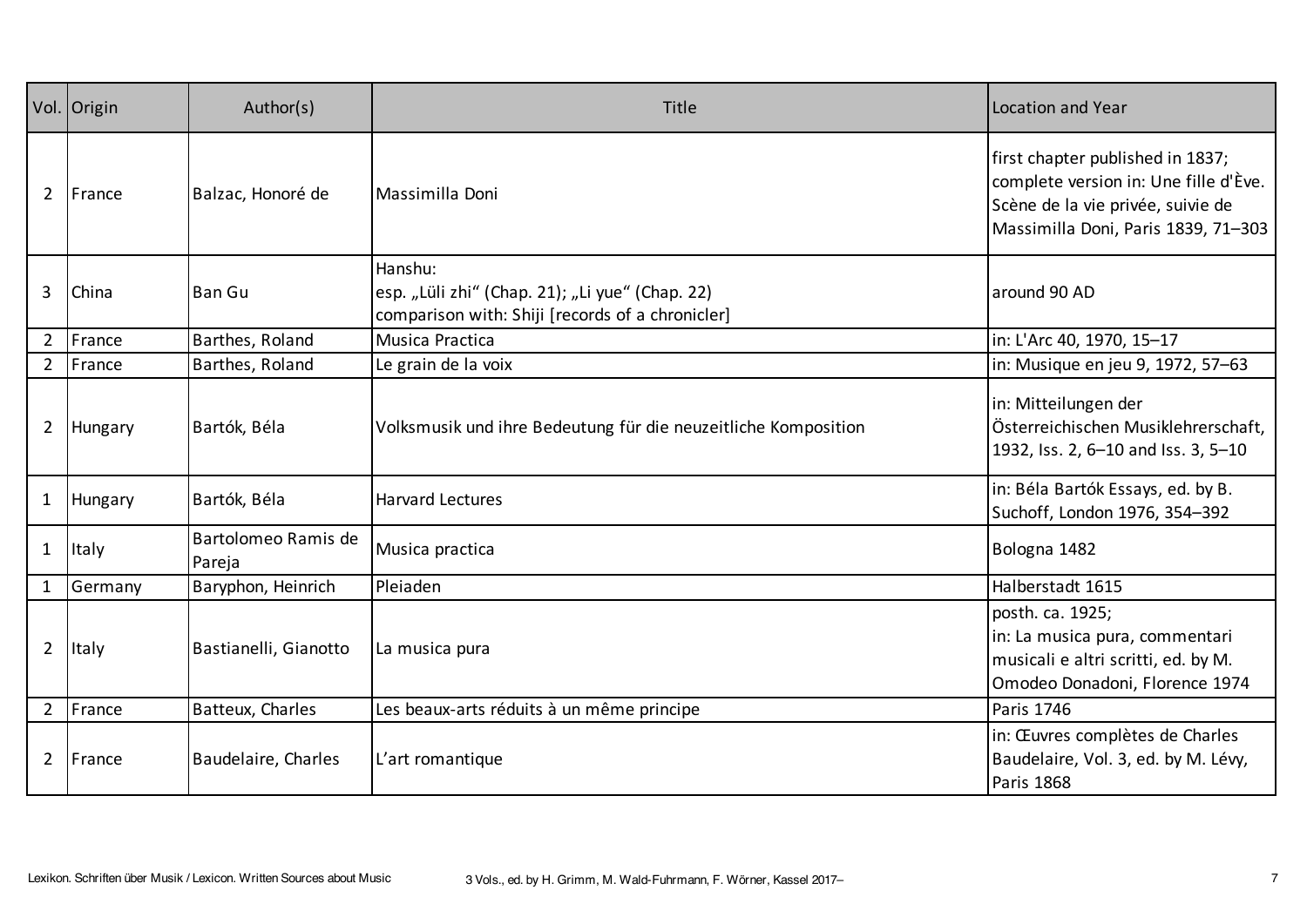| Vol. | Origin | Author(s) | Title | Location and Year |
|---|---|---|---|---|
| 2 | France | Balzac, Honoré de | Massimilla Doni | first chapter published in 1837; complete version in: Une fille d'Ève. Scène de la vie privée, suivie de Massimilla Doni, Paris 1839, 71–303 |
| 3 | China | Ban Gu | Hanshu: esp. „Lüli zhi“ (Chap. 21); „Li yue“ (Chap. 22) comparison with: Shiji [records of a chronicler] | around 90 AD |
| 2 | France | Barthes, Roland | Musica Practica | in: L'Arc 40, 1970, 15–17 |
| 2 | France | Barthes, Roland | Le grain de la voix | in: Musique en jeu 9, 1972, 57–63 |
| 2 | Hungary | Bartók, Béla | Volksmusik und ihre Bedeutung für die neuzeitliche Komposition | in: Mitteilungen der Österreichischen Musiklehrerschaft, 1932, Iss. 2, 6–10 and Iss. 3, 5–10 |
| 1 | Hungary | Bartók, Béla | Harvard Lectures | in: Béla Bartók Essays, ed. by B. Suchoff, London 1976, 354–392 |
| 1 | Italy | Bartolomeo Ramis de Pareja | Musica practica | Bologna 1482 |
| 1 | Germany | Baryphon, Heinrich | Pleiaden | Halberstadt 1615 |
| 2 | Italy | Bastianelli, Gianotto | La musica pura | posth. ca. 1925; in: La musica pura, commentari musicali e altri scritti, ed. by M. Omodeo Donadoni, Florence 1974 |
| 2 | France | Batteux, Charles | Les beaux-arts réduits à un même principe | Paris 1746 |
| 2 | France | Baudelaire, Charles | L’art romantique | in: Œuvres complètes de Charles Baudelaire, Vol. 3, ed. by M. Lévy, Paris 1868 |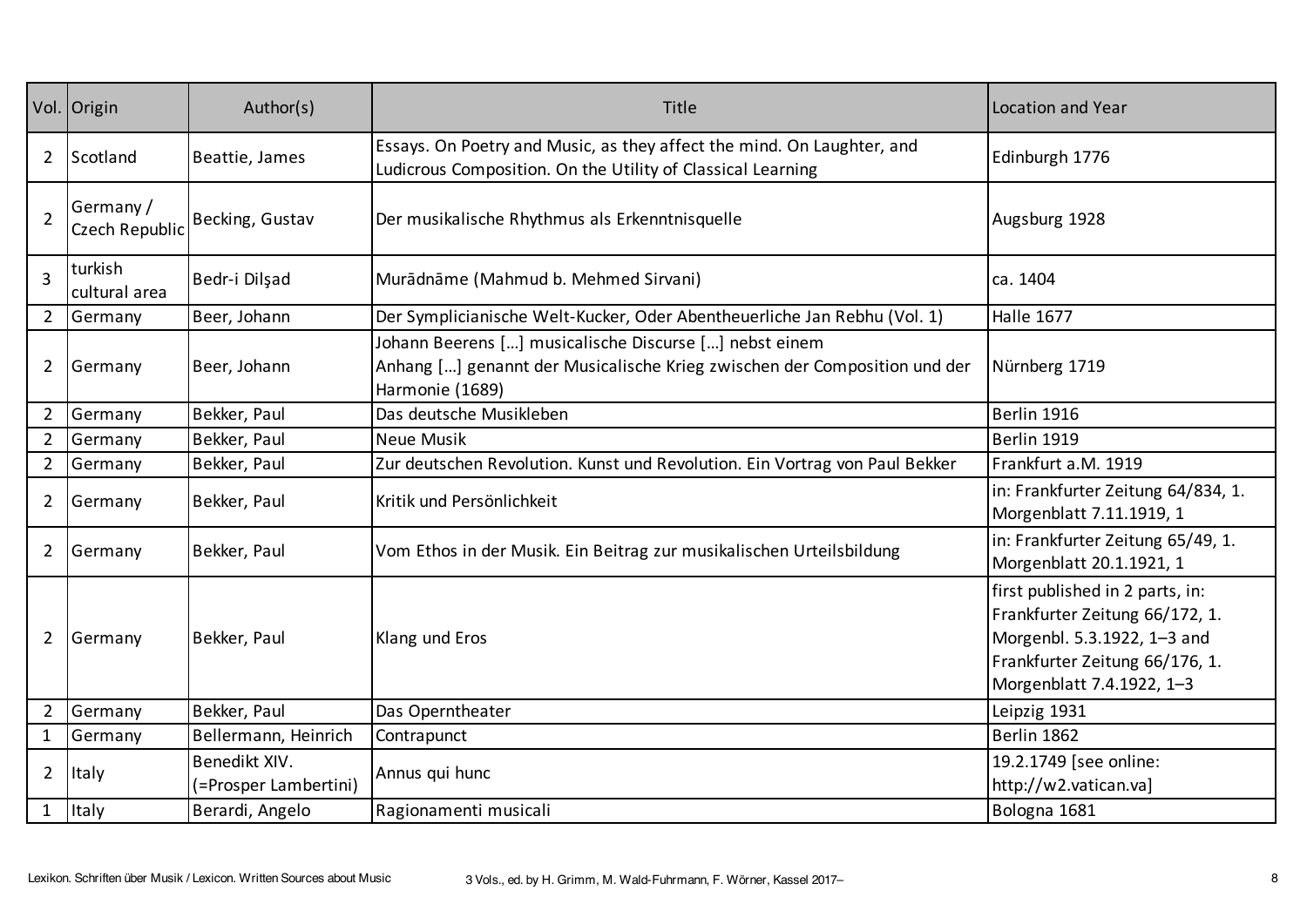| Vol. | Origin | Author(s) | Title | Location and Year |
|---|---|---|---|---|
| 2 | Scotland | Beattie, James | Essays. On Poetry and Music, as they affect the mind. On Laughter, and Ludicrous Composition. On the Utility of Classical Learning | Edinburgh 1776 |
| 2 | Germany / Czech Republic | Becking, Gustav | Der musikalische Rhythmus als Erkenntnisquelle | Augsburg 1928 |
| 3 | turkish cultural area | Bedr-i Dilşad | Murādnāme (Mahmud b. Mehmed Sirvani) | ca. 1404 |
| 2 | Germany | Beer, Johann | Der Symplicianische Welt-Kucker, Oder Abentheuerliche Jan Rebhu (Vol. 1) | Halle 1677 |
| 2 | Germany | Beer, Johann | Johann Beerens […] musicalische Discurse […] nebst einem Anhang […] genannt der Musicalische Krieg zwischen der Composition und der Harmonie (1689) | Nürnberg 1719 |
| 2 | Germany | Bekker, Paul | Das deutsche Musikleben | Berlin 1916 |
| 2 | Germany | Bekker, Paul | Neue Musik | Berlin 1919 |
| 2 | Germany | Bekker, Paul | Zur deutschen Revolution. Kunst und Revolution. Ein Vortrag von Paul Bekker | Frankfurt a.M. 1919 |
| 2 | Germany | Bekker, Paul | Kritik und Persönlichkeit | in: Frankfurter Zeitung 64/834, 1. Morgenblatt 7.11.1919, 1 |
| 2 | Germany | Bekker, Paul | Vom Ethos in der Musik. Ein Beitrag zur musikalischen Urteilsbildung | in: Frankfurter Zeitung 65/49, 1. Morgenblatt 20.1.1921, 1 |
| 2 | Germany | Bekker, Paul | Klang und Eros | first published in 2 parts, in: Frankfurter Zeitung 66/172, 1. Morgenbl. 5.3.1922, 1–3 and Frankfurter Zeitung 66/176, 1. Morgenblatt 7.4.1922, 1–3 |
| 2 | Germany | Bekker, Paul | Das Operntheater | Leipzig 1931 |
| 1 | Germany | Bellermann, Heinrich | Contrapunct | Berlin 1862 |
| 2 | Italy | Benedikt XIV. (=Prosper Lambertini) | Annus qui hunc | 19.2.1749 [see online: http://w2.vatican.va] |
| 1 | Italy | Berardi, Angelo | Ragionamenti musicali | Bologna 1681 |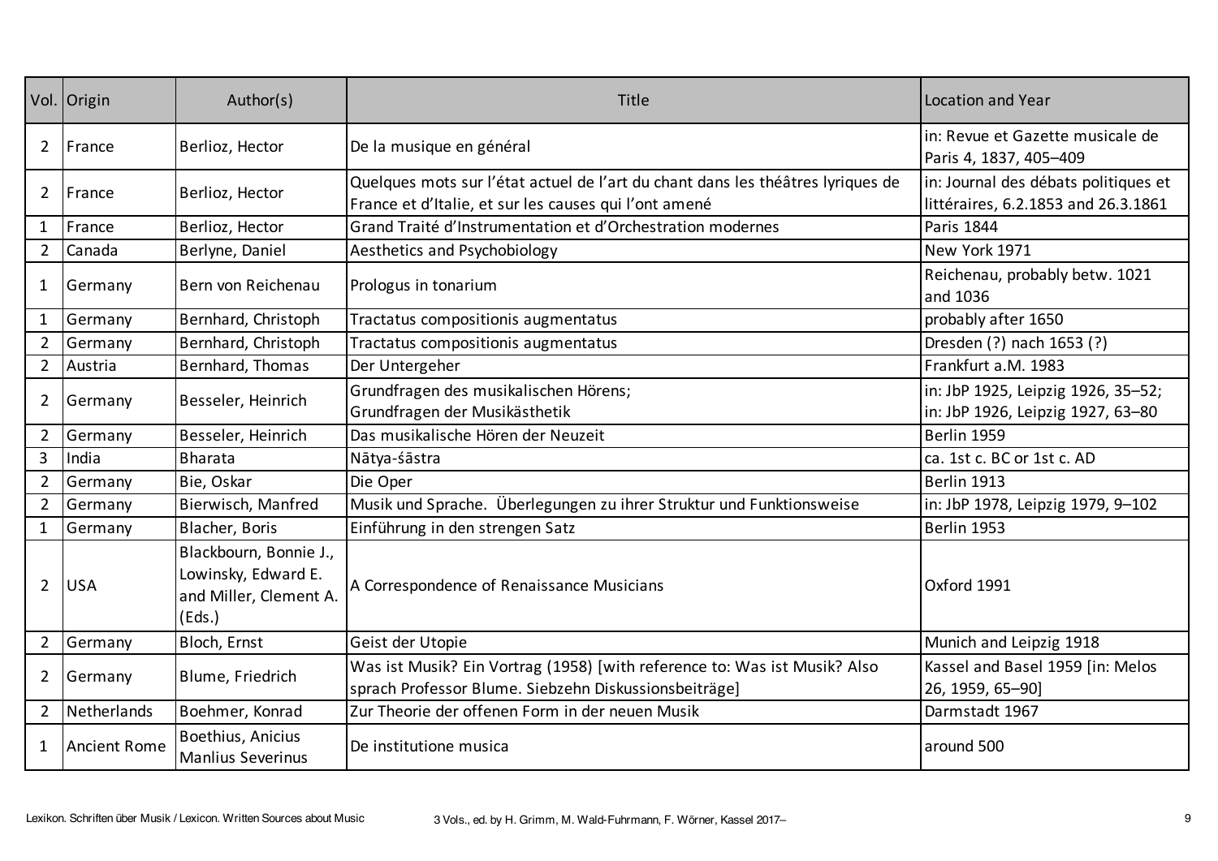| Vol. | Origin | Author(s) | Title | Location and Year |
|---|---|---|---|---|
| 2 | France | Berlioz, Hector | De la musique en général | in: Revue et Gazette musicale de Paris 4, 1837, 405–409 |
| 2 | France | Berlioz, Hector | Quelques mots sur l'état actuel de l'art du chant dans les théâtres lyriques de France et d'Italie, et sur les causes qui l'ont amené | in: Journal des débats politiques et littéraires, 6.2.1853 and 26.3.1861 |
| 1 | France | Berlioz, Hector | Grand Traité d'Instrumentation et d'Orchestration modernes | Paris 1844 |
| 2 | Canada | Berlyne, Daniel | Aesthetics and Psychobiology | New York 1971 |
| 1 | Germany | Bern von Reichenau | Prologus in tonarium | Reichenau, probably betw. 1021 and 1036 |
| 1 | Germany | Bernhard, Christoph | Tractatus compositionis augmentatus | probably after 1650 |
| 2 | Germany | Bernhard, Christoph | Tractatus compositionis augmentatus | Dresden (?) nach 1653 (?) |
| 2 | Austria | Bernhard, Thomas | Der Untergeher | Frankfurt a.M. 1983 |
| 2 | Germany | Besseler, Heinrich | Grundfragen des musikalischen Hörens; Grundfragen der Musikästhetik | in: JbP 1925, Leipzig 1926, 35–52; in: JbP 1926, Leipzig 1927, 63–80 |
| 2 | Germany | Besseler, Heinrich | Das musikalische Hören der Neuzeit | Berlin 1959 |
| 3 | India | Bharata | Nātya-śāstra | ca. 1st c. BC or 1st c. AD |
| 2 | Germany | Bie, Oskar | Die Oper | Berlin 1913 |
| 2 | Germany | Bierwisch, Manfred | Musik und Sprache. Überlegungen zu ihrer Struktur und Funktionsweise | in: JbP 1978, Leipzig 1979, 9–102 |
| 1 | Germany | Blacher, Boris | Einführung in den strengen Satz | Berlin 1953 |
| 2 | USA | Blackbourn, Bonnie J., Lowinsky, Edward E. and Miller, Clement A. (Eds.) | A Correspondence of Renaissance Musicians | Oxford 1991 |
| 2 | Germany | Bloch, Ernst | Geist der Utopie | Munich and Leipzig 1918 |
| 2 | Germany | Blume, Friedrich | Was ist Musik? Ein Vortrag (1958) [with reference to: Was ist Musik? Also sprach Professor Blume. Siebzehn Diskussionsbeiträge] | Kassel and Basel 1959 [in: Melos 26, 1959, 65–90] |
| 2 | Netherlands | Boehmer, Konrad | Zur Theorie der offenen Form in der neuen Musik | Darmstadt 1967 |
| 1 | Ancient Rome | Boethius, Anicius Manlius Severinus | De institutione musica | around 500 |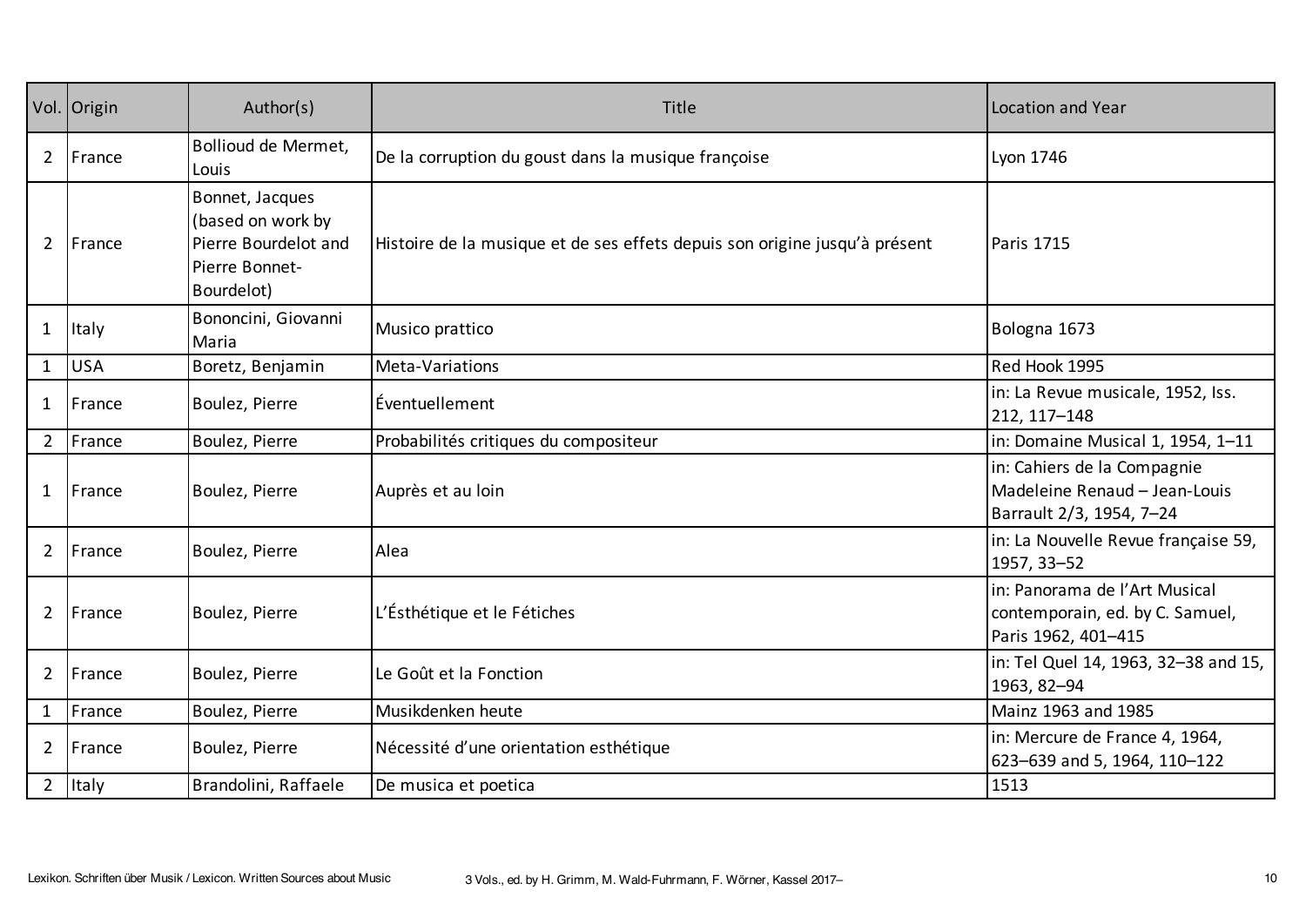| Vol. | Origin | Author(s) | Title | Location and Year |
|---|---|---|---|---|
| 2 | France | Bollioud de Mermet, Louis | De la corruption du goust dans la musique françoise | Lyon 1746 |
| 2 | France | Bonnet, Jacques (based on work by Pierre Bourdelot and Pierre Bonnet-Bourdelot) | Histoire de la musique et de ses effets depuis son origine jusqu'à présent | Paris 1715 |
| 1 | Italy | Bononcini, Giovanni Maria | Musico prattico | Bologna 1673 |
| 1 | USA | Boretz, Benjamin | Meta-Variations | Red Hook 1995 |
| 1 | France | Boulez, Pierre | Éventuellement | in: La Revue musicale, 1952, Iss. 212, 117–148 |
| 2 | France | Boulez, Pierre | Probabilités critiques du compositeur | in: Domaine Musical 1, 1954, 1–11 |
| 1 | France | Boulez, Pierre | Auprès et au loin | in: Cahiers de la Compagnie Madeleine Renaud – Jean-Louis Barrault 2/3, 1954, 7–24 |
| 2 | France | Boulez, Pierre | Alea | in: La Nouvelle Revue française 59, 1957, 33–52 |
| 2 | France | Boulez, Pierre | L'Ésthétique et le Fétiches | in: Panorama de l'Art Musical contemporain, ed. by C. Samuel, Paris 1962, 401–415 |
| 2 | France | Boulez, Pierre | Le Goût et la Fonction | in: Tel Quel 14, 1963, 32–38 and 15, 1963, 82–94 |
| 1 | France | Boulez, Pierre | Musikdenken heute | Mainz 1963 and 1985 |
| 2 | France | Boulez, Pierre | Nécessité d'une orientation esthétique | in: Mercure de France 4, 1964, 623–639 and 5, 1964, 110–122 |
| 2 | Italy | Brandolini, Raffaele | De musica et poetica | 1513 |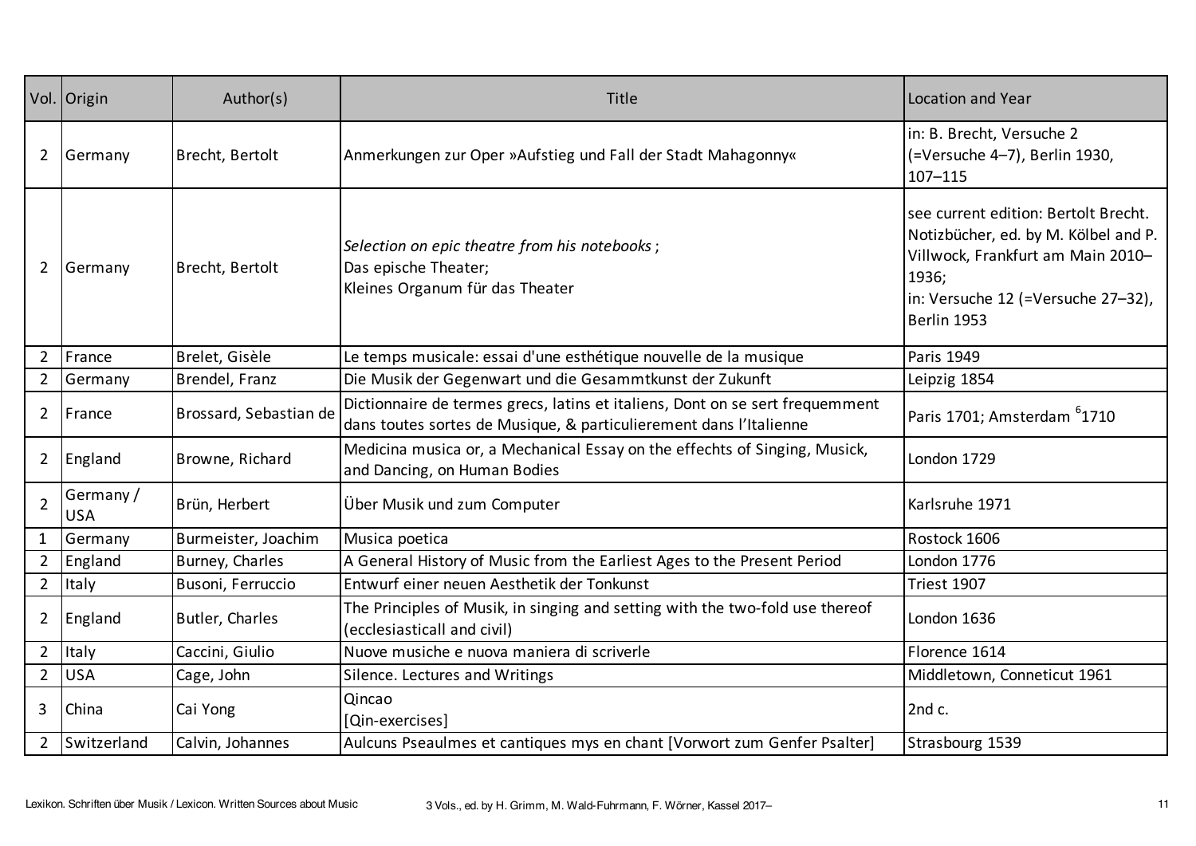| Vol. | Origin | Author(s) | Title | Location and Year |
|---|---|---|---|---|
| 2 | Germany | Brecht, Bertolt | Anmerkungen zur Oper »Aufstieg und Fall der Stadt Mahagonny« | in: B. Brecht, Versuche 2 (=Versuche 4–7), Berlin 1930, 107–115 |
| 2 | Germany | Brecht, Bertolt | *Selection on epic theatre from his notebooks* ;<br>Das epische Theater;<br>Kleines Organum für das Theater | see current edition: Bertolt Brecht. Notizbücher, ed. by M. Kölbel and P. Villwock, Frankfurt am Main 2010–1936;<br>in: Versuche 12 (=Versuche 27–32), Berlin 1953 |
| 2 | France | Brelet, Gisèle | Le temps musicale: essai d'une esthétique nouvelle de la musique | Paris 1949 |
| 2 | Germany | Brendel, Franz | Die Musik der Gegenwart und die Gesammtkunst der Zukunft | Leipzig 1854 |
| 2 | France | Brossard, Sebastian de | Dictionnaire de termes grecs, latins et italiens, Dont on se sert frequemment dans toutes sortes de Musique, & particulierement dans l'Italienne | Paris 1701; Amsterdam [6]1710 |
| 2 | England | Browne, Richard | Medicina musica or, a Mechanical Essay on the effechts of Singing, Musick, and Dancing, on Human Bodies | London 1729 |
| 2 | Germany / USA | Brün, Herbert | Über Musik und zum Computer | Karlsruhe 1971 |
| 1 | Germany | Burmeister, Joachim | Musica poetica | Rostock 1606 |
| 2 | England | Burney, Charles | A General History of Music from the Earliest Ages to the Present Period | London 1776 |
| 2 | Italy | Busoni, Ferruccio | Entwurf einer neuen Aesthetik der Tonkunst | Triest 1907 |
| 2 | England | Butler, Charles | The Principles of Musik, in singing and setting with the two-fold use thereof (ecclesiasticall and civil) | London 1636 |
| 2 | Italy | Caccini, Giulio | Nuove musiche e nuova maniera di scriverle | Florence 1614 |
| 2 | USA | Cage, John | Silence. Lectures and Writings | Middletown, Conneticut 1961 |
| 3 | China | Cai Yong | Qincao<br>[Qin-exercises] | 2nd c. |
| 2 | Switzerland | Calvin, Johannes | Aulcuns Pseaulmes et cantiques mys en chant [Vorwort zum Genfer Psalter] | Strasbourg 1539 |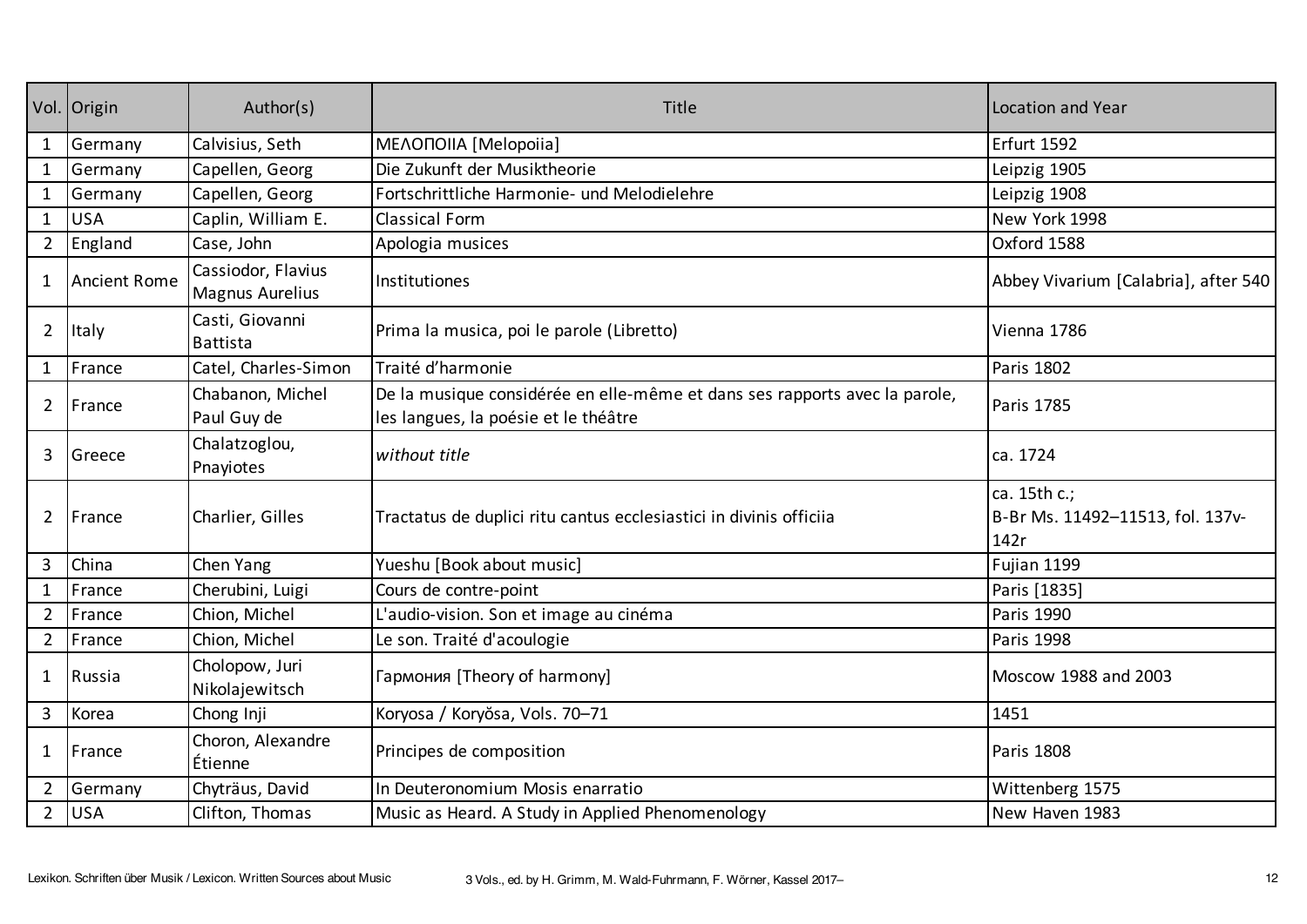| Vol. | Origin | Author(s) | Title | Location and Year |
|---|---|---|---|---|
| 1 | Germany | Calvisius, Seth | ΜΕΛΟΠΟΙΙΑ [Melopoiia] | Erfurt 1592 |
| 1 | Germany | Capellen, Georg | Die Zukunft der Musiktheorie | Leipzig 1905 |
| 1 | Germany | Capellen, Georg | Fortschrittliche Harmonie- und Melodielehre | Leipzig 1908 |
| 1 | USA | Caplin, William E. | Classical Form | New York 1998 |
| 2 | England | Case, John | Apologia musices | Oxford 1588 |
| 1 | Ancient Rome | Cassiodor, Flavius Magnus Aurelius | Institutiones | Abbey Vivarium [Calabria], after 540 |
| 2 | Italy | Casti, Giovanni Battista | Prima la musica, poi le parole (Libretto) | Vienna 1786 |
| 1 | France | Catel, Charles-Simon | Traité d'harmonie | Paris 1802 |
| 2 | France | Chabanon, Michel Paul Guy de | De la musique considérée en elle-même et dans ses rapports avec la parole, les langues, la poésie et le théâtre | Paris 1785 |
| 3 | Greece | Chalatzoglou, Pnayiotes | *without title* | ca. 1724 |
| 2 | France | Charlier, Gilles | Tractatus de duplici ritu cantus ecclesiastici in divinis officiia | ca. 15th c.; B-Br Ms. 11492–11513, fol. 137v-142r |
| 3 | China | Chen Yang | Yueshu [Book about music] | Fujian 1199 |
| 1 | France | Cherubini, Luigi | Cours de contre-point | Paris [1835] |
| 2 | France | Chion, Michel | L'audio-vision. Son et image au cinéma | Paris 1990 |
| 2 | France | Chion, Michel | Le son. Traité d'acoulogie | Paris 1998 |
| 1 | Russia | Cholopow, Juri Nikolajewitsch | Гармония [Theory of harmony] | Moscow 1988 and 2003 |
| 3 | Korea | Chong Inji | Koryosa / Koryŏsa, Vols. 70–71 | 1451 |
| 1 | France | Choron, Alexandre Étienne | Principes de composition | Paris 1808 |
| 2 | Germany | Chyträus, David | In Deuteronomium Mosis enarratio | Wittenberg 1575 |
| 2 | USA | Clifton, Thomas | Music as Heard. A Study in Applied Phenomenology | New Haven 1983 |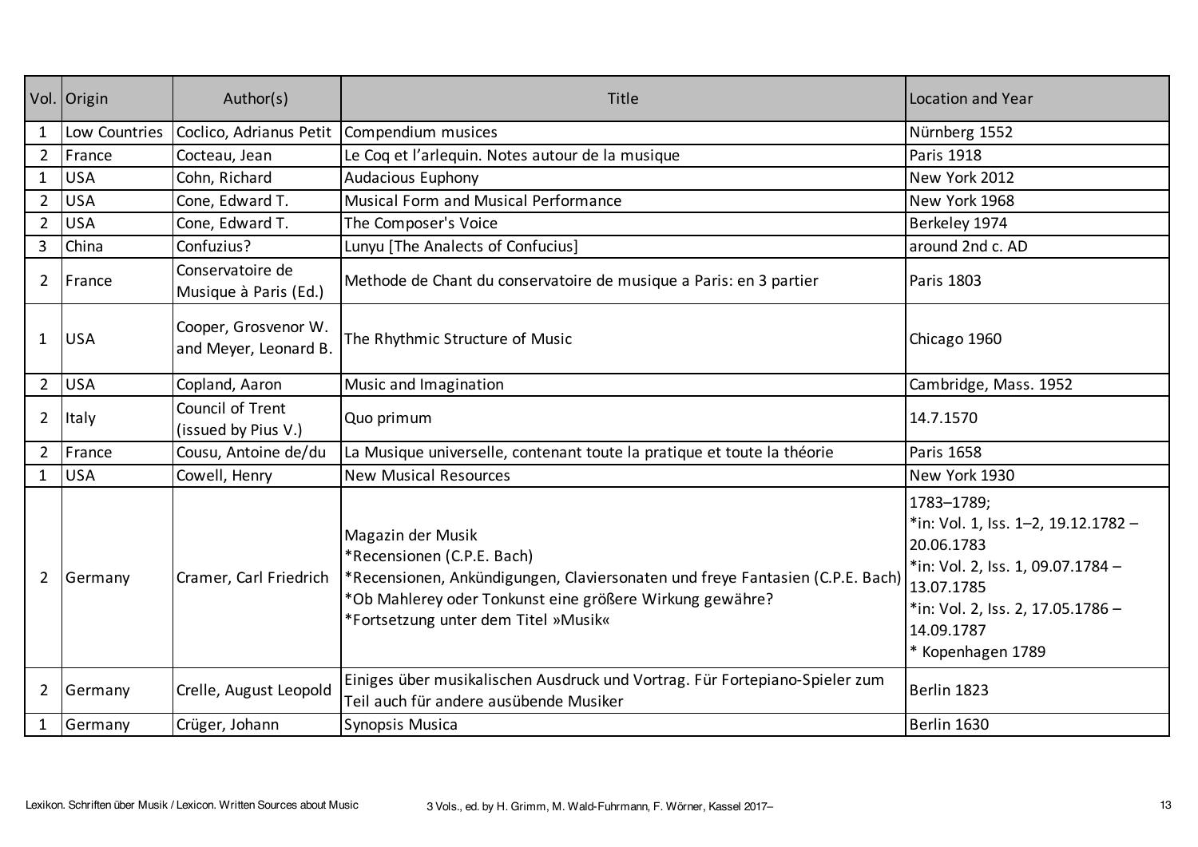| Vol. | Origin | Author(s) | Title | Location and Year |
|---|---|---|---|---|
| 1 | Low Countries | Coclico, Adrianus Petit | Compendium musices | Nürnberg 1552 |
| 2 | France | Cocteau, Jean | Le Coq et l'arlequin. Notes autour de la musique | Paris 1918 |
| 1 | USA | Cohn, Richard | Audacious Euphony | New York 2012 |
| 2 | USA | Cone, Edward T. | Musical Form and Musical Performance | New York 1968 |
| 2 | USA | Cone, Edward T. | The Composer's Voice | Berkeley 1974 |
| 3 | China | Confuzius? | Lunyu [The Analects of Confucius] | around 2nd c. AD |
| 2 | France | Conservatoire de Musique à Paris (Ed.) | Methode de Chant du conservatoire de musique a Paris: en 3 partier | Paris 1803 |
| 1 | USA | Cooper, Grosvenor W. and Meyer, Leonard B. | The Rhythmic Structure of Music | Chicago 1960 |
| 2 | USA | Copland, Aaron | Music and Imagination | Cambridge, Mass. 1952 |
| 2 | Italy | Council of Trent (issued by Pius V.) | Quo primum | 14.7.1570 |
| 2 | France | Cousu, Antoine de/du | La Musique universelle, contenant toute la pratique et toute la théorie | Paris 1658 |
| 1 | USA | Cowell, Henry | New Musical Resources | New York 1930 |
| 2 | Germany | Cramer, Carl Friedrich | Magazin der Musik<br>*Recensionen (C.P.E. Bach)<br>*Recensionen, Ankündigungen, Claviersonaten und freye Fantasien (C.P.E. Bach)<br>*Ob Mahlerey oder Tonkunst eine größere Wirkung gewähre?<br>*Fortsetzung unter dem Titel »Musik« | 1783–1789;<br>*in: Vol. 1, Iss. 1–2, 19.12.1782 – 20.06.1783<br>*in: Vol. 2, Iss. 1, 09.07.1784 – 13.07.1785<br>*in: Vol. 2, Iss. 2, 17.05.1786 – 14.09.1787<br>* Kopenhagen 1789 |
| 2 | Germany | Crelle, August Leopold | Einiges über musikalischen Ausdruck und Vortrag. Für Fortepiano-Spieler zum Teil auch für andere ausübende Musiker | Berlin 1823 |
| 1 | Germany | Crüger, Johann | Synopsis Musica | Berlin 1630 |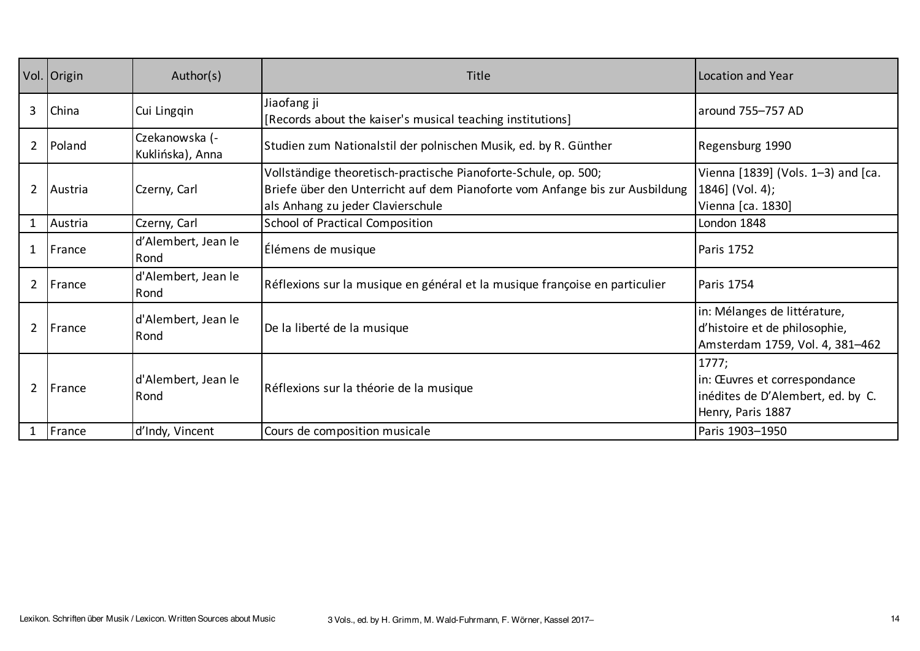| Vol. | Origin | Author(s) | Title | Location and Year |
|---|---|---|---|---|
| 3 | China | Cui Lingqin | Jiaofang ji<br>[Records about the kaiser's musical teaching institutions] | around 755–757 AD |
| 2 | Poland | Czekanowska (-Kuklińska), Anna | Studien zum Nationalstil der polnischen Musik, ed. by R. Günther | Regensburg 1990 |
| 2 | Austria | Czerny, Carl | Vollständige theoretisch-practische Pianoforte-Schule, op. 500;<br>Briefe über den Unterricht auf dem Pianoforte vom Anfange bis zur Ausbildung als Anhang zu jeder Clavierschule | Vienna [1839] (Vols. 1–3) and [ca. 1846] (Vol. 4);<br>Vienna [ca. 1830] |
| 1 | Austria | Czerny, Carl | School of Practical Composition | London 1848 |
| 1 | France | d'Alembert, Jean le Rond | Élémens de musique | Paris 1752 |
| 2 | France | d'Alembert, Jean le Rond | Réflexions sur la musique en général et la musique françoise en particulier | Paris 1754 |
| 2 | France | d'Alembert, Jean le Rond | De la liberté de la musique | in: Mélanges de littérature, d'histoire et de philosophie, Amsterdam 1759, Vol. 4, 381–462 |
| 2 | France | d'Alembert, Jean le Rond | Réflexions sur la théorie de la musique | 1777;<br>in: Œuvres et correspondance inédites de D'Alembert, ed. by C. Henry, Paris 1887 |
| 1 | France | d'Indy, Vincent | Cours de composition musicale | Paris 1903–1950 |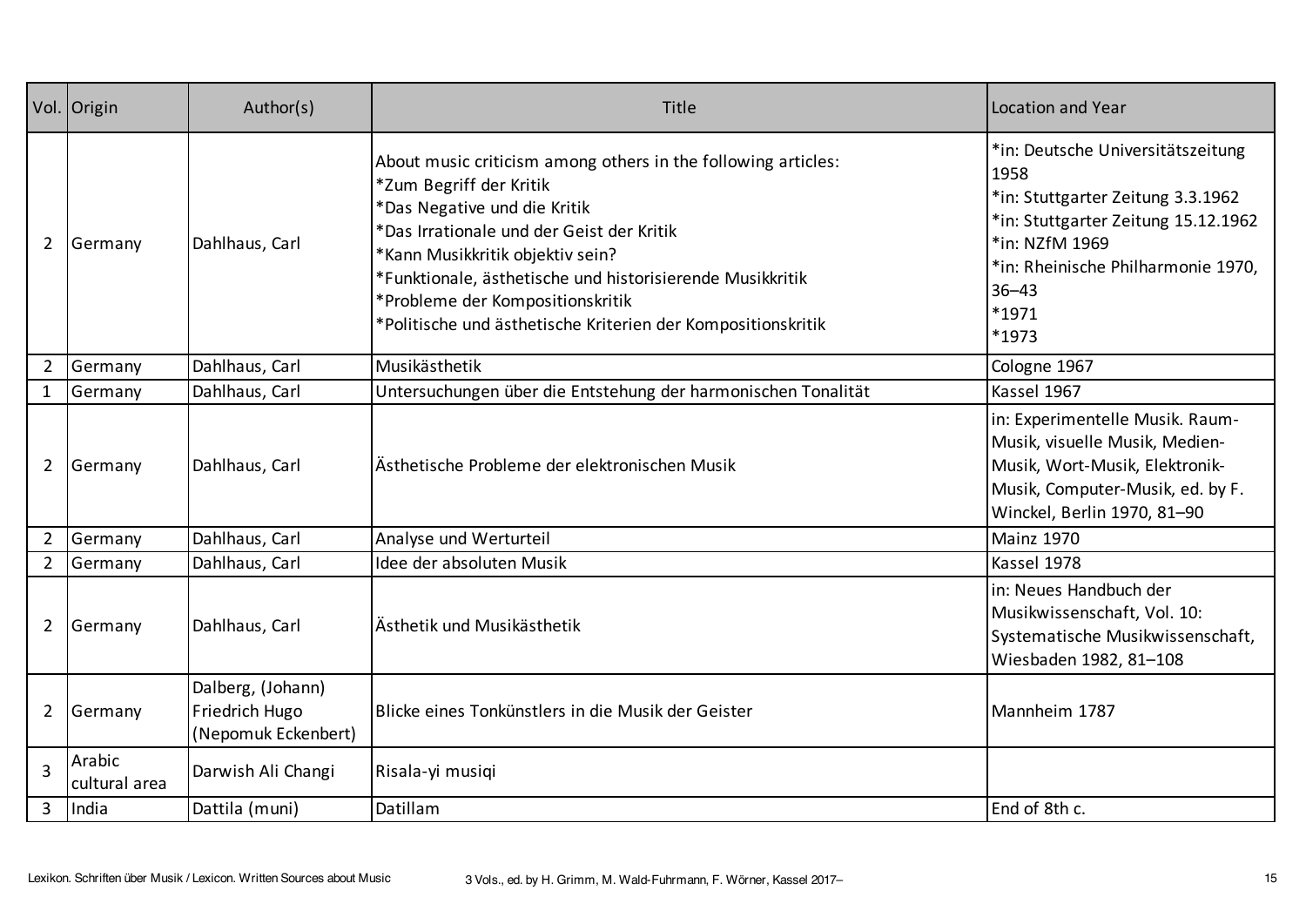| Vol. | Origin | Author(s) | Title | Location and Year |
|---|---|---|---|---|
| 2 | Germany | Dahlhaus, Carl | About music criticism among others in the following articles:<br>*Zum Begriff der Kritik<br>*Das Negative und die Kritik<br>*Das Irrationale und der Geist der Kritik<br>*Kann Musikkritik objektiv sein?<br>*Funktionale, ästhetische und historisierende Musikkritik<br>*Probleme der Kompositionskritik<br>*Politische und ästhetische Kriterien der Kompositionskritik | *in: Deutsche Universitätszeitung 1958<br>*in: Stuttgarter Zeitung 3.3.1962<br>*in: Stuttgarter Zeitung 15.12.1962<br>*in: NZfM 1969<br>*in: Rheinische Philharmonie 1970, 36–43<br>*1971<br>*1973 |
| 2 | Germany | Dahlhaus, Carl | Musikästhetik | Cologne 1967 |
| 1 | Germany | Dahlhaus, Carl | Untersuchungen über die Entstehung der harmonischen Tonalität | Kassel 1967 |
| 2 | Germany | Dahlhaus, Carl | Ästhetische Probleme der elektronischen Musik | in: Experimentelle Musik. Raum-Musik, visuelle Musik, Medien-Musik, Wort-Musik, Elektronik-Musik, Computer-Musik, ed. by F. Winckel, Berlin 1970, 81–90 |
| 2 | Germany | Dahlhaus, Carl | Analyse und Werturteil | Mainz 1970 |
| 2 | Germany | Dahlhaus, Carl | Idee der absoluten Musik | Kassel 1978 |
| 2 | Germany | Dahlhaus, Carl | Ästhetik und Musikästhetik | in: Neues Handbuch der Musikwissenschaft, Vol. 10: Systematische Musikwissenschaft, Wiesbaden 1982, 81–108 |
| 2 | Germany | Dalberg, (Johann) Friedrich Hugo (Nepomuk Eckenbert) | Blicke eines Tonkünstlers in die Musik der Geister | Mannheim 1787 |
| 3 | Arabic cultural area | Darwish Ali Changi | Risala-yi musiqi | |
| 3 | India | Dattila (muni) | Datillam | End of 8th c. |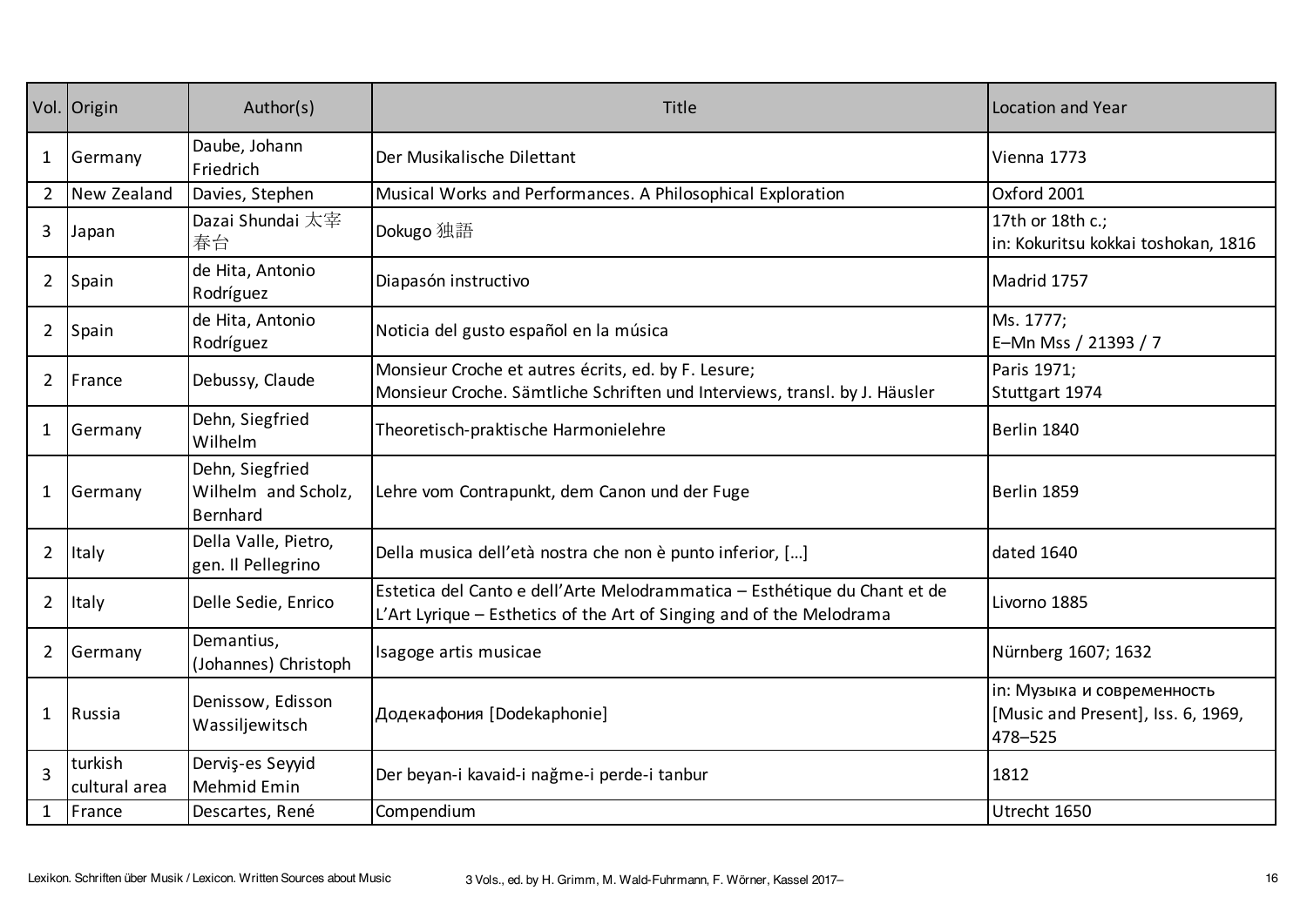| Vol. | Origin | Author(s) | Title | Location and Year |
|---|---|---|---|---|
| 1 | Germany | Daube, Johann Friedrich | Der Musikalische Dilettant | Vienna 1773 |
| 2 | New Zealand | Davies, Stephen | Musical Works and Performances. A Philosophical Exploration | Oxford 2001 |
| 3 | Japan | Dazai Shundai 太宰春台 | Dokugo 独語 | 17th or 18th c.;<br>in: Kokuritsu kokkai toshokan, 1816 |
| 2 | Spain | de Hita, Antonio Rodríguez | Diapasón instructivo | Madrid 1757 |
| 2 | Spain | de Hita, Antonio Rodríguez | Noticia del gusto español en la música | Ms. 1777;<br>E–Mn Mss / 21393 / 7 |
| 2 | France | Debussy, Claude | Monsieur Croche et autres écrits, ed. by F. Lesure;<br>Monsieur Croche. Sämtliche Schriften und Interviews, transl. by J. Häusler | Paris 1971;<br>Stuttgart 1974 |
| 1 | Germany | Dehn, Siegfried Wilhelm | Theoretisch-praktische Harmonielehre | Berlin 1840 |
| 1 | Germany | Dehn, Siegfried Wilhelm and Scholz, Bernhard | Lehre vom Contrapunkt, dem Canon und der Fuge | Berlin 1859 |
| 2 | Italy | Della Valle, Pietro, gen. Il Pellegrino | Della musica dell'età nostra che non è punto inferior, […] | dated 1640 |
| 2 | Italy | Delle Sedie, Enrico | Estetica del Canto e dell'Arte Melodrammatica – Esthétique du Chant et de L'Art Lyrique – Esthetics of the Art of Singing and of the Melodrama | Livorno 1885 |
| 2 | Germany | Demantius, (Johannes) Christoph | Isagoge artis musicae | Nürnberg 1607; 1632 |
| 1 | Russia | Denissow, Edisson Wassiljewitsch | Додекафония [Dodekaphonie] | in: Музыка и современность [Music and Present], Iss. 6, 1969, 478–525 |
| 3 | turkish cultural area | Derviş-es Seyyid Mehmid Emin | Der beyan-i kavaid-i nağme-i perde-i tanbur | 1812 |
| 1 | France | Descartes, René | Compendium | Utrecht 1650 |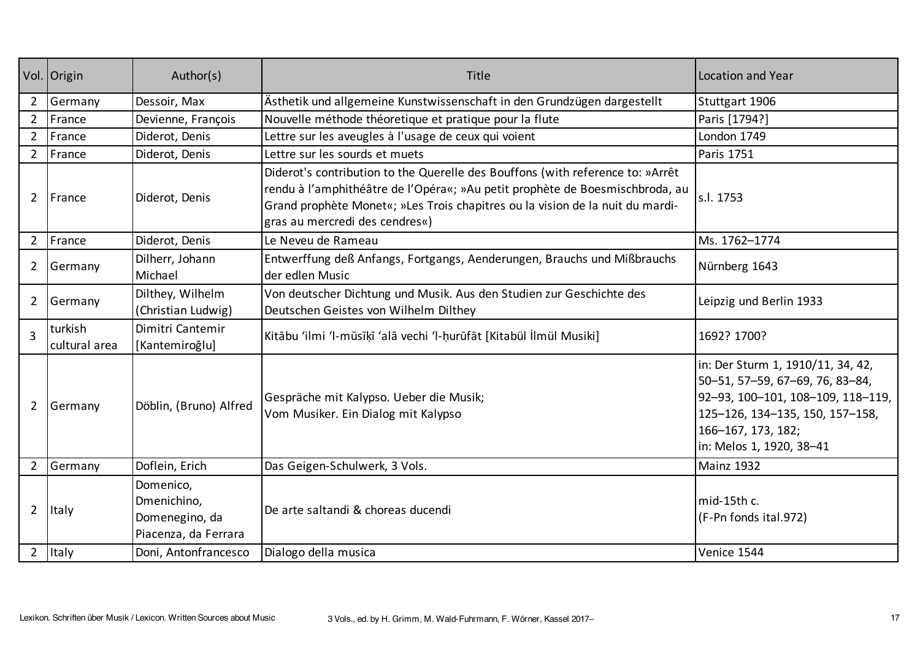| Vol. | Origin | Author(s) | Title | Location and Year |
|---|---|---|---|---|
| 2 | Germany | Dessoir, Max | Ästhetik und allgemeine Kunstwissenschaft in den Grundzügen dargestellt | Stuttgart 1906 |
| 2 | France | Devienne, François | Nouvelle méthode théoretique et pratique pour la flute | Paris [1794?] |
| 2 | France | Diderot, Denis | Lettre sur les aveugles à l'usage de ceux qui voient | London 1749 |
| 2 | France | Diderot, Denis | Lettre sur les sourds et muets | Paris 1751 |
| 2 | France | Diderot, Denis | Diderot's contribution to the Querelle des Bouffons (with reference to: »Arrêt rendu à l'amphithéâtre de l'Opéra«; »Au petit prophète de Boesmischbroda, au Grand prophète Monet«; »Les Trois chapitres ou la vision de la nuit du mardi-gras au mercredi des cendres«) | s.l. 1753 |
| 2 | France | Diderot, Denis | Le Neveu de Rameau | Ms. 1762–1774 |
| 2 | Germany | Dilherr, Johann Michael | Entwerffung deß Anfangs, Fortgangs, Aenderungen, Brauchs und Mißbrauchs der edlen Music | Nürnberg 1643 |
| 2 | Germany | Dilthey, Wilhelm (Christian Ludwig) | Von deutscher Dichtung und Musik. Aus den Studien zur Geschichte des Deutschen Geistes von Wilhelm Dilthey | Leipzig und Berlin 1933 |
| 3 | turkish cultural area | Dimitri Cantemir [Kantemiroğlu] | Kitābu ʿilmi ʾl-mūsīḳī ʿalā vechi ʾl-ḥurūfāt [Kitabül İlmül Musiki] | 1692? 1700? |
| 2 | Germany | Döblin, (Bruno) Alfred | Gespräche mit Kalypso. Ueber die Musik;<br>Vom Musiker. Ein Dialog mit Kalypso | in: Der Sturm 1, 1910/11, 34, 42, 50–51, 57–59, 67–69, 76, 83–84, 92–93, 100–101, 108–109, 118–119, 125–126, 134–135, 150, 157–158, 166–167, 173, 182;<br>in: Melos 1, 1920, 38–41 |
| 2 | Germany | Doflein, Erich | Das Geigen-Schulwerk, 3 Vols. | Mainz 1932 |
| 2 | Italy | Domenico, Dmenichino, Domenegino, da Piacenza, da Ferrara | De arte saltandi & choreas ducendi | mid-15th c.<br>(F-Pn fonds ital.972) |
| 2 | Italy | Doni, Antonfrancesco | Dialogo della musica | Venice 1544 |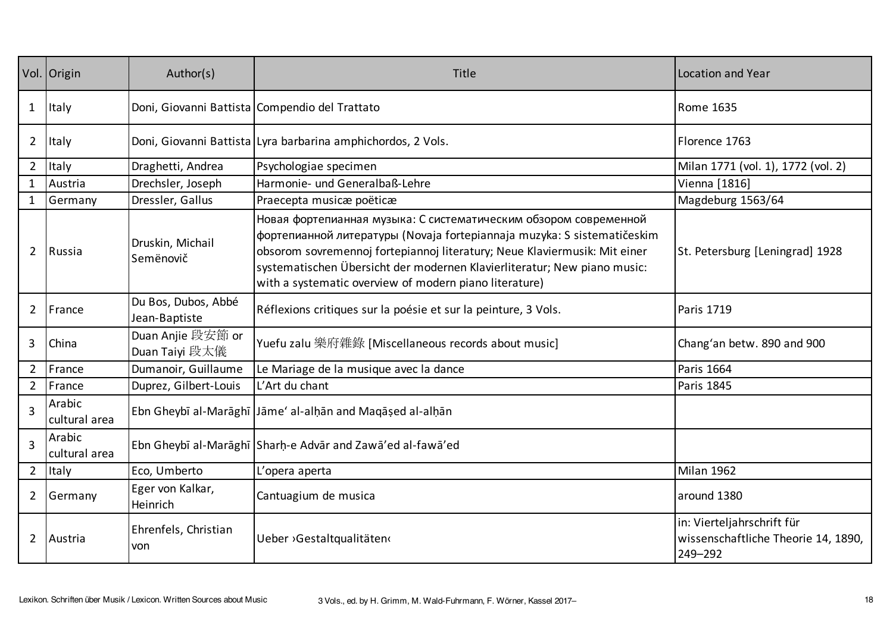| Vol. | Origin | Author(s) | Title | Location and Year |
|---|---|---|---|---|
| 1 | Italy | Doni, Giovanni Battista | Compendio del Trattato | Rome 1635 |
| 2 | Italy | Doni, Giovanni Battista | Lyra barbarina amphichordos, 2 Vols. | Florence 1763 |
| 2 | Italy | Draghetti, Andrea | Psychologiae specimen | Milan 1771 (vol. 1), 1772 (vol. 2) |
| 1 | Austria | Drechsler, Joseph | Harmonie- und Generalbaß-Lehre | Vienna [1816] |
| 1 | Germany | Dressler, Gallus | Praecepta musicæ poëticæ | Magdeburg 1563/64 |
| 2 | Russia | Druskin, Michail Semënovič | Новая фортепианная музыка: С систематическим обзором современной фортепианной литературы (Novaja fortepiannaja muzyka: S sistematičeskim obsorom sovremennoj fortepiannoj literatury; Neue Klaviermusik: Mit einer systematischen Übersicht der modernen Klavierliteratur; New piano music: with a systematic overview of modern piano literature) | St. Petersburg [Leningrad] 1928 |
| 2 | France | Du Bos, Dubos, Abbé Jean-Baptiste | Réflexions critiques sur la poésie et sur la peinture, 3 Vols. | Paris 1719 |
| 3 | China | Duan Anjie 段安節 or Duan Taiyi 段太儀 | Yuefu zalu 樂府雜錄 [Miscellaneous records about music] | Chang'an betw. 890 and 900 |
| 2 | France | Dumanoir, Guillaume | Le Mariage de la musique avec la dance | Paris 1664 |
| 2 | France | Duprez, Gilbert-Louis | L'Art du chant | Paris 1845 |
| 3 | Arabic cultural area | Ebn Gheybī al-Marāghī | Jāme' al-alḥān and Maqāṣed al-alḥān | |
| 3 | Arabic cultural area | Ebn Gheybī al-Marāghī | Sharḥ-e Advār and Zawā'ed al-fawā'ed | |
| 2 | Italy | Eco, Umberto | L'opera aperta | Milan 1962 |
| 2 | Germany | Eger von Kalkar, Heinrich | Cantuagium de musica | around 1380 |
| 2 | Austria | Ehrenfels, Christian von | Ueber ›Gestaltqualitäten‹ | in: Vierteljahrschrift für wissenschaftliche Theorie 14, 1890, 249–292 |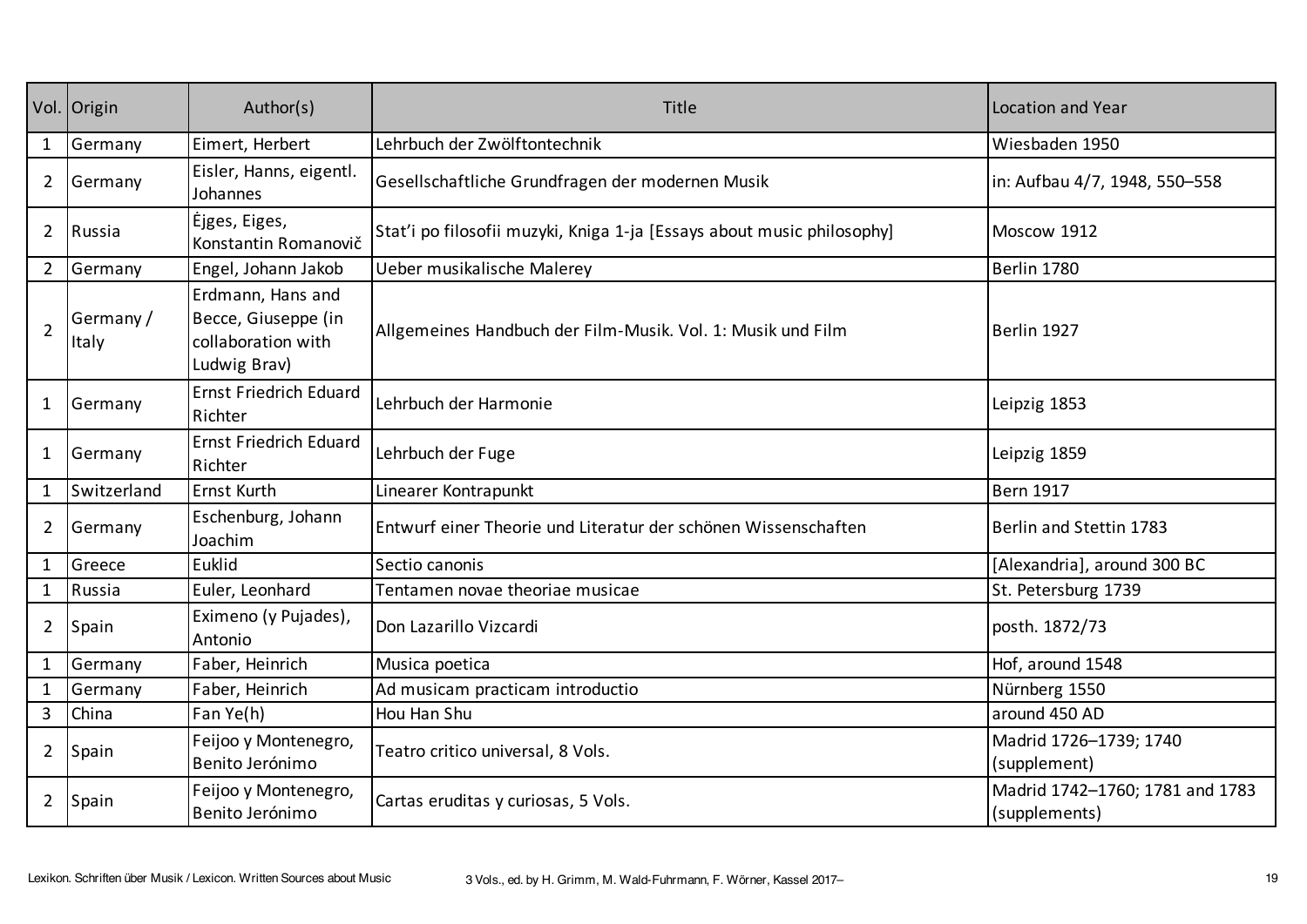| Vol. | Origin | Author(s) | Title | Location and Year |
|---|---|---|---|---|
| 1 | Germany | Eimert, Herbert | Lehrbuch der Zwölftontechnik | Wiesbaden 1950 |
| 2 | Germany | Eisler, Hanns, eigentl. Johannes | Gesellschaftliche Grundfragen der modernen Musik | in: Aufbau 4/7, 1948, 550–558 |
| 2 | Russia | Ėjges, Eiges, Konstantin Romanovič | Stat'i po filosofii muzyki, Kniga 1-ja [Essays about music philosophy] | Moscow 1912 |
| 2 | Germany | Engel, Johann Jakob | Ueber musikalische Malerey | Berlin 1780 |
| 2 | Germany / Italy | Erdmann, Hans and Becce, Giuseppe (in collaboration with Ludwig Brav) | Allgemeines Handbuch der Film-Musik. Vol. 1: Musik und Film | Berlin 1927 |
| 1 | Germany | Ernst Friedrich Eduard Richter | Lehrbuch der Harmonie | Leipzig 1853 |
| 1 | Germany | Ernst Friedrich Eduard Richter | Lehrbuch der Fuge | Leipzig 1859 |
| 1 | Switzerland | Ernst Kurth | Linearer Kontrapunkt | Bern 1917 |
| 2 | Germany | Eschenburg, Johann Joachim | Entwurf einer Theorie und Literatur der schönen Wissenschaften | Berlin and Stettin 1783 |
| 1 | Greece | Euklid | Sectio canonis | [Alexandria], around 300 BC |
| 1 | Russia | Euler, Leonhard | Tentamen novae theoriae musicae | St. Petersburg 1739 |
| 2 | Spain | Eximeno (y Pujades), Antonio | Don Lazarillo Vizcardi | posth. 1872/73 |
| 1 | Germany | Faber, Heinrich | Musica poetica | Hof, around 1548 |
| 1 | Germany | Faber, Heinrich | Ad musicam practicam introductio | Nürnberg 1550 |
| 3 | China | Fan Ye(h) | Hou Han Shu | around 450 AD |
| 2 | Spain | Feijoo y Montenegro, Benito Jerónimo | Teatro critico universal, 8 Vols. | Madrid 1726–1739; 1740 (supplement) |
| 2 | Spain | Feijoo y Montenegro, Benito Jerónimo | Cartas eruditas y curiosas, 5 Vols. | Madrid 1742–1760; 1781 and 1783 (supplements) |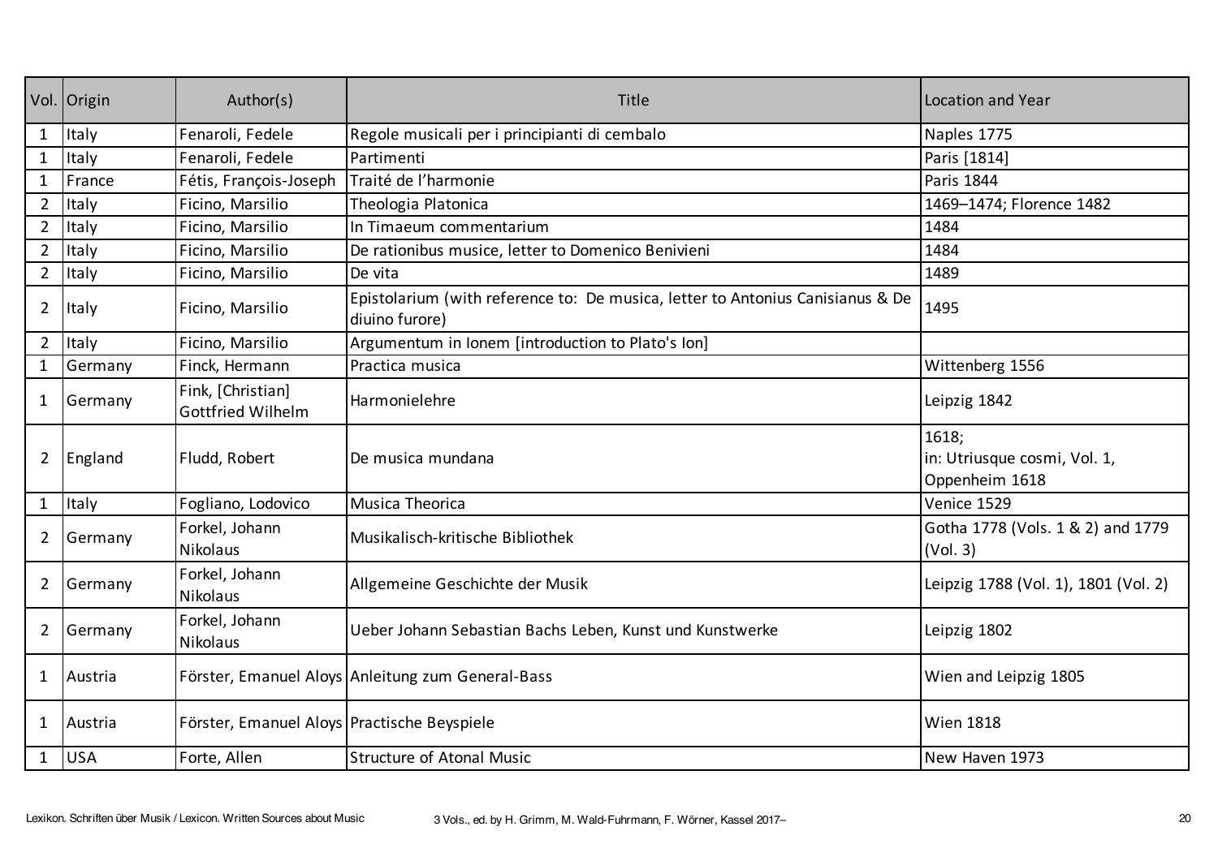| Vol. | Origin | Author(s) | Title | Location and Year |
|---|---|---|---|---|
| 1 | Italy | Fenaroli, Fedele | Regole musicali per i principianti di cembalo | Naples 1775 |
| 1 | Italy | Fenaroli, Fedele | Partimenti | Paris [1814] |
| 1 | France | Fétis, François-Joseph | Traité de l'harmonie | Paris 1844 |
| 2 | Italy | Ficino, Marsilio | Theologia Platonica | 1469–1474; Florence 1482 |
| 2 | Italy | Ficino, Marsilio | In Timaeum commentarium | 1484 |
| 2 | Italy | Ficino, Marsilio | De rationibus music​e, letter to Domenico Benivieni | 1484 |
| 2 | Italy | Ficino, Marsilio | De vita | 1489 |
| 2 | Italy | Ficino, Marsilio | Epistolarium (with reference to: De musica, letter to Antonius Canisianus & De diuino furore) | 1495 |
| 2 | Italy | Ficino, Marsilio | Argumentum in Ionem [introduction to Plato's Ion] | |
| 1 | Germany | Finck, Hermann | Practica musica | Wittenberg 1556 |
| 1 | Germany | Fink, [Christian] Gottfried Wilhelm | Harmonielehre | Leipzig 1842 |
| 2 | England | Fludd, Robert | De musica mundana | 1618; in: Utriusque cosmi, Vol. 1, Oppenheim 1618 |
| 1 | Italy | Fogliano, Lodovico | Musica Theorica | Venice 1529 |
| 2 | Germany | Forkel, Johann Nikolaus | Musikalisch-kritische Bibliothek | Gotha 1778 (Vols. 1 & 2) and 1779 (Vol. 3) |
| 2 | Germany | Forkel, Johann Nikolaus | Allgemeine Geschichte der Musik | Leipzig 1788 (Vol. 1), 1801 (Vol. 2) |
| 2 | Germany | Forkel, Johann Nikolaus | Ueber Johann Sebastian Bachs Leben, Kunst und Kunstwerke | Leipzig 1802 |
| 1 | Austria | Förster, Emanuel Aloys | Anleitung zum General-Bass | Wien and Leipzig 1805 |
| 1 | Austria | Förster, Emanuel Aloys | Practische Beyspiele | Wien 1818 |
| 1 | USA | Forte, Allen | Structure of Atonal Music | New Haven 1973 |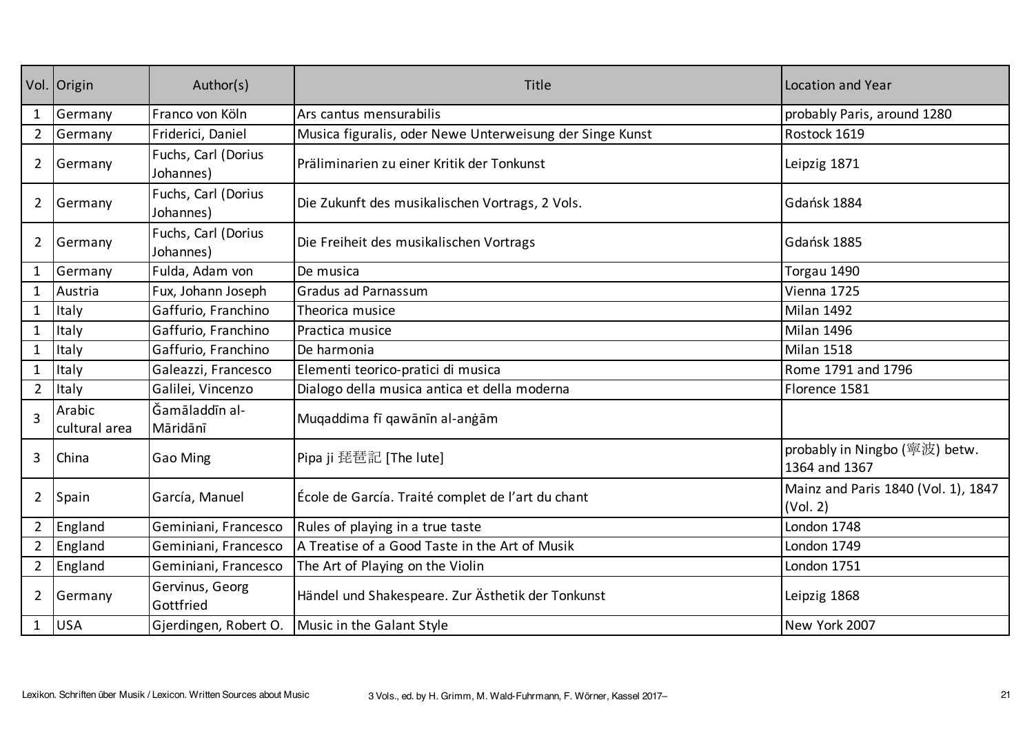| Vol. | Origin | Author(s) | Title | Location and Year |
|---|---|---|---|---|
| 1 | Germany | Franco von Köln | Ars cantus mensurabilis | probably Paris, around 1280 |
| 2 | Germany | Friderici, Daniel | Musica figuralis, oder Newe Unterweisung der Singe Kunst | Rostock 1619 |
| 2 | Germany | Fuchs, Carl (Dorius Johannes) | Präliminarien zu einer Kritik der Tonkunst | Leipzig 1871 |
| 2 | Germany | Fuchs, Carl (Dorius Johannes) | Die Zukunft des musikalischen Vortrags, 2 Vols. | Gdańsk 1884 |
| 2 | Germany | Fuchs, Carl (Dorius Johannes) | Die Freiheit des musikalischen Vortrags | Gdańsk 1885 |
| 1 | Germany | Fulda, Adam von | De musica | Torgau 1490 |
| 1 | Austria | Fux, Johann Joseph | Gradus ad Parnassum | Vienna 1725 |
| 1 | Italy | Gaffurio, Franchino | Theorica musice | Milan 1492 |
| 1 | Italy | Gaffurio, Franchino | Practica musice | Milan 1496 |
| 1 | Italy | Gaffurio, Franchino | De harmonia | Milan 1518 |
| 1 | Italy | Galeazzi, Francesco | Elementi teorico-pratici di musica | Rome 1791 and 1796 |
| 2 | Italy | Galilei, Vincenzo | Dialogo della musica antica et della moderna | Florence 1581 |
| 3 | Arabic cultural area | Ǧamāladdīn al-Māridānī | Muqaddima fī qawānīn al-anġām | |
| 3 | China | Gao Ming | Pipa ji 琵琶記 [The lute] | probably in Ningbo (寧波) betw. 1364 and 1367 |
| 2 | Spain | García, Manuel | École de García. Traité complet de l'art du chant | Mainz and Paris 1840 (Vol. 1), 1847 (Vol. 2) |
| 2 | England | Geminiani, Francesco | Rules of playing in a true taste | London 1748 |
| 2 | England | Geminiani, Francesco | A Treatise of a Good Taste in the Art of Musik | London 1749 |
| 2 | England | Geminiani, Francesco | The Art of Playing on the Violin | London 1751 |
| 2 | Germany | Gervinus, Georg Gottfried | Händel und Shakespeare. Zur Ästhetik der Tonkunst | Leipzig 1868 |
| 1 | USA | Gjerdingen, Robert O. | Music in the Galant Style | New York 2007 |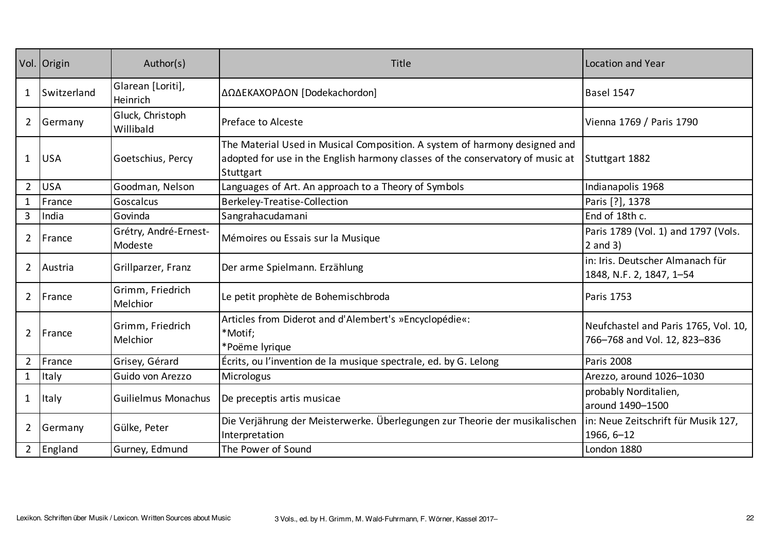| Vol. | Origin | Author(s) | Title | Location and Year |
|---|---|---|---|---|
| 1 | Switzerland | Glarean [Loriti], Heinrich | ΔΩΔΕΚΑΧΟΡΔΟΝ [Dodekachordon] | Basel 1547 |
| 2 | Germany | Gluck, Christoph Willibald | Preface to Alceste | Vienna 1769 / Paris 1790 |
| 1 | USA | Goetschius, Percy | The Material Used in Musical Composition. A system of harmony designed and adopted for use in the English harmony classes of the conservatory of music at Stuttgart | Stuttgart 1882 |
| 2 | USA | Goodman, Nelson | Languages of Art. An approach to a Theory of Symbols | Indianapolis 1968 |
| 1 | France | Goscalcus | Berkeley-Treatise-Collection | Paris [?], 1378 |
| 3 | India | Govinda | Sangrahacudamani | End of 18th c. |
| 2 | France | Grétry, André-Ernest-Modeste | Mémoires ou Essais sur la Musique | Paris 1789 (Vol. 1) and 1797 (Vols. 2 and 3) |
| 2 | Austria | Grillparzer, Franz | Der arme Spielmann. Erzählung | in: Iris. Deutscher Almanach für 1848, N.F. 2, 1847, 1–54 |
| 2 | France | Grimm, Friedrich Melchior | Le petit prophète de Bohemischbroda | Paris 1753 |
| 2 | France | Grimm, Friedrich Melchior | Articles from Diderot and d'Alembert's »Encyclopédie«:<br>*Motif;<br>*Poëme lyrique | Neufchastel and Paris 1765, Vol. 10, 766–768 and Vol. 12, 823–836 |
| 2 | France | Grisey, Gérard | Écrits, ou l'invention de la musique spectrale, ed. by G. Lelong | Paris 2008 |
| 1 | Italy | Guido von Arezzo | Micrologus | Arezzo, around 1026–1030 |
| 1 | Italy | Guilielmus Monachus | De preceptis artis musicae | probably Norditalien, around 1490–1500 |
| 2 | Germany | Gülke, Peter | Die Verjährung der Meisterwerke. Überlegungen zur Theorie der musikalischen Interpretation | in: Neue Zeitschrift für Musik 127, 1966, 6–12 |
| 2 | England | Gurney, Edmund | The Power of Sound | London 1880 |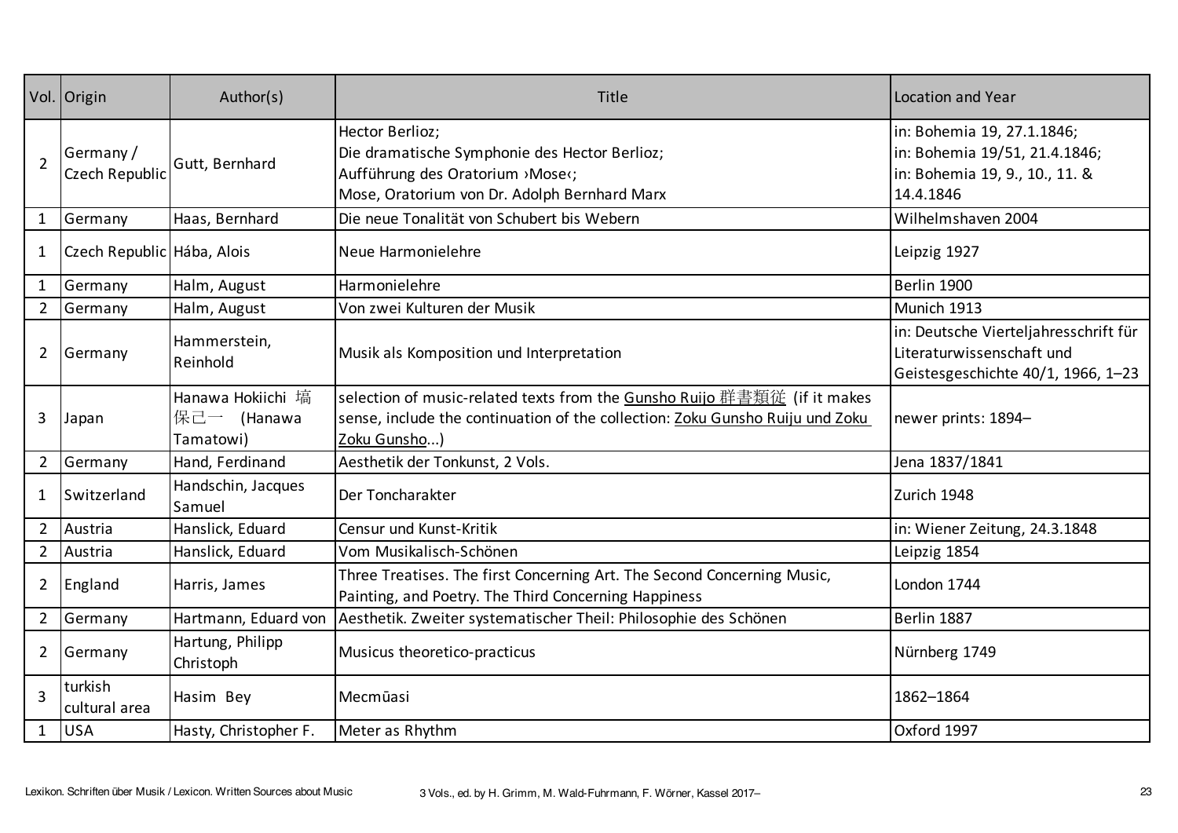| Vol. | Origin | Author(s) | Title | Location and Year |
|---|---|---|---|---|
| 2 | Germany / Czech Republic | Gutt, Bernhard | Hector Berlioz;<br>Die dramatische Symphonie des Hector Berlioz;<br>Aufführung des Oratorium ›Mose‹;<br>Mose, Oratorium von Dr. Adolph Bernhard Marx | in: Bohemia 19, 27.1.1846;<br>in: Bohemia 19/51, 21.4.1846;<br>in: Bohemia 19, 9., 10., 11. & 14.4.1846 |
| 1 | Germany | Haas, Bernhard | Die neue Tonalität von Schubert bis Webern | Wilhelmshaven 2004 |
| 1 | Czech Republic | Hába, Alois | Neue Harmonielehre | Leipzig 1927 |
| 1 | Germany | Halm, August | Harmonielehre | Berlin 1900 |
| 2 | Germany | Halm, August | Von zwei Kulturen der Musik | Munich 1913 |
| 2 | Germany | Hammerstein, Reinhold | Musik als Komposition und Interpretation | in: Deutsche Vierteljahresschrift für Literaturwissenschaft und Geistesgeschichte 40/1, 1966, 1–23 |
| 3 | Japan | Hanawa Hokiichi 塙保己一 (Hanawa Tamatowi) | selection of music-related texts from the Gunsho Ruijo 群書類従 (if it makes sense, include the continuation of the collection: Zoku Gunsho Ruiju und Zoku Zoku Gunsho...) | newer prints: 1894– |
| 2 | Germany | Hand, Ferdinand | Aesthetik der Tonkunst, 2 Vols. | Jena 1837/1841 |
| 1 | Switzerland | Handschin, Jacques Samuel | Der Toncharakter | Zurich 1948 |
| 2 | Austria | Hanslick, Eduard | Censur und Kunst-Kritik | in: Wiener Zeitung, 24.3.1848 |
| 2 | Austria | Hanslick, Eduard | Vom Musikalisch-Schönen | Leipzig 1854 |
| 2 | England | Harris, James | Three Treatises. The first Concerning Art. The Second Concerning Music, Painting, and Poetry. The Third Concerning Happiness | London 1744 |
| 2 | Germany | Hartmann, Eduard von | Aesthetik. Zweiter systematischer Theil: Philosophie des Schönen | Berlin 1887 |
| 2 | Germany | Hartung, Philipp Christoph | Musicus theoretico-practicus | Nürnberg 1749 |
| 3 | turkish cultural area | Hasim Bey | Mecmūasi | 1862–1864 |
| 1 | USA | Hasty, Christopher F. | Meter as Rhythm | Oxford 1997 |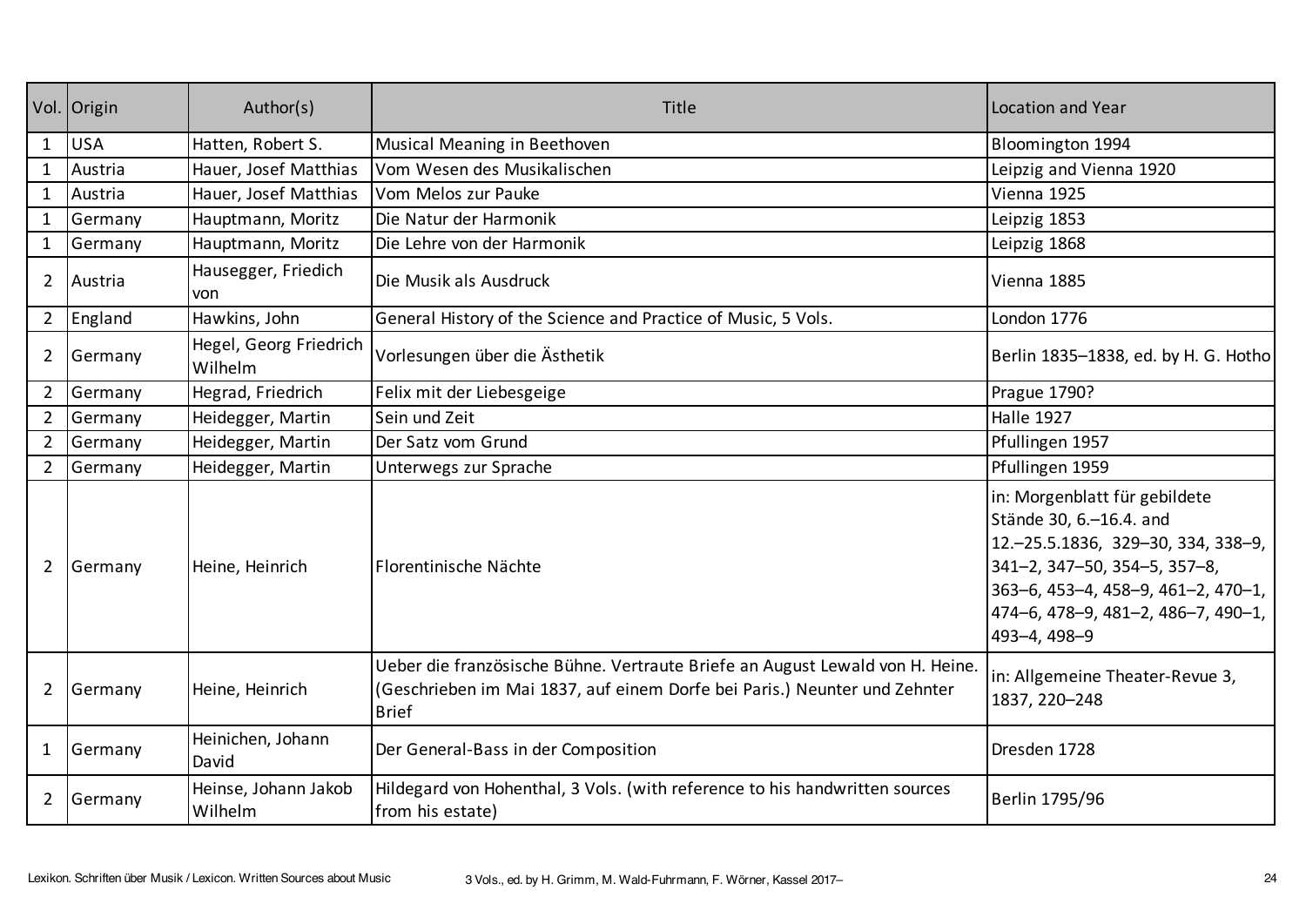| Vol. | Origin | Author(s) | Title | Location and Year |
|---|---|---|---|---|
| 1 | USA | Hatten, Robert S. | Musical Meaning in Beethoven | Bloomington 1994 |
| 1 | Austria | Hauer, Josef Matthias | Vom Wesen des Musikalischen | Leipzig and Vienna 1920 |
| 1 | Austria | Hauer, Josef Matthias | Vom Melos zur Pauke | Vienna 1925 |
| 1 | Germany | Hauptmann, Moritz | Die Natur der Harmonik | Leipzig 1853 |
| 1 | Germany | Hauptmann, Moritz | Die Lehre von der Harmonik | Leipzig 1868 |
| 2 | Austria | Hausegger, Friedich von | Die Musik als Ausdruck | Vienna 1885 |
| 2 | England | Hawkins, John | General History of the Science and Practice of Music, 5 Vols. | London 1776 |
| 2 | Germany | Hegel, Georg Friedrich Wilhelm | Vorlesungen über die Ästhetik | Berlin 1835–1838, ed. by H. G. Hotho |
| 2 | Germany | Hegrad, Friedrich | Felix mit der Liebesgeige | Prague 1790? |
| 2 | Germany | Heidegger, Martin | Sein und Zeit | Halle 1927 |
| 2 | Germany | Heidegger, Martin | Der Satz vom Grund | Pfullingen 1957 |
| 2 | Germany | Heidegger, Martin | Unterwegs zur Sprache | Pfullingen 1959 |
| 2 | Germany | Heine, Heinrich | Florentinische Nächte | in: Morgenblatt für gebildete Stände 30, 6.–16.4. and 12.–25.5.1836, 329–30, 334, 338–9, 341–2, 347–50, 354–5, 357–8, 363–6, 453–4, 458–9, 461–2, 470–1, 474–6, 478–9, 481–2, 486–7, 490–1, 493–4, 498–9 |
| 2 | Germany | Heine, Heinrich | Ueber die französische Bühne. Vertraute Briefe an August Lewald von H. Heine. (Geschrieben im Mai 1837, auf einem Dorfe bei Paris.) Neunter und Zehnter Brief | in: Allgemeine Theater-Revue 3, 1837, 220–248 |
| 1 | Germany | Heinichen, Johann David | Der General-Bass in der Composition | Dresden 1728 |
| 2 | Germany | Heinse, Johann Jakob Wilhelm | Hildegard von Hohenthal, 3 Vols. (with reference to his handwritten sources from his estate) | Berlin 1795/96 |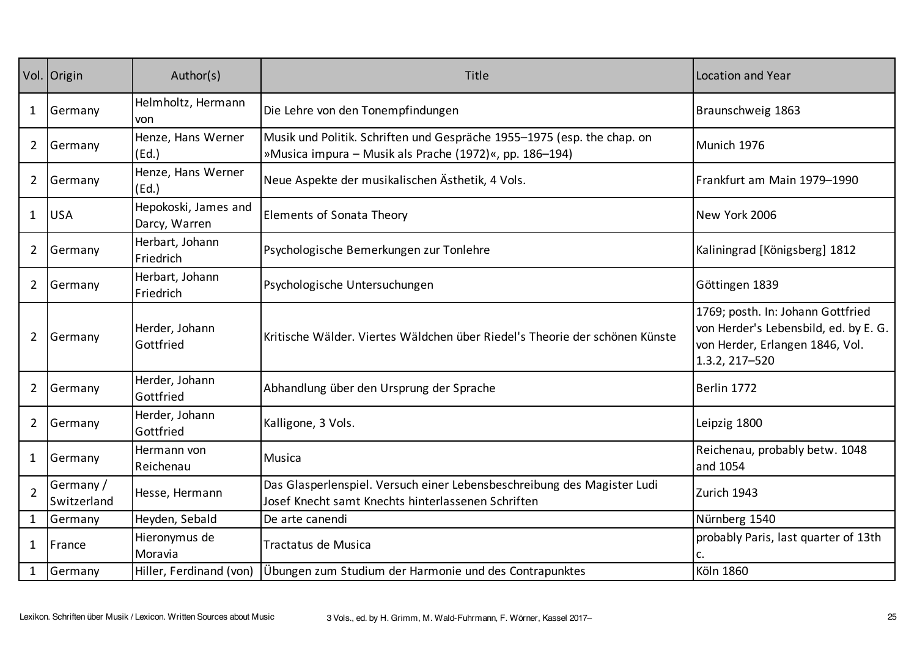| Vol. | Origin | Author(s) | Title | Location and Year |
|---|---|---|---|---|
| 1 | Germany | Helmholtz, Hermann von | Die Lehre von den Tonempfindungen | Braunschweig 1863 |
| 2 | Germany | Henze, Hans Werner (Ed.) | Musik und Politik. Schriften und Gespräche 1955–1975 (esp. the chap. on »Musica impura – Musik als Prache (1972)«, pp. 186–194) | Munich 1976 |
| 2 | Germany | Henze, Hans Werner (Ed.) | Neue Aspekte der musikalischen Ästhetik, 4 Vols. | Frankfurt am Main 1979–1990 |
| 1 | USA | Hepokoski, James and Darcy, Warren | Elements of Sonata Theory | New York 2006 |
| 2 | Germany | Herbart, Johann Friedrich | Psychologische Bemerkungen zur Tonlehre | Kaliningrad [Königsberg] 1812 |
| 2 | Germany | Herbart, Johann Friedrich | Psychologische Untersuchungen | Göttingen 1839 |
| 2 | Germany | Herder, Johann Gottfried | Kritische Wälder. Viertes Wäldchen über Riedel's Theorie der schönen Künste | 1769; posth. In: Johann Gottfried von Herder's Lebensbild, ed. by E. G. von Herder, Erlangen 1846, Vol. 1.3.2, 217–520 |
| 2 | Germany | Herder, Johann Gottfried | Abhandlung über den Ursprung der Sprache | Berlin 1772 |
| 2 | Germany | Herder, Johann Gottfried | Kalligone, 3 Vols. | Leipzig 1800 |
| 1 | Germany | Hermann von Reichenau | Musica | Reichenau, probably betw. 1048 and 1054 |
| 2 | Germany / Switzerland | Hesse, Hermann | Das Glasperlenspiel. Versuch einer Lebensbeschreibung des Magister Ludi Josef Knecht samt Knechts hinterlassenen Schriften | Zurich 1943 |
| 1 | Germany | Heyden, Sebald | De arte canendi | Nürnberg 1540 |
| 1 | France | Hieronymus de Moravia | Tractatus de Musica | probably Paris, last quarter of 13th c. |
| 1 | Germany | Hiller, Ferdinand (von) | Übungen zum Studium der Harmonie und des Contrapunktes | Köln 1860 |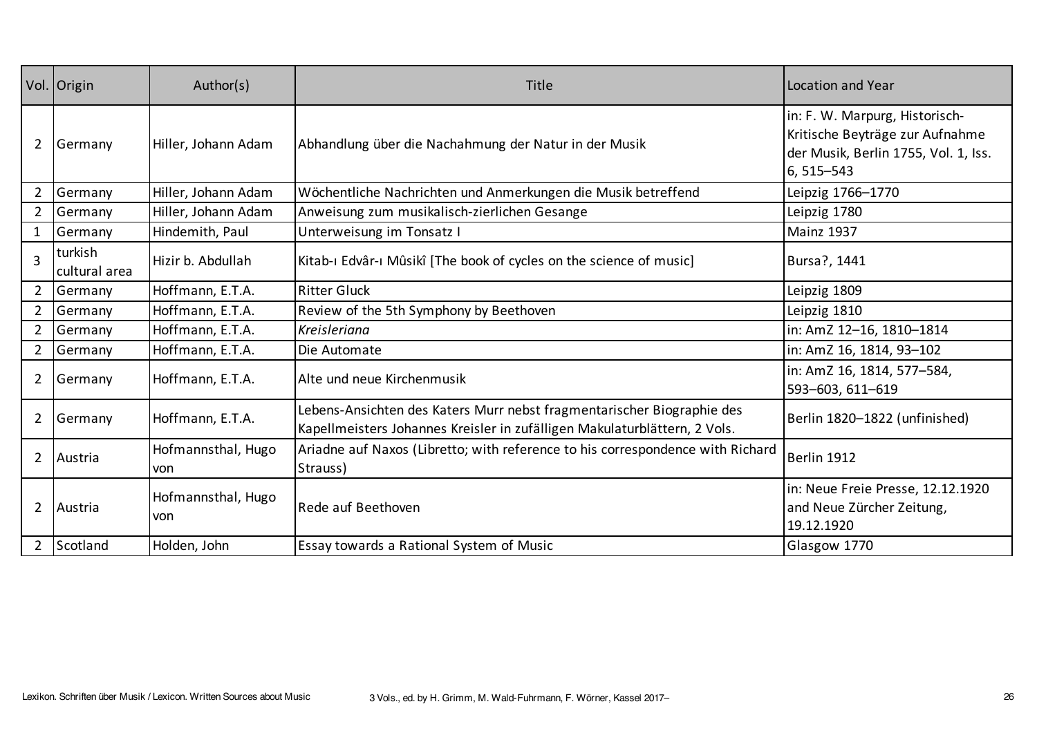| Vol. | Origin | Author(s) | Title | Location and Year |
|---|---|---|---|---|
| 2 | Germany | Hiller, Johann Adam | Abhandlung über die Nachahmung der Natur in der Musik | in: F. W. Marpurg, Historisch-Kritische Beyträge zur Aufnahme der Musik, Berlin 1755, Vol. 1, Iss. 6, 515–543 |
| 2 | Germany | Hiller, Johann Adam | Wöchentliche Nachrichten und Anmerkungen die Musik betreffend | Leipzig 1766–1770 |
| 2 | Germany | Hiller, Johann Adam | Anweisung zum musikalisch-zierlichen Gesange | Leipzig 1780 |
| 1 | Germany | Hindemith, Paul | Unterweisung im Tonsatz I | Mainz 1937 |
| 3 | turkish cultural area | Hizir b. Abdullah | Kitab-ı Edvâr-ı Mûsikî [The book of cycles on the science of music] | Bursa?, 1441 |
| 2 | Germany | Hoffmann, E.T.A. | Ritter Gluck | Leipzig 1809 |
| 2 | Germany | Hoffmann, E.T.A. | Review of the 5th Symphony by Beethoven | Leipzig 1810 |
| 2 | Germany | Hoffmann, E.T.A. | *Kreisleriana* | in: AmZ 12–16, 1810–1814 |
| 2 | Germany | Hoffmann, E.T.A. | Die Automate | in: AmZ 16, 1814, 93–102 |
| 2 | Germany | Hoffmann, E.T.A. | Alte und neue Kirchenmusik | in: AmZ 16, 1814, 577–584, 593–603, 611–619 |
| 2 | Germany | Hoffmann, E.T.A. | Lebens-Ansichten des Katers Murr nebst fragmentarischer Biographie des Kapellmeisters Johannes Kreisler in zufälligen Makulaturblättern, 2 Vols. | Berlin 1820–1822 (unfinished) |
| 2 | Austria | Hofmannsthal, Hugo von | Ariadne auf Naxos (Libretto; with reference to his correspondence with Richard Strauss) | Berlin 1912 |
| 2 | Austria | Hofmannsthal, Hugo von | Rede auf Beethoven | in: Neue Freie Presse, 12.12.1920 and Neue Zürcher Zeitung, 19.12.1920 |
| 2 | Scotland | Holden, John | Essay towards a Rational System of Music | Glasgow 1770 |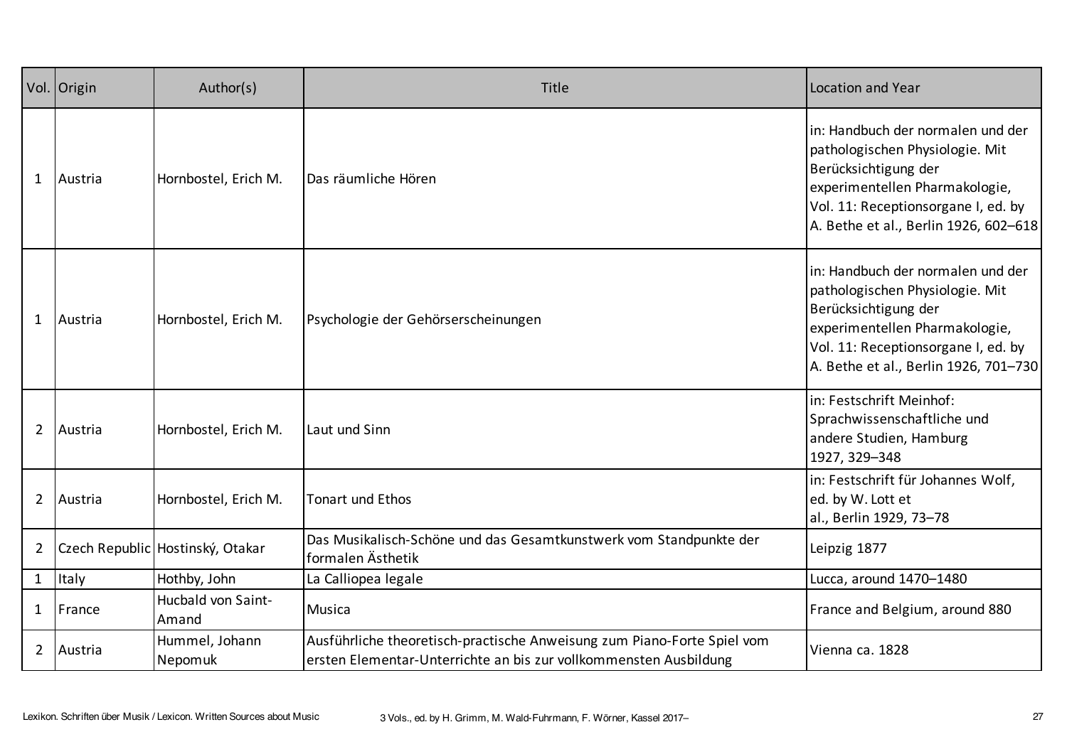| Vol. | Origin | Author(s) | Title | Location and Year |
|---|---|---|---|---|
| 1 | Austria | Hornbostel, Erich M. | Das räumliche Hören | in: Handbuch der normalen und der pathologischen Physiologie. Mit Berücksichtigung der experimentellen Pharmakologie, Vol. 11: Receptionsorgane I, ed. by A. Bethe et al., Berlin 1926, 602–618 |
| 1 | Austria | Hornbostel, Erich M. | Psychologie der Gehörserscheinungen | in: Handbuch der normalen und der pathologischen Physiologie. Mit Berücksichtigung der experimentellen Pharmakologie, Vol. 11: Receptionsorgane I, ed. by A. Bethe et al., Berlin 1926, 701–730 |
| 2 | Austria | Hornbostel, Erich M. | Laut und Sinn | in: Festschrift Meinhof: Sprachwissenschaftliche und andere Studien, Hamburg 1927, 329–348 |
| 2 | Austria | Hornbostel, Erich M. | Tonart und Ethos | in: Festschrift für Johannes Wolf, ed. by W. Lott et al., Berlin 1929, 73–78 |
| 2 | Czech Republic | Hostinský, Otakar | Das Musikalisch-Schöne und das Gesamtkunstwerk vom Standpunkte der formalen Ästhetik | Leipzig 1877 |
| 1 | Italy | Hothby, John | La Calliopea legale | Lucca, around 1470–1480 |
| 1 | France | Hucbald von Saint-Amand | Musica | France and Belgium, around 880 |
| 2 | Austria | Hummel, Johann Nepomuk | Ausführliche theoretisch-practische Anweisung zum Piano-Forte Spiel vom ersten Elementar-Unterrichte an bis zur vollkommensten Ausbildung | Vienna ca. 1828 |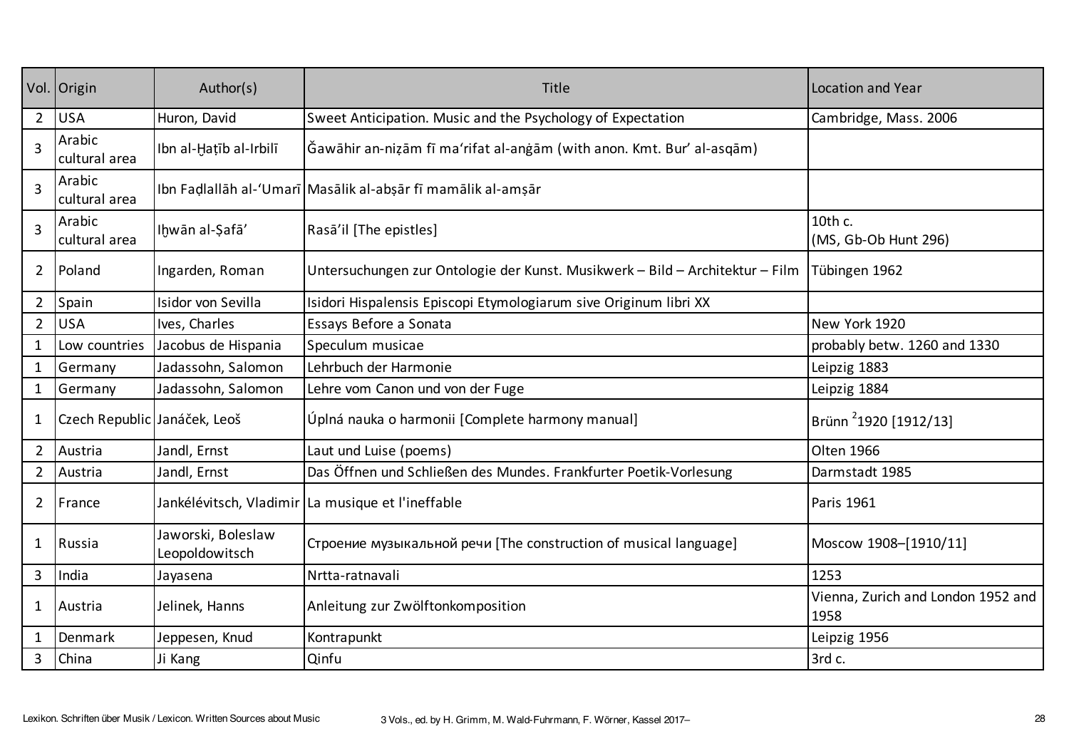| Vol. | Origin | Author(s) | Title | Location and Year |
|---|---|---|---|---|
| 2 | USA | Huron, David | Sweet Anticipation. Music and the Psychology of Expectation | Cambridge, Mass. 2006 |
| 3 | Arabic cultural area | Ibn al-Ḫaṭīb al-Irbilī | Ǧawāhir an-niẓām fī maʻrifat al-anġām (with anon. Kmt. Bur' al-asqām) | |
| 3 | Arabic cultural area | Ibn Faḍlallāh al-ʻUmarī | Masālik al-abṣār fī mamālik al-amṣār | |
| 3 | Arabic cultural area | Iḫwān al-Ṣafā' | Rasā'il [The epistles] | 10th c. (MS, Gb-Ob Hunt 296) |
| 2 | Poland | Ingarden, Roman | Untersuchungen zur Ontologie der Kunst. Musikwerk – Bild – Architektur – Film | Tübingen 1962 |
| 2 | Spain | Isidor von Sevilla | Isidori Hispalensis Episcopi Etymologiarum sive Originum libri XX | |
| 2 | USA | Ives, Charles | Essays Before a Sonata | New York 1920 |
| 1 | Low countries | Jacobus de Hispania | Speculum musicae | probably betw. 1260 and 1330 |
| 1 | Germany | Jadassohn, Salomon | Lehrbuch der Harmonie | Leipzig 1883 |
| 1 | Germany | Jadassohn, Salomon | Lehre vom Canon und von der Fuge | Leipzig 1884 |
| 1 | Czech Republic | Janáček, Leoš | Úplná nauka o harmonii [Complete harmony manual] | Brünn $^{2}$1920 [1912/13] |
| 2 | Austria | Jandl, Ernst | Laut und Luise (poems) | Olten 1966 |
| 2 | Austria | Jandl, Ernst | Das Öffnen und Schließen des Mundes. Frankfurter Poetik-Vorlesung | Darmstadt 1985 |
| 2 | France | Jankélévitsch, Vladimir | La musique et l'ineffable | Paris 1961 |
| 1 | Russia | Jaworski, Boleslaw Leopoldowitsch | Строение музыкальной речи [The construction of musical language] | Moscow 1908–[1910/11] |
| 3 | India | Jayasena | Nrtta-ratnavali | 1253 |
| 1 | Austria | Jelinek, Hanns | Anleitung zur Zwölftonkomposition | Vienna, Zurich and London 1952 and 1958 |
| 1 | Denmark | Jeppesen, Knud | Kontrapunkt | Leipzig 1956 |
| 3 | China | Ji Kang | Qinfu | 3rd c. |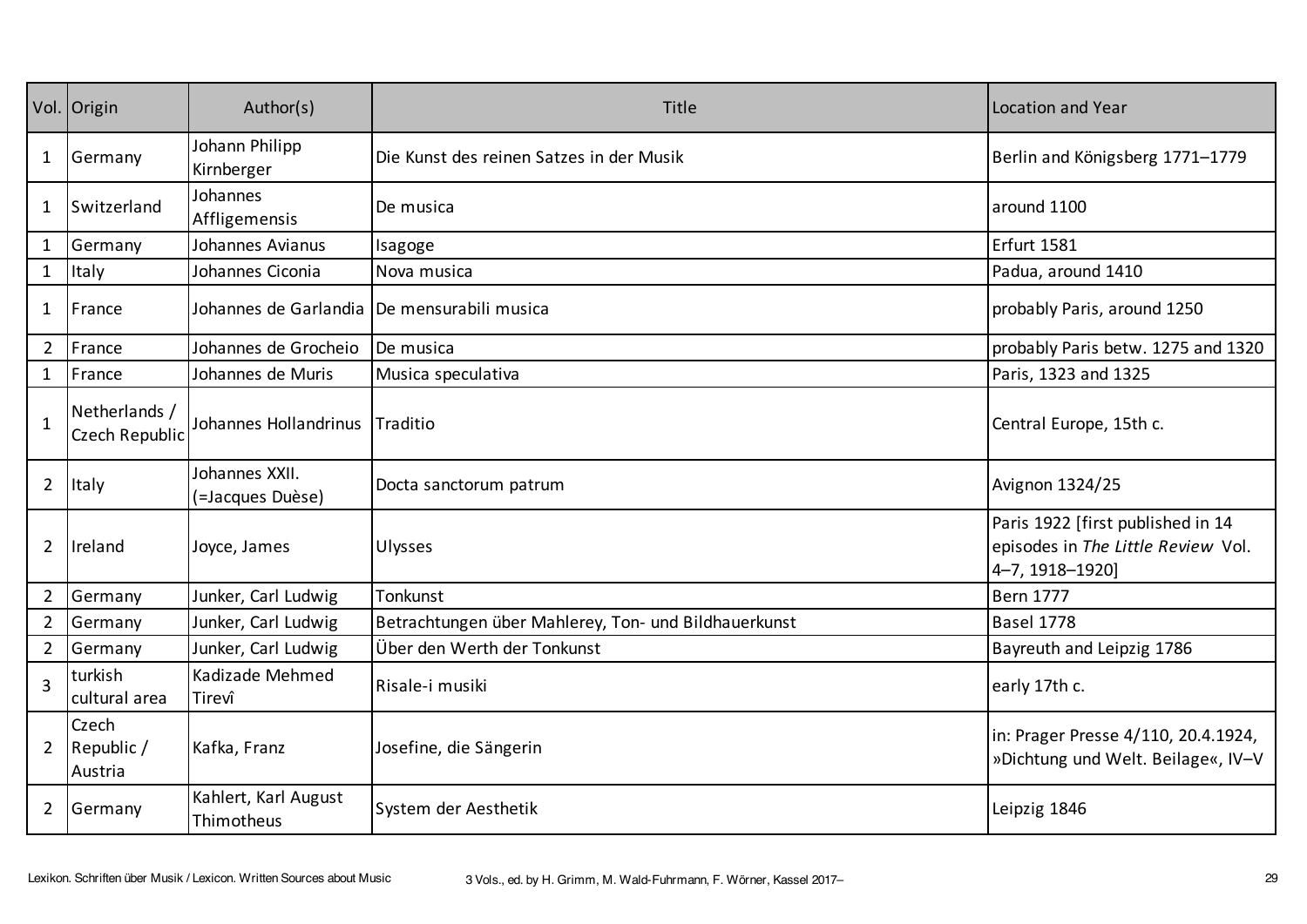| Vol. | Origin | Author(s) | Title | Location and Year |
|---|---|---|---|---|
| 1 | Germany | Johann Philipp Kirnberger | Die Kunst des reinen Satzes in der Musik | Berlin and Königsberg 1771–1779 |
| 1 | Switzerland | Johannes Affligemensis | De musica | around 1100 |
| 1 | Germany | Johannes Avianus | Isagoge | Erfurt 1581 |
| 1 | Italy | Johannes Ciconia | Nova musica | Padua, around 1410 |
| 1 | France | Johannes de Garlandia | De mensurabili musica | probably Paris, around 1250 |
| 2 | France | Johannes de Grocheio | De musica | probably Paris betw. 1275 and 1320 |
| 1 | France | Johannes de Muris | Musica speculativa | Paris, 1323 and 1325 |
| 1 | Netherlands / Czech Republic | Johannes Hollandrinus | Traditio | Central Europe, 15th c. |
| 2 | Italy | Johannes XXII. (=Jacques Duèse) | Docta sanctorum patrum | Avignon 1324/25 |
| 2 | Ireland | Joyce, James | Ulysses | Paris 1922 [first published in 14 episodes in *The Little Review* Vol. 4–7, 1918–1920] |
| 2 | Germany | Junker, Carl Ludwig | Tonkunst | Bern 1777 |
| 2 | Germany | Junker, Carl Ludwig | Betrachtungen über Mahlerey, Ton- und Bildhauerkunst | Basel 1778 |
| 2 | Germany | Junker, Carl Ludwig | Über den Werth der Tonkunst | Bayreuth and Leipzig 1786 |
| 3 | turkish cultural area | Kadizade Mehmed Tirevî | Risale-i musiki | early 17th c. |
| 2 | Czech Republic / Austria | Kafka, Franz | Josefine, die Sängerin | in: Prager Presse 4/110, 20.4.1924, »Dichtung und Welt. Beilage«, IV–V |
| 2 | Germany | Kahlert, Karl August Thimotheus | System der Aesthetik | Leipzig 1846 |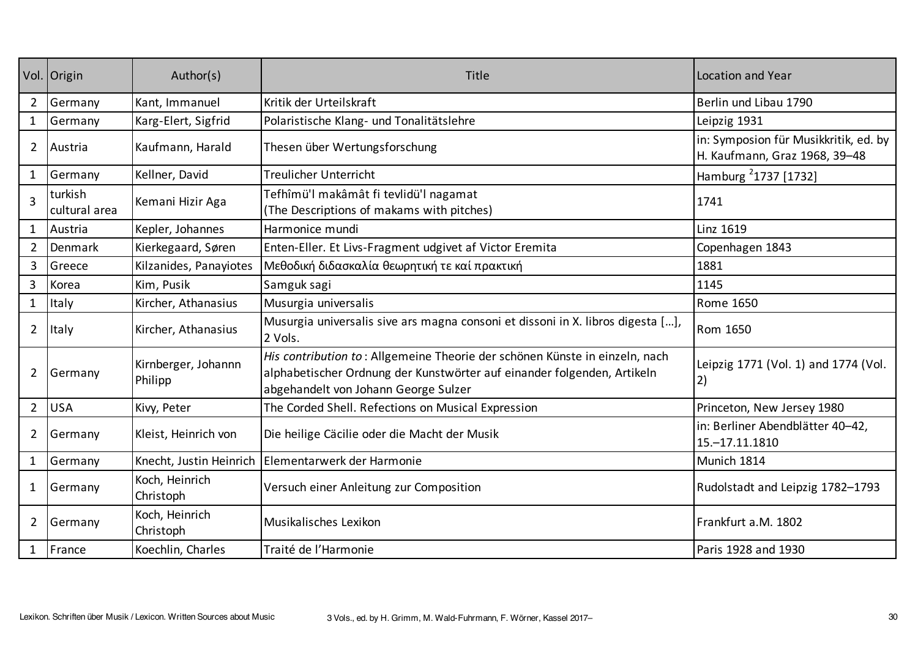| Vol. | Origin | Author(s) | Title | Location and Year |
|---|---|---|---|---|
| 2 | Germany | Kant, Immanuel | Kritik der Urteilskraft | Berlin und Libau 1790 |
| 1 | Germany | Karg-Elert, Sigfrid | Polaristische Klang- und Tonalitätslehre | Leipzig 1931 |
| 2 | Austria | Kaufmann, Harald | Thesen über Wertungsforschung | in: Symposion für Musikkritik, ed. by H. Kaufmann, Graz 1968, 39–48 |
| 1 | Germany | Kellner, David | Treulicher Unterricht | Hamburg [2]1737 [1732] |
| 3 | turkish cultural area | Kemani Hizir Aga | Tefhîmü'l makâmât fi tevlidü'l nagamat (The Descriptions of makams with pitches) | 1741 |
| 1 | Austria | Kepler, Johannes | Harmonice mundi | Linz 1619 |
| 2 | Denmark | Kierkegaard, Søren | Enten-Eller. Et Livs-Fragment udgivet af Victor Eremita | Copenhagen 1843 |
| 3 | Greece | Kilzanides, Panayiotes | Μεθοδική διδασκαλία θεωρητική τε καί πρακτική | 1881 |
| 3 | Korea | Kim, Pusik | Samguk sagi | 1145 |
| 1 | Italy | Kircher, Athanasius | Musurgia universalis | Rome 1650 |
| 2 | Italy | Kircher, Athanasius | Musurgia universalis sive ars magna consoni et dissoni in X. libros digesta […], 2 Vols. | Rom 1650 |
| 2 | Germany | Kirnberger, Johann Philipp | *His contribution to* : Allgemeine Theorie der schönen Künste in einzeln, nach alphabetischer Ordnung der Kunstwörter auf einander folgenden, Artikeln abgehandelt von Johann George Sulzer | Leipzig 1771 (Vol. 1) and 1774 (Vol. 2) |
| 2 | USA | Kivy, Peter | The Corded Shell. Refections on Musical Expression | Princeton, New Jersey 1980 |
| 2 | Germany | Kleist, Heinrich von | Die heilige Cäcilie oder die Macht der Musik | in: Berliner Abendblätter 40–42, 15.–17.11.1810 |
| 1 | Germany | Knecht, Justin Heinrich | Elementarwerk der Harmonie | Munich 1814 |
| 1 | Germany | Koch, Heinrich Christoph | Versuch einer Anleitung zur Composition | Rudolstadt and Leipzig 1782–1793 |
| 2 | Germany | Koch, Heinrich Christoph | Musikalisches Lexikon | Frankfurt a.M. 1802 |
| 1 | France | Koechlin, Charles | Traité de l'Harmonie | Paris 1928 and 1930 |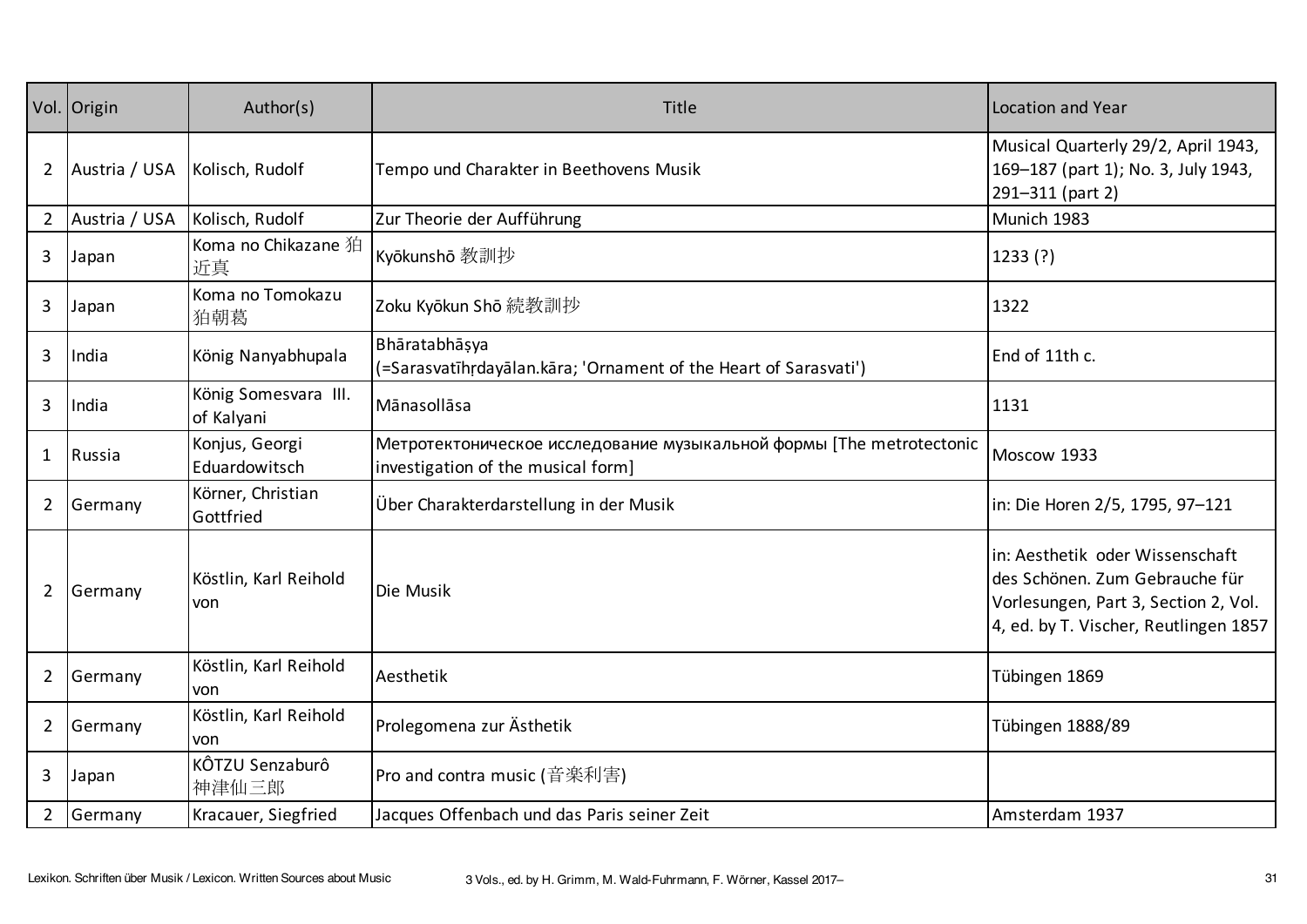| Vol. | Origin | Author(s) | Title | Location and Year |
|---|---|---|---|---|
| 2 | Austria / USA | Kolisch, Rudolf | Tempo und Charakter in Beethovens Musik | Musical Quarterly 29/2, April 1943, 169–187 (part 1); No. 3, July 1943, 291–311 (part 2) |
| 2 | Austria / USA | Kolisch, Rudolf | Zur Theorie der Aufführung | Munich 1983 |
| 3 | Japan | Koma no Chikazane 狛近真 | Kyōkunshō 教訓抄 | 1233 (?) |
| 3 | Japan | Koma no Tomokazu 狛朝葛 | Zoku Kyōkun Shō 続教訓抄 | 1322 |
| 3 | India | König Nanyabhupala | Bhāratabhāṣya (=Sarasvatīhṛdayālan.kāra; 'Ornament of the Heart of Sarasvati') | End of 11th c. |
| 3 | India | König Somesvara III. of Kalyani | Mānasollāsa | 1131 |
| 1 | Russia | Konjus, Georgi Eduardowitsch | Метротектоническое исследование музыкальной формы [The metrotectonic investigation of the musical form] | Moscow 1933 |
| 2 | Germany | Körner, Christian Gottfried | Über Charakterdarstellung in der Musik | in: Die Horen 2/5, 1795, 97–121 |
| 2 | Germany | Köstlin, Karl Reihold von | Die Musik | in: Aesthetik oder Wissenschaft des Schönen. Zum Gebrauche für Vorlesungen, Part 3, Section 2, Vol. 4, ed. by T. Vischer, Reutlingen 1857 |
| 2 | Germany | Köstlin, Karl Reihold von | Aesthetik | Tübingen 1869 |
| 2 | Germany | Köstlin, Karl Reihold von | Prolegomena zur Ästhetik | Tübingen 1888/89 |
| 3 | Japan | KÔTZU Senzaburô 神津仙三郎 | Pro and contra music (音楽利害) | |
| 2 | Germany | Kracauer, Siegfried | Jacques Offenbach und das Paris seiner Zeit | Amsterdam 1937 |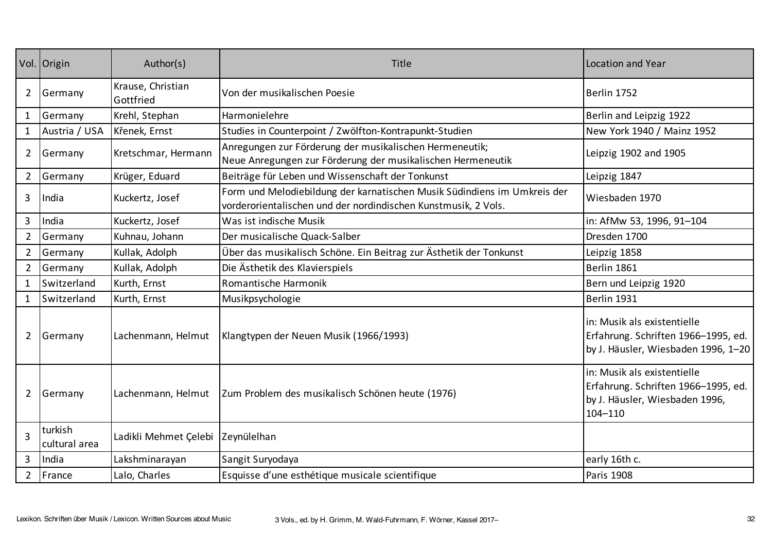| Vol. | Origin | Author(s) | Title | Location and Year |
|---|---|---|---|---|
| 2 | Germany | Krause, Christian Gottfried | Von der musikalischen Poesie | Berlin 1752 |
| 1 | Germany | Krehl, Stephan | Harmonielehre | Berlin and Leipzig 1922 |
| 1 | Austria / USA | Křenek, Ernst | Studies in Counterpoint / Zwölfton-Kontrapunkt-Studien | New York 1940 / Mainz 1952 |
| 2 | Germany | Kretschmar, Hermann | Anregungen zur Förderung der musikalischen Hermeneutik; Neue Anregungen zur Förderung der musikalischen Hermeneutik | Leipzig 1902 and 1905 |
| 2 | Germany | Krüger, Eduard | Beiträge für Leben und Wissenschaft der Tonkunst | Leipzig 1847 |
| 3 | India | Kuckertz, Josef | Form und Melodiebildung der karnatischen Musik Südindiens im Umkreis der vorderorientalischen und der nordindischen Kunstmusik, 2 Vols. | Wiesbaden 1970 |
| 3 | India | Kuckertz, Josef | Was ist indische Musik | in: AfMw 53, 1996, 91–104 |
| 2 | Germany | Kuhnau, Johann | Der musicalische Quack-Salber | Dresden 1700 |
| 2 | Germany | Kullak, Adolph | Über das musikalisch Schöne. Ein Beitrag zur Ästhetik der Tonkunst | Leipzig 1858 |
| 2 | Germany | Kullak, Adolph | Die Ästhetik des Klavierspiels | Berlin 1861 |
| 1 | Switzerland | Kurth, Ernst | Romantische Harmonik | Bern und Leipzig 1920 |
| 1 | Switzerland | Kurth, Ernst | Musikpsychologie | Berlin 1931 |
| 2 | Germany | Lachenmann, Helmut | Klangtypen der Neuen Musik (1966/1993) | in: Musik als existentielle Erfahrung. Schriften 1966–1995, ed. by J. Häusler, Wiesbaden 1996, 1–20 |
| 2 | Germany | Lachenmann, Helmut | Zum Problem des musikalisch Schönen heute (1976) | in: Musik als existentielle Erfahrung. Schriften 1966–1995, ed. by J. Häusler, Wiesbaden 1996, 104–110 |
| 3 | turkish cultural area | Ladikli Mehmet Çelebi | Zeynülelhan | |
| 3 | India | Lakshminarayan | Sangit Suryodaya | early 16th c. |
| 2 | France | Lalo, Charles | Esquisse d'une esthétique musicale scientifique | Paris 1908 |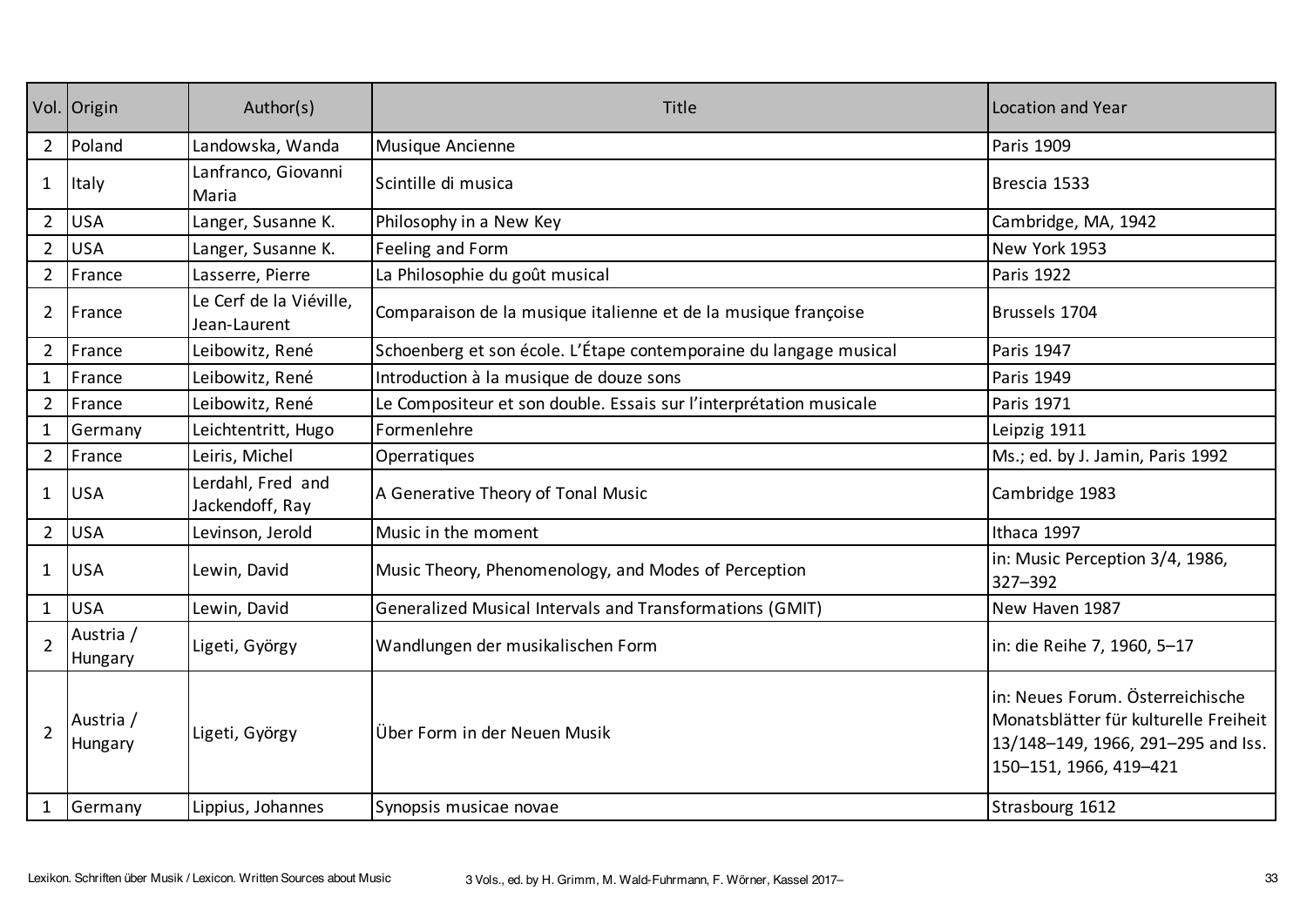| Vol. | Origin | Author(s) | Title | Location and Year |
|---|---|---|---|---|
| 2 | Poland | Landowska, Wanda | Musique Ancienne | Paris 1909 |
| 1 | Italy | Lanfranco, Giovanni Maria | Scintille di musica | Brescia 1533 |
| 2 | USA | Langer, Susanne K. | Philosophy in a New Key | Cambridge, MA, 1942 |
| 2 | USA | Langer, Susanne K. | Feeling and Form | New York 1953 |
| 2 | France | Lasserre, Pierre | La Philosophie du goût musical | Paris 1922 |
| 2 | France | Le Cerf de la Viéville, Jean-Laurent | Comparaison de la musique italienne et de la musique françoise | Brussels 1704 |
| 2 | France | Leibowitz, René | Schoenberg et son école. L'Étape contemporaine du langage musical | Paris 1947 |
| 1 | France | Leibowitz, René | Introduction à la musique de douze sons | Paris 1949 |
| 2 | France | Leibowitz, René | Le Compositeur et son double. Essais sur l'interprétation musicale | Paris 1971 |
| 1 | Germany | Leichtentritt, Hugo | Formenlehre | Leipzig 1911 |
| 2 | France | Leiris, Michel | Operratiques | Ms.; ed. by J. Jamin, Paris 1992 |
| 1 | USA | Lerdahl, Fred and Jackendoff, Ray | A Generative Theory of Tonal Music | Cambridge 1983 |
| 2 | USA | Levinson, Jerold | Music in the moment | Ithaca 1997 |
| 1 | USA | Lewin, David | Music Theory, Phenomenology, and Modes of Perception | in: Music Perception 3/4, 1986, 327–392 |
| 1 | USA | Lewin, David | Generalized Musical Intervals and Transformations (GMIT) | New Haven 1987 |
| 2 | Austria / Hungary | Ligeti, György | Wandlungen der musikalischen Form | in: die Reihe 7, 1960, 5–17 |
| 2 | Austria / Hungary | Ligeti, György | Über Form in der Neuen Musik | in: Neues Forum. Österreichische Monatsblätter für kulturelle Freiheit 13/148–149, 1966, 291–295 and Iss. 150–151, 1966, 419–421 |
| 1 | Germany | Lippius, Johannes | Synopsis musicae novae | Strasbourg 1612 |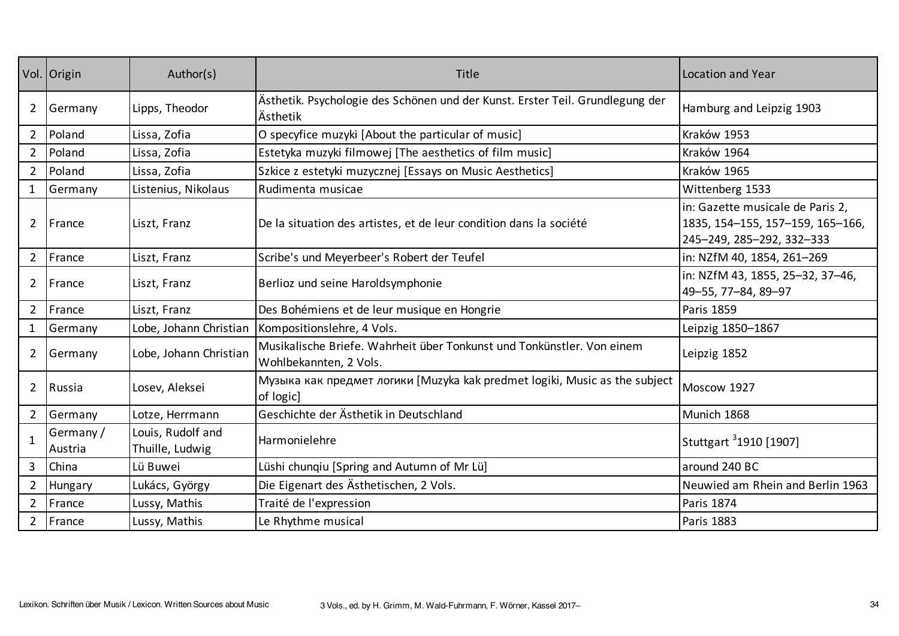| Vol. | Origin | Author(s) | Title | Location and Year |
|---|---|---|---|---|
| 2 | Germany | Lipps, Theodor | Ästhetik. Psychologie des Schönen und der Kunst. Erster Teil. Grundlegung der Ästhetik | Hamburg and Leipzig 1903 |
| 2 | Poland | Lissa, Zofia | O specyfice muzyki [About the particular of music] | Kraków 1953 |
| 2 | Poland | Lissa, Zofia | Estetyka muzyki filmowej [The aesthetics of film music] | Kraków 1964 |
| 2 | Poland | Lissa, Zofia | Szkice z estetyki muzycznej [Essays on Music Aesthetics] | Kraków 1965 |
| 1 | Germany | Listenius, Nikolaus | Rudimenta musicae | Wittenberg 1533 |
| 2 | France | Liszt, Franz | De la situation des artistes, et de leur condition dans la société | in: Gazette musicale de Paris 2, 1835, 154–155, 157–159, 165–166, 245–249, 285–292, 332–333 |
| 2 | France | Liszt, Franz | Scribe's und Meyerbeer's Robert der Teufel | in: NZfM 40, 1854, 261–269 |
| 2 | France | Liszt, Franz | Berlioz und seine Haroldsymphonie | in: NZfM 43, 1855, 25–32, 37–46, 49–55, 77–84, 89–97 |
| 2 | France | Liszt, Franz | Des Bohémiens et de leur musique en Hongrie | Paris 1859 |
| 1 | Germany | Lobe, Johann Christian | Kompositionslehre, 4 Vols. | Leipzig 1850–1867 |
| 2 | Germany | Lobe, Johann Christian | Musikalische Briefe. Wahrheit über Tonkunst und Tonkünstler. Von einem Wohlbekannten, 2 Vols. | Leipzig 1852 |
| 2 | Russia | Losev, Aleksei | Музыка как предмет логики [Muzyka kak predmet logiki, Music as the subject of logic] | Moscow 1927 |
| 2 | Germany | Lotze, Herrmann | Geschichte der Ästhetik in Deutschland | Munich 1868 |
| 1 | Germany / Austria | Louis, Rudolf and Thuille, Ludwig | Harmonielehre | Stuttgart $^{3}$1910 [1907] |
| 3 | China | Lü Buwei | Lüshi chunqiu [Spring and Autumn of Mr Lü] | around 240 BC |
| 2 | Hungary | Lukács, György | Die Eigenart des Ästhetischen, 2 Vols. | Neuwied am Rhein and Berlin 1963 |
| 2 | France | Lussy, Mathis | Traité de l'expression | Paris 1874 |
| 2 | France | Lussy, Mathis | Le Rhythme musical | Paris 1883 |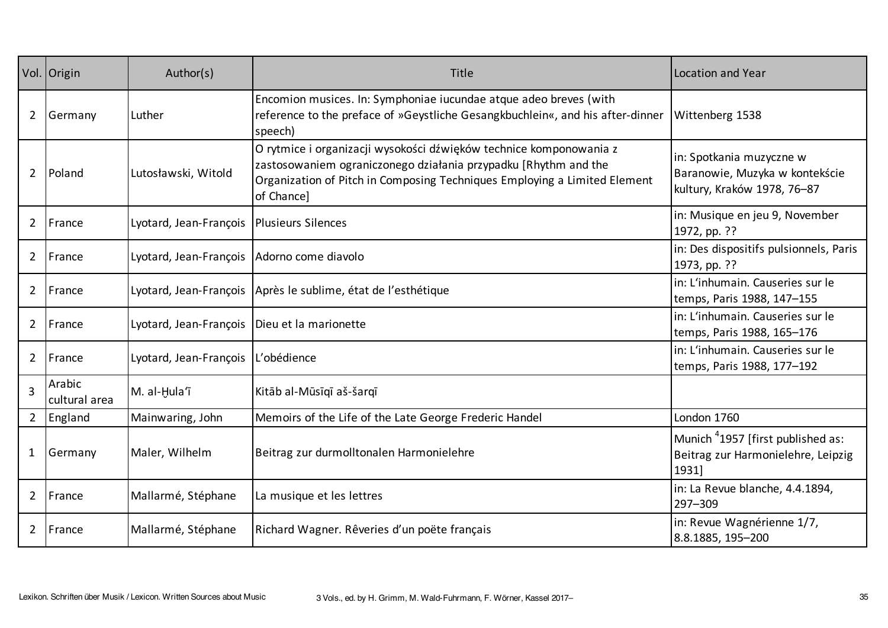| Vol. | Origin | Author(s) | Title | Location and Year |
|---|---|---|---|---|
| 2 | Germany | Luther | Encomion musices. In: Symphoniae iucundae atque adeo breves (with reference to the preface of »Geystliche Gesangkbuchlein«, and his after-dinner speech) | Wittenberg 1538 |
| 2 | Poland | Lutosławski, Witold | O rytmice i organizacji wysokości dźwięków technice komponowania z zastosowaniem ograniczonego działania przypadku [Rhythm and the Organization of Pitch in Composing Techniques Employing a Limited Element of Chance] | in: Spotkania muzyczne w Baranowie, Muzyka w kontekście kultury, Kraków 1978, 76–87 |
| 2 | France | Lyotard, Jean-François | Plusieurs Silences | in: Musique en jeu 9, November 1972, pp. ?? |
| 2 | France | Lyotard, Jean-François | Adorno come diavolo | in: Des dispositifs pulsionnels, Paris 1973, pp. ?? |
| 2 | France | Lyotard, Jean-François | Après le sublime, état de l'esthétique | in: L'inhumain. Causeries sur le temps, Paris 1988, 147–155 |
| 2 | France | Lyotard, Jean-François | Dieu et la marionette | in: L'inhumain. Causeries sur le temps, Paris 1988, 165–176 |
| 2 | France | Lyotard, Jean-François | L'obédience | in: L'inhumain. Causeries sur le temps, Paris 1988, 177–192 |
| 3 | Arabic cultural area | M. al-Ḫula'ī | Kitāb al-Mūsīqī aš-šarqī | |
| 2 | England | Mainwaring, John | Memoirs of the Life of the Late George Frederic Handel | London 1760 |
| 1 | Germany | Maler, Wilhelm | Beitrag zur durmolltonalen Harmonielehre | Munich $^{4}$1957 [first published as: Beitrag zur Harmonielehre, Leipzig 1931] |
| 2 | France | Mallarmé, Stéphane | La musique et les lettres | in: La Revue blanche, 4.4.1894, 297–309 |
| 2 | France | Mallarmé, Stéphane | Richard Wagner. Rêveries d'un poëte français | in: Revue Wagnérienne 1/7, 8.8.1885, 195–200 |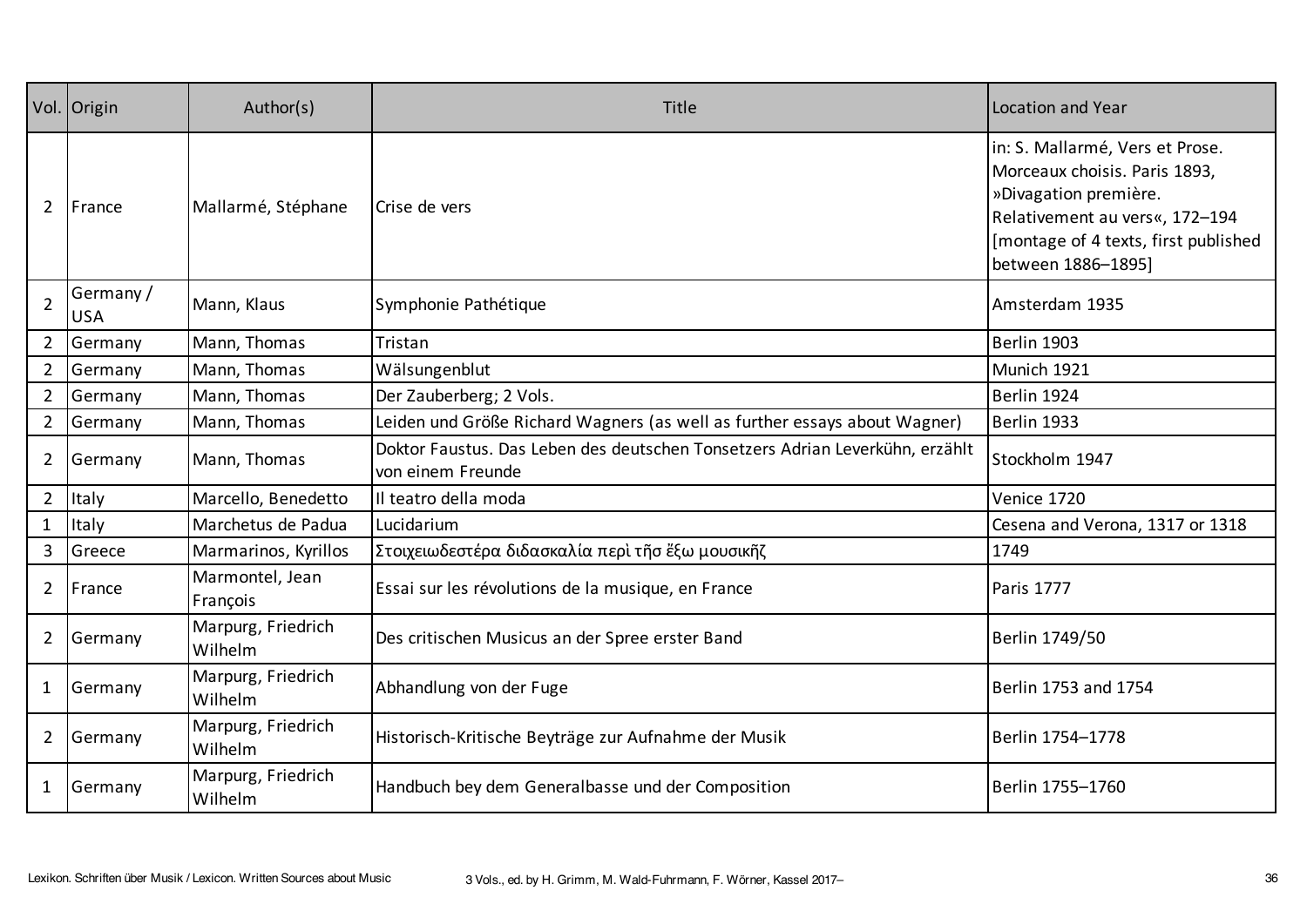| Vol. | Origin | Author(s) | Title | Location and Year |
|---|---|---|---|---|
| 2 | France | Mallarmé, Stéphane | Crise de vers | in: S. Mallarmé, Vers et Prose. Morceaux choisis. Paris 1893, »Divagation première. Relativement au vers«, 172–194 [montage of 4 texts, first published between 1886–1895] |
| 2 | Germany / USA | Mann, Klaus | Symphonie Pathétique | Amsterdam 1935 |
| 2 | Germany | Mann, Thomas | Tristan | Berlin 1903 |
| 2 | Germany | Mann, Thomas | Wälsungenblut | Munich 1921 |
| 2 | Germany | Mann, Thomas | Der Zauberberg; 2 Vols. | Berlin 1924 |
| 2 | Germany | Mann, Thomas | Leiden und Größe Richard Wagners (as well as further essays about Wagner) | Berlin 1933 |
| 2 | Germany | Mann, Thomas | Doktor Faustus. Das Leben des deutschen Tonsetzers Adrian Leverkühn, erzählt von einem Freunde | Stockholm 1947 |
| 2 | Italy | Marcello, Benedetto | Il teatro della moda | Venice 1720 |
| 1 | Italy | Marchetus de Padua | Lucidarium | Cesena and Verona, 1317 or 1318 |
| 3 | Greece | Marmarinos, Kyrillos | Στοιχειωδεστέρα διδασκαλία περὶ τῆσ ἔξω μουσικῆζ | 1749 |
| 2 | France | Marmontel, Jean François | Essai sur les révolutions de la musique, en France | Paris 1777 |
| 2 | Germany | Marpurg, Friedrich Wilhelm | Des critischen Musicus an der Spree erster Band | Berlin 1749/50 |
| 1 | Germany | Marpurg, Friedrich Wilhelm | Abhandlung von der Fuge | Berlin 1753 and 1754 |
| 2 | Germany | Marpurg, Friedrich Wilhelm | Historisch-Kritische Beyträge zur Aufnahme der Musik | Berlin 1754–1778 |
| 1 | Germany | Marpurg, Friedrich Wilhelm | Handbuch bey dem Generalbasse und der Composition | Berlin 1755–1760 |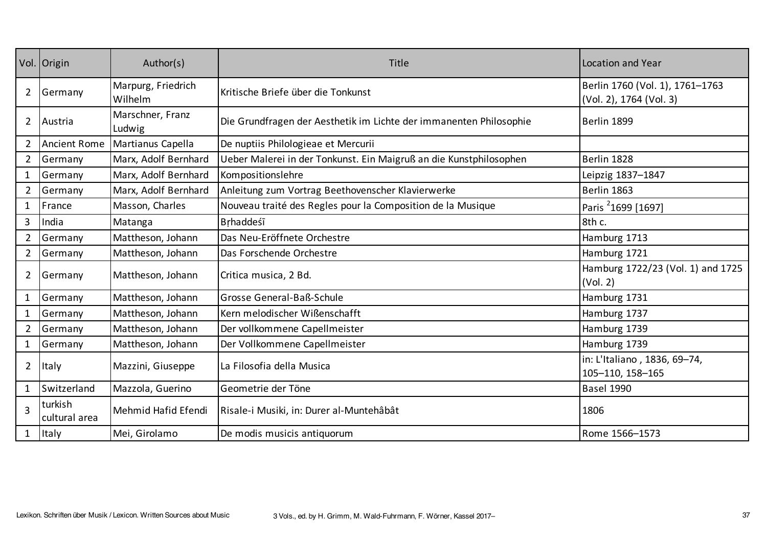| Vol. | Origin | Author(s) | Title | Location and Year |
|---|---|---|---|---|
| 2 | Germany | Marpurg, Friedrich Wilhelm | Kritische Briefe über die Tonkunst | Berlin 1760 (Vol. 1), 1761–1763 (Vol. 2), 1764 (Vol. 3) |
| 2 | Austria | Marschner, Franz Ludwig | Die Grundfragen der Aesthetik im Lichte der immanenten Philosophie | Berlin 1899 |
| 2 | Ancient Rome | Martianus Capella | De nuptiis Philologieae et Mercurii | |
| 2 | Germany | Marx, Adolf Bernhard | Ueber Malerei in der Tonkunst. Ein Maigruß an die Kunstphilosophen | Berlin 1828 |
| 1 | Germany | Marx, Adolf Bernhard | Kompositionslehre | Leipzig 1837–1847 |
| 2 | Germany | Marx, Adolf Bernhard | Anleitung zum Vortrag Beethovenscher Klavierwerke | Berlin 1863 |
| 1 | France | Masson, Charles | Nouveau traité des Regles pour la Composition de la Musique | Paris [2]1699 [1697] |
| 3 | India | Matanga | Bṛhaddeśī | 8th c. |
| 2 | Germany | Mattheson, Johann | Das Neu-Eröffnete Orchestre | Hamburg 1713 |
| 2 | Germany | Mattheson, Johann | Das Forschende Orchestre | Hamburg 1721 |
| 2 | Germany | Mattheson, Johann | Critica musica, 2 Bd. | Hamburg 1722/23 (Vol. 1) and 1725 (Vol. 2) |
| 1 | Germany | Mattheson, Johann | Grosse General-Baß-Schule | Hamburg 1731 |
| 1 | Germany | Mattheson, Johann | Kern melodischer Wißenschafft | Hamburg 1737 |
| 2 | Germany | Mattheson, Johann | Der vollkommene Capellmeister | Hamburg 1739 |
| 1 | Germany | Mattheson, Johann | Der Vollkommene Capellmeister | Hamburg 1739 |
| 2 | Italy | Mazzini, Giuseppe | La Filosofia della Musica | in: L'Italiano , 1836, 69–74, 105–110, 158–165 |
| 1 | Switzerland | Mazzola, Guerino | Geometrie der Töne | Basel 1990 |
| 3 | turkish cultural area | Mehmid Hafid Efendi | Risale-i Musiki, in: Durer al-Muntehâbât | 1806 |
| 1 | Italy | Mei, Girolamo | De modis musicis antiquorum | Rome 1566–1573 |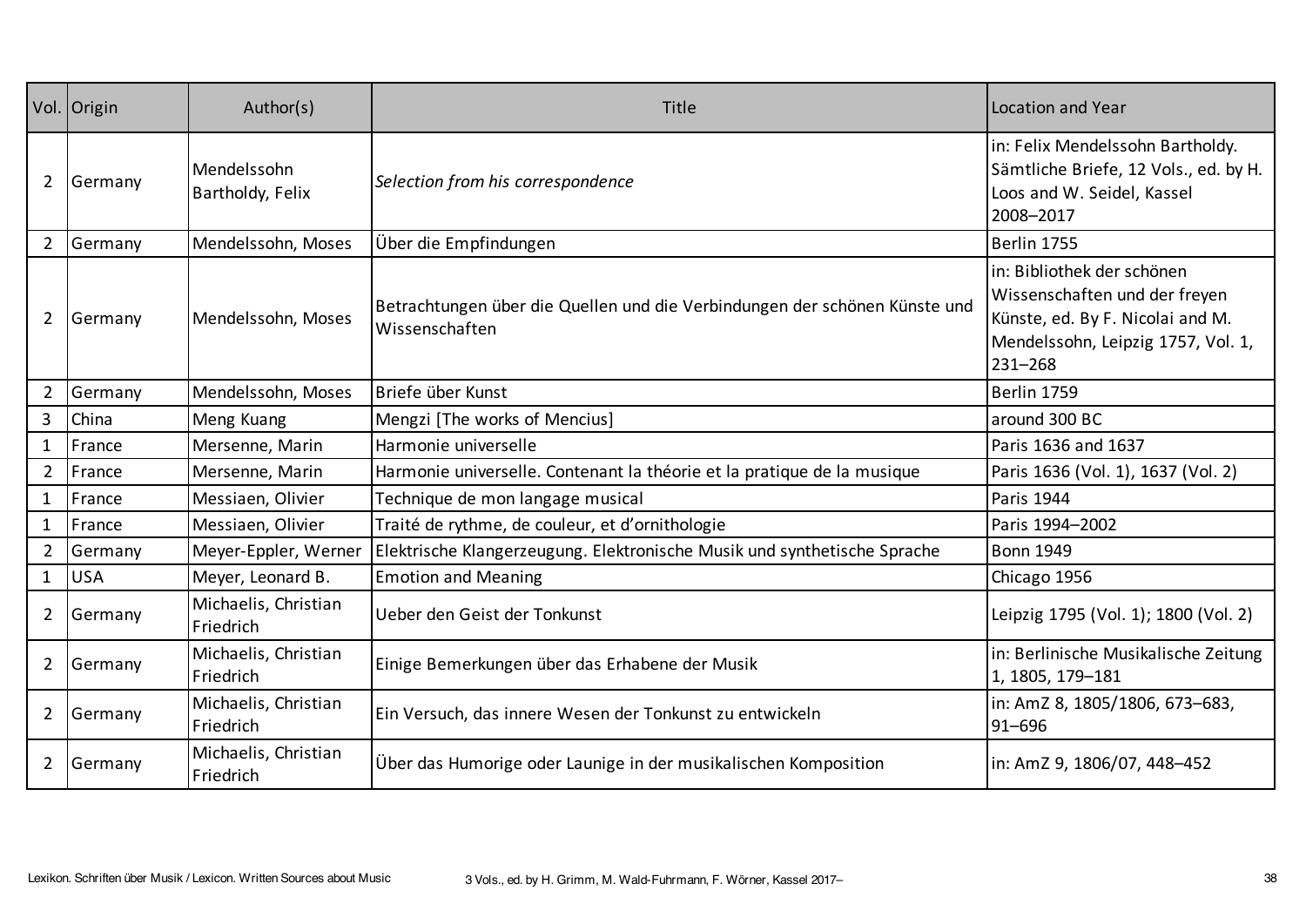| Vol. | Origin | Author(s) | Title | Location and Year |
|---|---|---|---|---|
| 2 | Germany | Mendelssohn Bartholdy, Felix | *Selection from his correspondence* | in: Felix Mendelssohn Bartholdy. Sämtliche Briefe, 12 Vols., ed. by H. Loos and W. Seidel, Kassel 2008–2017 |
| 2 | Germany | Mendelssohn, Moses | Über die Empfindungen | Berlin 1755 |
| 2 | Germany | Mendelssohn, Moses | Betrachtungen über die Quellen und die Verbindungen der schönen Künste und Wissenschaften | in: Bibliothek der schönen Wissenschaften und der freyen Künste, ed. By F. Nicolai and M. Mendelssohn, Leipzig 1757, Vol. 1, 231–268 |
| 2 | Germany | Mendelssohn, Moses | Briefe über Kunst | Berlin 1759 |
| 3 | China | Meng Kuang | Mengzi [The works of Mencius] | around 300 BC |
| 1 | France | Mersenne, Marin | Harmonie universelle | Paris 1636 and 1637 |
| 2 | France | Mersenne, Marin | Harmonie universelle. Contenant la théorie et la pratique de la musique | Paris 1636 (Vol. 1), 1637 (Vol. 2) |
| 1 | France | Messiaen, Olivier | Technique de mon langage musical | Paris 1944 |
| 1 | France | Messiaen, Olivier | Traité de rythme, de couleur, et d'ornithologie | Paris 1994–2002 |
| 2 | Germany | Meyer-Eppler, Werner | Elektrische Klangerzeugung. Elektronische Musik und synthetische Sprache | Bonn 1949 |
| 1 | USA | Meyer, Leonard B. | Emotion and Meaning | Chicago 1956 |
| 2 | Germany | Michaelis, Christian Friedrich | Ueber den Geist der Tonkunst | Leipzig 1795 (Vol. 1); 1800 (Vol. 2) |
| 2 | Germany | Michaelis, Christian Friedrich | Einige Bemerkungen über das Erhabene der Musik | in: Berlinische Musikalische Zeitung 1, 1805, 179–181 |
| 2 | Germany | Michaelis, Christian Friedrich | Ein Versuch, das innere Wesen der Tonkunst zu entwickeln | in: AmZ 8, 1805/1806, 673–683, 91–696 |
| 2 | Germany | Michaelis, Christian Friedrich | Über das Humorige oder Launige in der musikalischen Komposition | in: AmZ 9, 1806/07, 448–452 |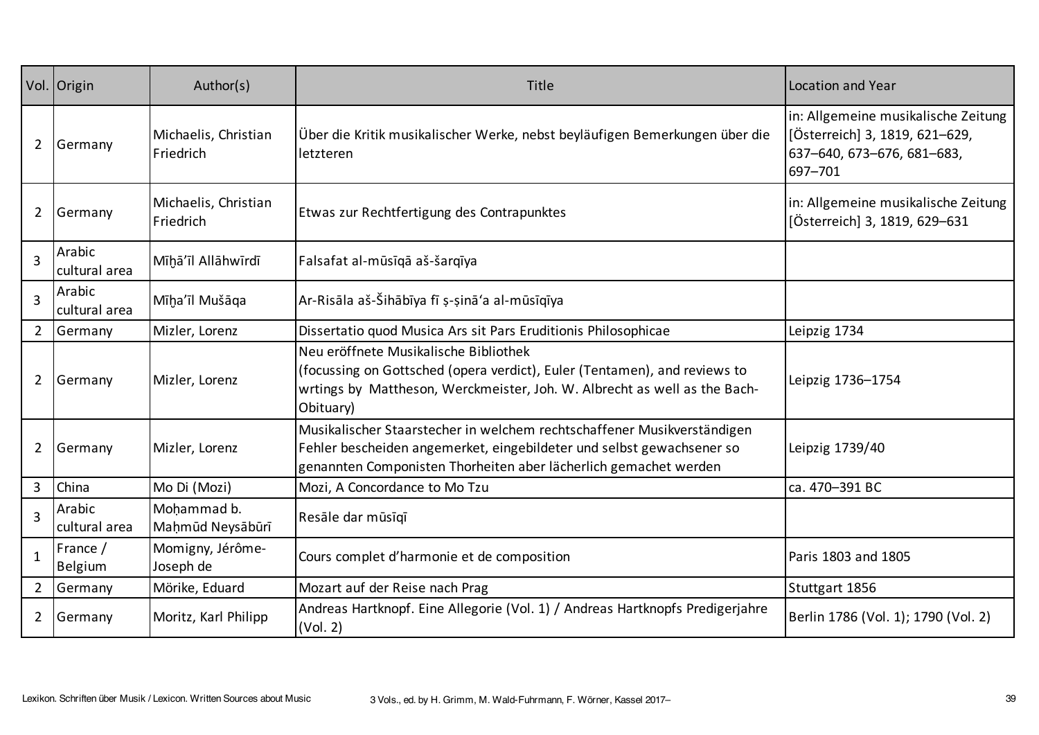| Vol. | Origin | Author(s) | Title | Location and Year |
|---|---|---|---|---|
| 2 | Germany | Michaelis, Christian Friedrich | Über die Kritik musikalischer Werke, nebst beyläufigen Bemerkungen über die letzteren | in: Allgemeine musikalische Zeitung [Österreich] 3, 1819, 621–629, 637–640, 673–676, 681–683, 697–701 |
| 2 | Germany | Michaelis, Christian Friedrich | Etwas zur Rechtfertigung des Contrapunktes | in: Allgemeine musikalische Zeitung [Österreich] 3, 1819, 629–631 |
| 3 | Arabic cultural area | Mīḫā'īl Allāhwīrdī | Falsafat al-mūsīqā aš-šarqīya | |
| 3 | Arabic cultural area | Mīḫa'īl Mušāqa | Ar-Risāla aš-Šihābīya fī ṣ-ṣinā'a al-mūsīqīya | |
| 2 | Germany | Mizler, Lorenz | Dissertatio quod Musica Ars sit Pars Eruditionis Philosophicae | Leipzig 1734 |
| 2 | Germany | Mizler, Lorenz | Neu eröffnete Musikalische Bibliothek (focussing on Gottsched (opera verdict), Euler (Tentamen), and reviews to wrtings by Mattheson, Werckmeister, Joh. W. Albrecht as well as the Bach-Obituary) | Leipzig 1736–1754 |
| 2 | Germany | Mizler, Lorenz | Musikalischer Staarstecher in welchem rechtschaffener Musikverständigen Fehler bescheiden angemerket, eingebildeter und selbst gewachsener so genannten Componisten Thorheiten aber lächerlich gemachet werden | Leipzig 1739/40 |
| 3 | China | Mo Di (Mozi) | Mozi, A Concordance to Mo Tzu | ca. 470–391 BC |
| 3 | Arabic cultural area | Moḥammad b. Maḥmūd Neysābūrī | Resāle dar mūsīqī | |
| 1 | France / Belgium | Momigny, Jérôme-Joseph de | Cours complet d'harmonie et de composition | Paris 1803 and 1805 |
| 2 | Germany | Mörike, Eduard | Mozart auf der Reise nach Prag | Stuttgart 1856 |
| 2 | Germany | Moritz, Karl Philipp | Andreas Hartknopf. Eine Allegorie (Vol. 1) / Andreas Hartknopfs Predigerjahre (Vol. 2) | Berlin 1786 (Vol. 1); 1790 (Vol. 2) |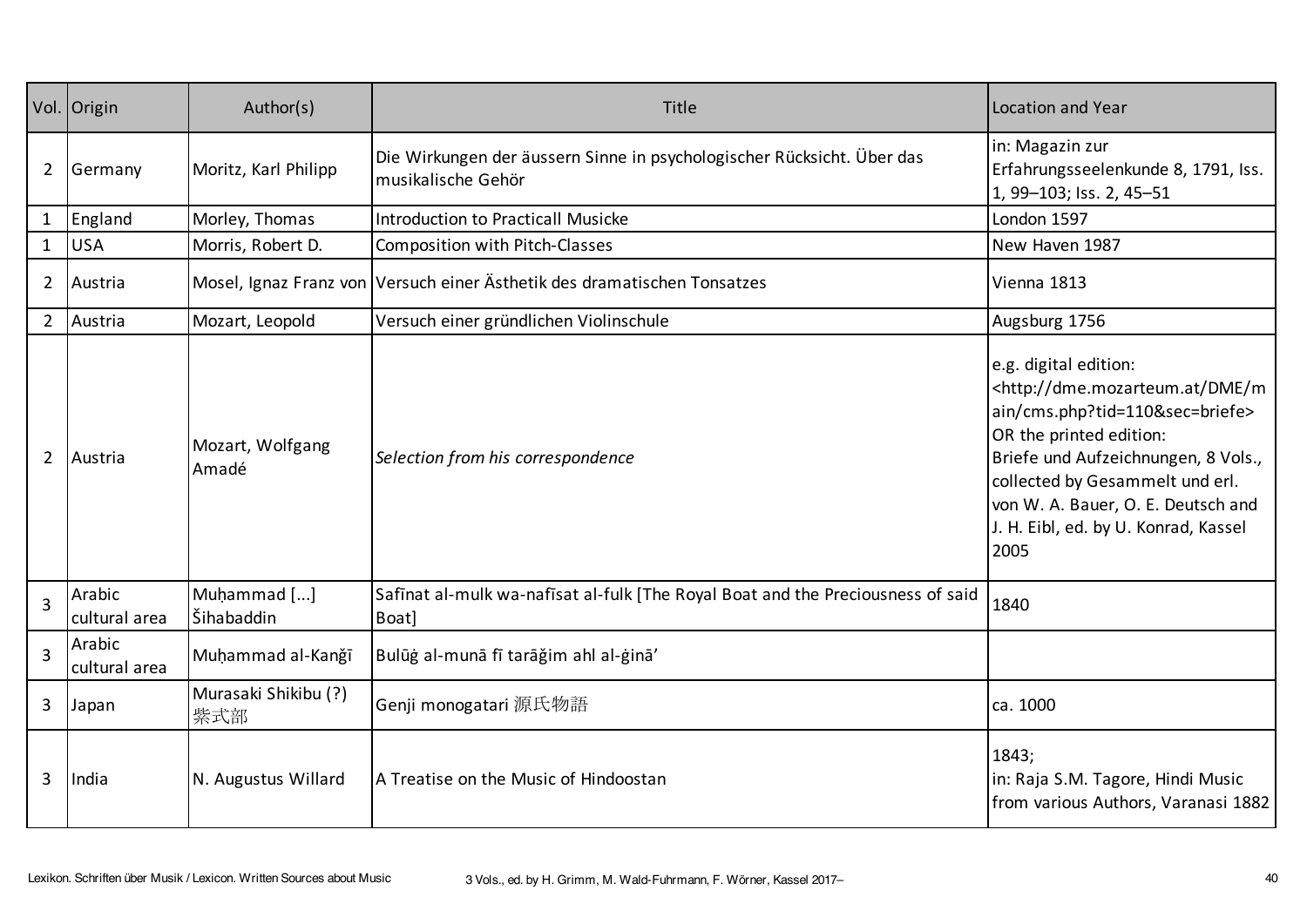| Vol. | Origin | Author(s) | Title | Location and Year |
|---|---|---|---|---|
| 2 | Germany | Moritz, Karl Philipp | Die Wirkungen der äussern Sinne in psychologischer Rücksicht. Über das musikalische Gehör | in: Magazin zur Erfahrungsseelenkunde 8, 1791, Iss. 1, 99–103; Iss. 2, 45–51 |
| 1 | England | Morley, Thomas | Introduction to Practicall Musicke | London 1597 |
| 1 | USA | Morris, Robert D. | Composition with Pitch-Classes | New Haven 1987 |
| 2 | Austria | Mosel, Ignaz Franz von | Versuch einer Ästhetik des dramatischen Tonsatzes | Vienna 1813 |
| 2 | Austria | Mozart, Leopold | Versuch einer gründlichen Violinschule | Augsburg 1756 |
| 2 | Austria | Mozart, Wolfgang Amadé | *Selection from his correspondence* | e.g. digital edition: <http://dme.mozarteum.at/DME/main/cms.php?tid=110&sec=briefe> OR the printed edition: Briefe und Aufzeichnungen, 8 Vols., collected by Gesammelt und erl. von W. A. Bauer, O. E. Deutsch and J. H. Eibl, ed. by U. Konrad, Kassel 2005 |
| 3 | Arabic cultural area | Muḥammad [...] Šihabaddin | Safīnat al-mulk wa-nafīsat al-fulk [The Royal Boat and the Preciousness of said Boat] | 1840 |
| 3 | Arabic cultural area | Muḥammad al-Kanǧī | Bulūġ al-munā fī tarāǧim ahl al-ġinā' | |
| 3 | Japan | Murasaki Shikibu (?) 紫式部 | Genji monogatari 源氏物語 | ca. 1000 |
| 3 | India | N. Augustus Willard | A Treatise on the Music of Hindoostan | 1843; in: Raja S.M. Tagore, Hindi Music from various Authors, Varanasi 1882 |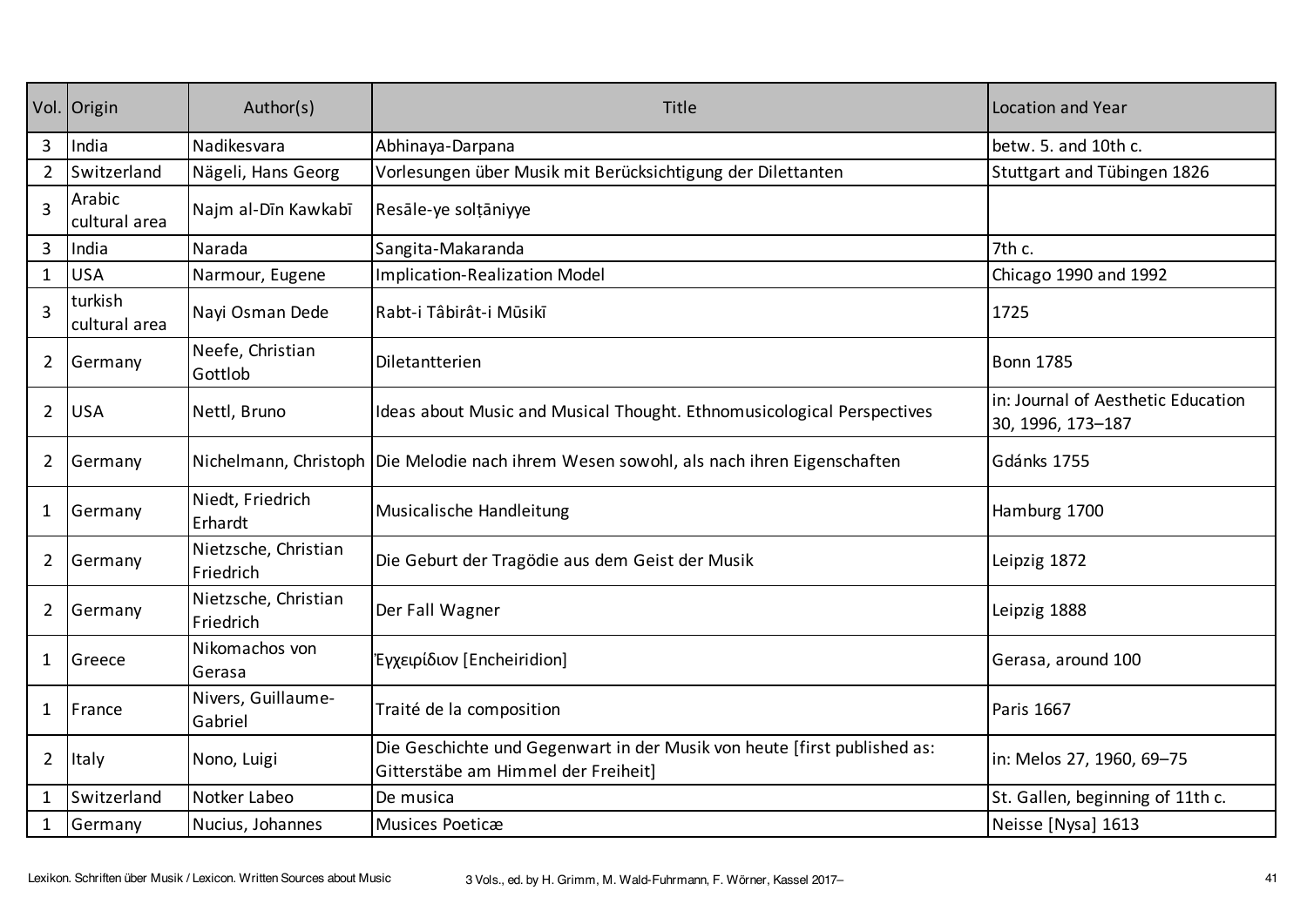| Vol. | Origin | Author(s) | Title | Location and Year |
|---|---|---|---|---|
| 3 | India | Nadikesvara | Abhinaya-Darpana | betw. 5. and 10th c. |
| 2 | Switzerland | Nägeli, Hans Georg | Vorlesungen über Musik mit Berücksichtigung der Dilettanten | Stuttgart and Tübingen 1826 |
| 3 | Arabic cultural area | Najm al-Dīn Kawkabī | Resāle-ye solṭāniyye | |
| 3 | India | Narada | Sangita-Makaranda | 7th c. |
| 1 | USA | Narmour, Eugene | Implication-Realization Model | Chicago 1990 and 1992 |
| 3 | turkish cultural area | Nayi Osman Dede | Rabt-i Tâbirât-i Mūsikī | 1725 |
| 2 | Germany | Neefe, Christian Gottlob | Diletantterien | Bonn 1785 |
| 2 | USA | Nettl, Bruno | Ideas about Music and Musical Thought. Ethnomusicological Perspectives | in: Journal of Aesthetic Education 30, 1996, 173–187 |
| 2 | Germany | Nichelmann, Christoph | Die Melodie nach ihrem Wesen sowohl, als nach ihren Eigenschaften | Gdánks 1755 |
| 1 | Germany | Niedt, Friedrich Erhardt | Musicalische Handleitung | Hamburg 1700 |
| 2 | Germany | Nietzsche, Christian Friedrich | Die Geburt der Tragödie aus dem Geist der Musik | Leipzig 1872 |
| 2 | Germany | Nietzsche, Christian Friedrich | Der Fall Wagner | Leipzig 1888 |
| 1 | Greece | Nikomachos von Gerasa | Ἐγχειρίδιον [Encheiridion] | Gerasa, around 100 |
| 1 | France | Nivers, Guillaume-Gabriel | Traité de la composition | Paris 1667 |
| 2 | Italy | Nono, Luigi | Die Geschichte und Gegenwart in der Musik von heute [first published as: Gitterstäbe am Himmel der Freiheit] | in: Melos 27, 1960, 69–75 |
| 1 | Switzerland | Notker Labeo | De musica | St. Gallen, beginning of 11th c. |
| 1 | Germany | Nucius, Johannes | Musices Poeticæ | Neisse [Nysa] 1613 |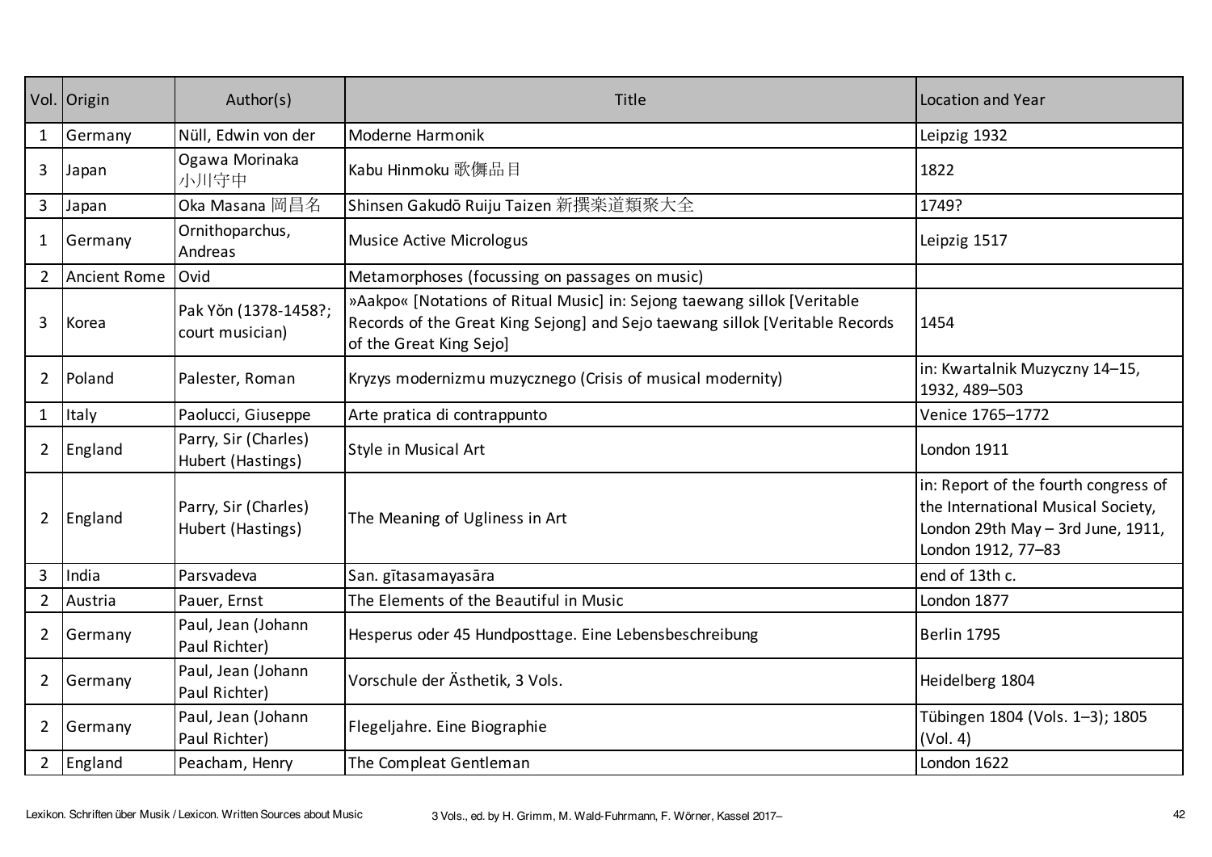| Vol. | Origin | Author(s) | Title | Location and Year |
|---|---|---|---|---|
| 1 | Germany | Nüll, Edwin von der | Moderne Harmonik | Leipzig 1932 |
| 3 | Japan | Ogawa Morinaka 小川守中 | Kabu Hinmoku 歌儛品目 | 1822 |
| 3 | Japan | Oka Masana 岡昌名 | Shinsen Gakudō Ruiju Taizen 新撰楽道類聚大全 | 1749? |
| 1 | Germany | Ornithoparchus, Andreas | Musice Active Micrologus | Leipzig 1517 |
| 2 | Ancient Rome | Ovid | Metamorphoses (focussing on passages on music) | |
| 3 | Korea | Pak Yŏn (1378-1458?; court musician) | »Aakpo« [Notations of Ritual Music] in: Sejong taewang sillok [Veritable Records of the Great King Sejong] and Sejo taewang sillok [Veritable Records of the Great King Sejo] | 1454 |
| 2 | Poland | Palester, Roman | Kryzys modernizmu muzycznego (Crisis of musical modernity) | in: Kwartalnik Muzyczny 14–15, 1932, 489–503 |
| 1 | Italy | Paolucci, Giuseppe | Arte pratica di contrappunto | Venice 1765–1772 |
| 2 | England | Parry, Sir (Charles) Hubert (Hastings) | Style in Musical Art | London 1911 |
| 2 | England | Parry, Sir (Charles) Hubert (Hastings) | The Meaning of Ugliness in Art | in: Report of the fourth congress of the International Musical Society, London 29th May – 3rd June, 1911, London 1912, 77–83 |
| 3 | India | Parsvadeva | San. gītasamayasāra | end of 13th c. |
| 2 | Austria | Pauer, Ernst | The Elements of the Beautiful in Music | London 1877 |
| 2 | Germany | Paul, Jean (Johann Paul Richter) | Hesperus oder 45 Hundposttage. Eine Lebensbeschreibung | Berlin 1795 |
| 2 | Germany | Paul, Jean (Johann Paul Richter) | Vorschule der Ästhetik, 3 Vols. | Heidelberg 1804 |
| 2 | Germany | Paul, Jean (Johann Paul Richter) | Flegeljahre. Eine Biographie | Tübingen 1804 (Vols. 1–3); 1805 (Vol. 4) |
| 2 | England | Peacham, Henry | The Compleat Gentleman | London 1622 |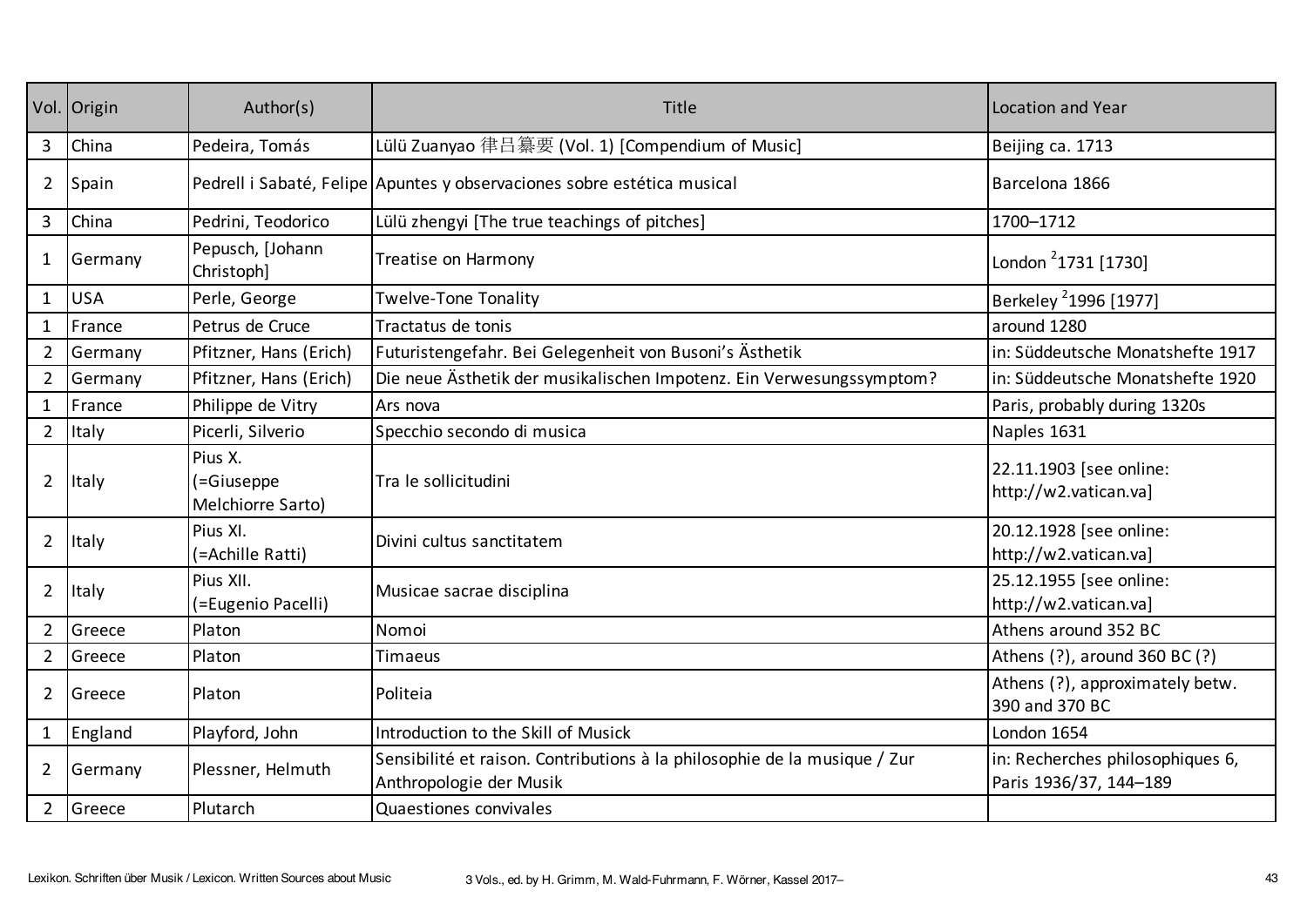| Vol. | Origin | Author(s) | Title | Location and Year |
|---|---|---|---|---|
| 3 | China | Pedeira, Tomás | Lülü Zuanyao 律吕纂要 (Vol. 1) [Compendium of Music] | Beijing ca. 1713 |
| 2 | Spain | Pedrell i Sabaté, Felipe | Apuntes y observaciones sobre estética musical | Barcelona 1866 |
| 3 | China | Pedrini, Teodorico | Lülü zhengyi [The true teachings of pitches] | 1700–1712 |
| 1 | Germany | Pepusch, [Johann Christoph] | Treatise on Harmony | London [2]1731 [1730] |
| 1 | USA | Perle, George | Twelve-Tone Tonality | Berkeley [2]1996 [1977] |
| 1 | France | Petrus de Cruce | Tractatus de tonis | around 1280 |
| 2 | Germany | Pfitzner, Hans (Erich) | Futuristengefahr. Bei Gelegenheit von Busoni's Ästhetik | in: Süddeutsche Monatshefte 1917 |
| 2 | Germany | Pfitzner, Hans (Erich) | Die neue Ästhetik der musikalischen Impotenz. Ein Verwesungssymptom? | in: Süddeutsche Monatshefte 1920 |
| 1 | France | Philippe de Vitry | Ars nova | Paris, probably during 1320s |
| 2 | Italy | Picerli, Silverio | Specchio secondo di musica | Naples 1631 |
| 2 | Italy | Pius X. (=Giuseppe Melchiorre Sarto) | Tra le sollicitudini | 22.11.1903 [see online: http://w2.vatican.va] |
| 2 | Italy | Pius XI. (=Achille Ratti) | Divini cultus sanctitatem | 20.12.1928 [see online: http://w2.vatican.va] |
| 2 | Italy | Pius XII. (=Eugenio Pacelli) | Musicae sacrae disciplina | 25.12.1955 [see online: http://w2.vatican.va] |
| 2 | Greece | Platon | Nomoi | Athens around 352 BC |
| 2 | Greece | Platon | Timaeus | Athens (?), around 360 BC (?) |
| 2 | Greece | Platon | Politeia | Athens (?), approximately betw. 390 and 370 BC |
| 1 | England | Playford, John | Introduction to the Skill of Musick | London 1654 |
| 2 | Germany | Plessner, Helmuth | Sensibilité et raison. Contributions à la philosophie de la musique / Zur Anthropologie der Musik | in: Recherches philosophiques 6, Paris 1936/37, 144–189 |
| 2 | Greece | Plutarch | Quaestiones convivales | |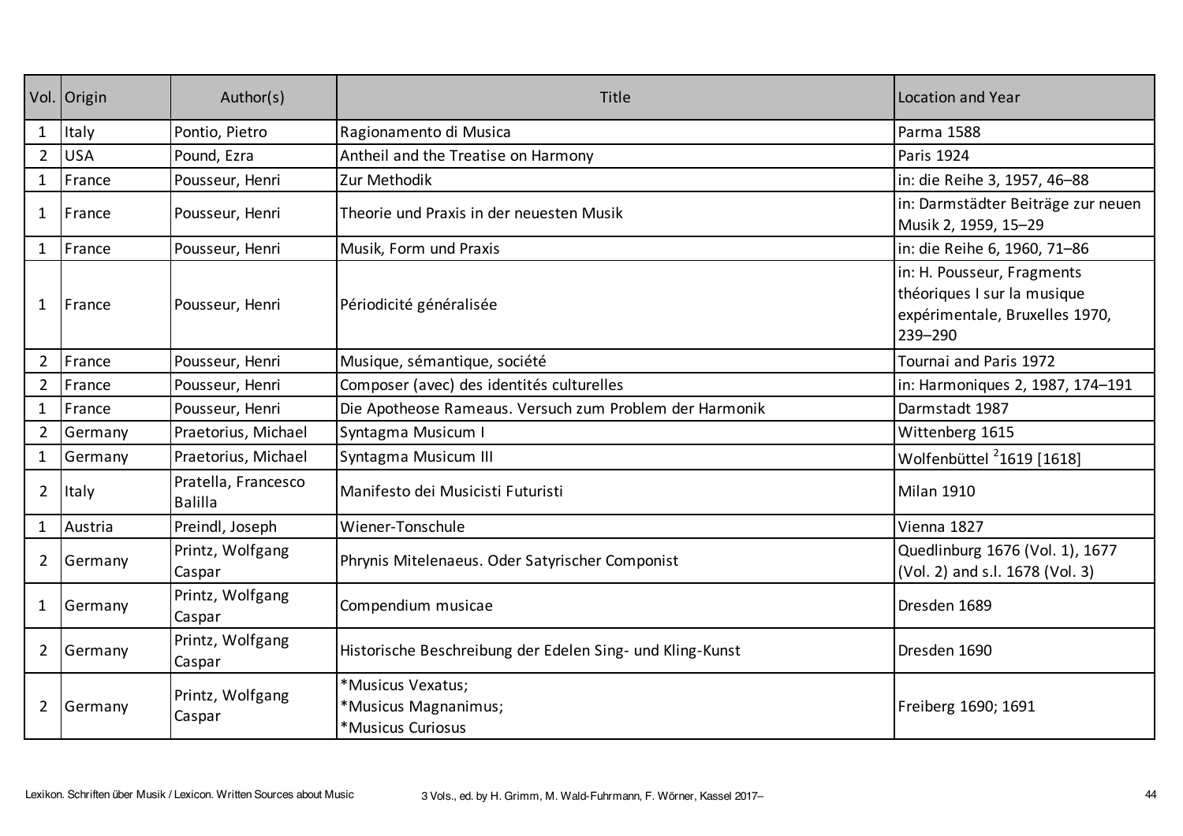| Vol. | Origin | Author(s) | Title | Location and Year |
|---|---|---|---|---|
| 1 | Italy | Pontio, Pietro | Ragionamento di Musica | Parma 1588 |
| 2 | USA | Pound, Ezra | Antheil and the Treatise on Harmony | Paris 1924 |
| 1 | France | Pousseur, Henri | Zur Methodik | in: die Reihe 3, 1957, 46–88 |
| 1 | France | Pousseur, Henri | Theorie und Praxis in der neuesten Musik | in: Darmstädter Beiträge zur neuen Musik 2, 1959, 15–29 |
| 1 | France | Pousseur, Henri | Musik, Form und Praxis | in: die Reihe 6, 1960, 71–86 |
| 1 | France | Pousseur, Henri | Périodicité généralisée | in: H. Pousseur, Fragments théoriques I sur la musique expérimentale, Bruxelles 1970, 239–290 |
| 2 | France | Pousseur, Henri | Musique, sémantique, société | Tournai and Paris 1972 |
| 2 | France | Pousseur, Henri | Composer (avec) des identités culturelles | in: Harmoniques 2, 1987, 174–191 |
| 1 | France | Pousseur, Henri | Die Apotheose Rameaus. Versuch zum Problem der Harmonik | Darmstadt 1987 |
| 2 | Germany | Praetorius, Michael | Syntagma Musicum I | Wittenberg 1615 |
| 1 | Germany | Praetorius, Michael | Syntagma Musicum III | Wolfenbüttel $^{2}$1619 [1618] |
| 2 | Italy | Pratella, Francesco Balilla | Manifesto dei Musicisti Futuristi | Milan 1910 |
| 1 | Austria | Preindl, Joseph | Wiener-Tonschule | Vienna 1827 |
| 2 | Germany | Printz, Wolfgang Caspar | Phrynis Mitelenaeus. Oder Satyrischer Componist | Quedlinburg 1676 (Vol. 1), 1677 (Vol. 2) and s.l. 1678 (Vol. 3) |
| 1 | Germany | Printz, Wolfgang Caspar | Compendium musicae | Dresden 1689 |
| 2 | Germany | Printz, Wolfgang Caspar | Historische Beschreibung der Edelen Sing- und Kling-Kunst | Dresden 1690 |
| 2 | Germany | Printz, Wolfgang Caspar | *Musicus Vexatus; *Musicus Magnanimus; *Musicus Curiosus | Freiberg 1690; 1691 |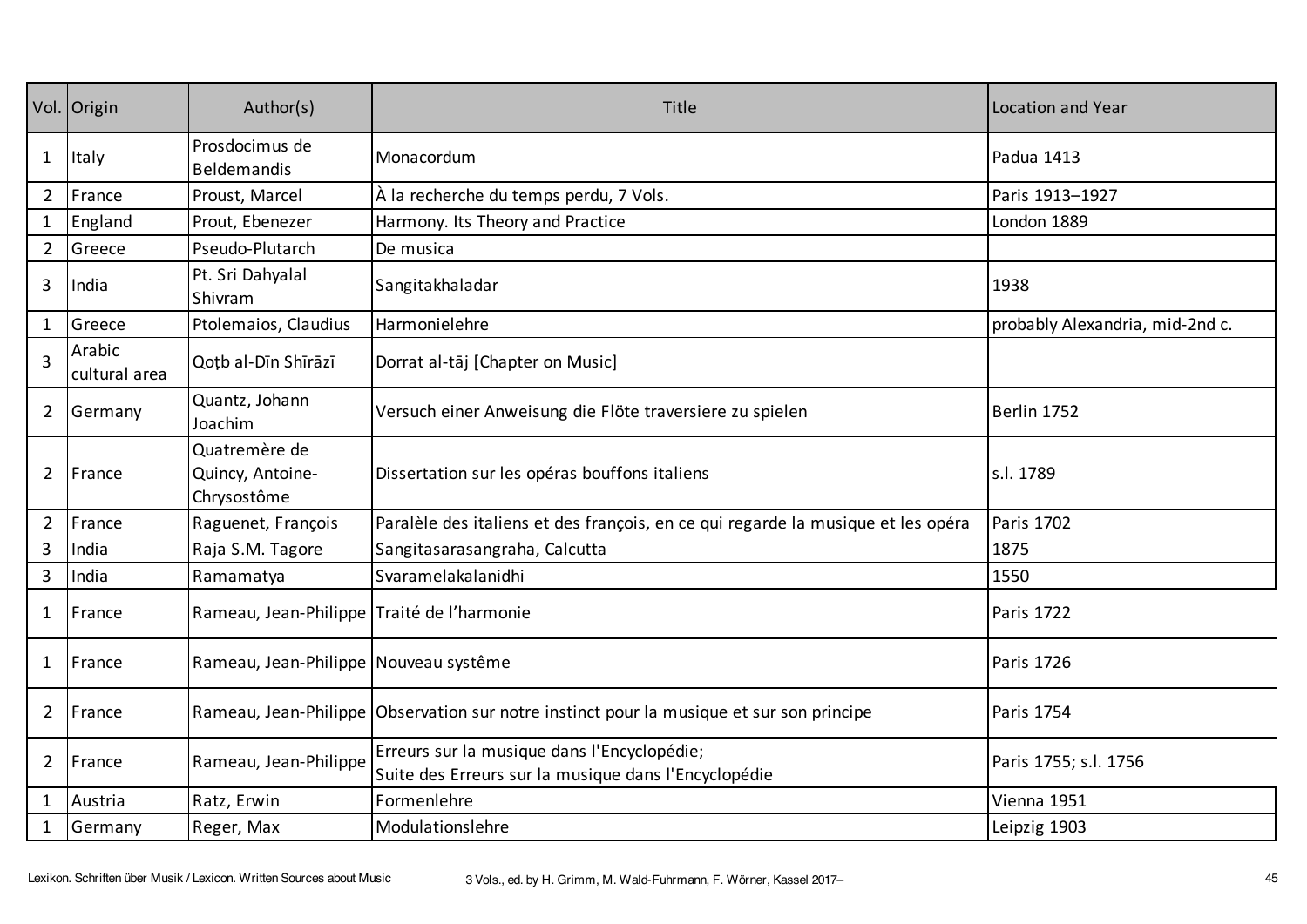| Vol. | Origin | Author(s) | Title | Location and Year |
|---|---|---|---|---|
| 1 | Italy | Prosdocimus de Beldemandis | Monacordum | Padua 1413 |
| 2 | France | Proust, Marcel | À la recherche du temps perdu, 7 Vols. | Paris 1913–1927 |
| 1 | England | Prout, Ebenezer | Harmony. Its Theory and Practice | London 1889 |
| 2 | Greece | Pseudo-Plutarch | De musica | |
| 3 | India | Pt. Sri Dahyalal Shivram | Sangitakhaladar | 1938 |
| 1 | Greece | Ptolemaios, Claudius | Harmonielehre | probably Alexandria, mid-2nd c. |
| 3 | Arabic cultural area | Qoṭb al-Dīn Shīrāzī | Dorrat al-tāj [Chapter on Music] | |
| 2 | Germany | Quantz, Johann Joachim | Versuch einer Anweisung die Flöte traversiere zu spielen | Berlin 1752 |
| 2 | France | Quatremère de Quincy, Antoine-Chrysostôme | Dissertation sur les opéras bouffons italiens | s.l. 1789 |
| 2 | France | Raguenet, François | Paralèle des italiens et des françois, en ce qui regarde la musique et les opéra | Paris 1702 |
| 3 | India | Raja S.M. Tagore | Sangitasarasangraha, Calcutta | 1875 |
| 3 | India | Ramamatya | Svaramelakalanidhi | 1550 |
| 1 | France | Rameau, Jean-Philippe | Traité de l'harmonie | Paris 1722 |
| 1 | France | Rameau, Jean-Philippe | Nouveau systême | Paris 1726 |
| 2 | France | Rameau, Jean-Philippe | Observation sur notre instinct pour la musique et sur son principe | Paris 1754 |
| 2 | France | Rameau, Jean-Philippe | Erreurs sur la musique dans l'Encyclopédie; Suite des Erreurs sur la musique dans l'Encyclopédie | Paris 1755; s.l. 1756 |
| 1 | Austria | Ratz, Erwin | Formenlehre | Vienna 1951 |
| 1 | Germany | Reger, Max | Modulationslehre | Leipzig 1903 |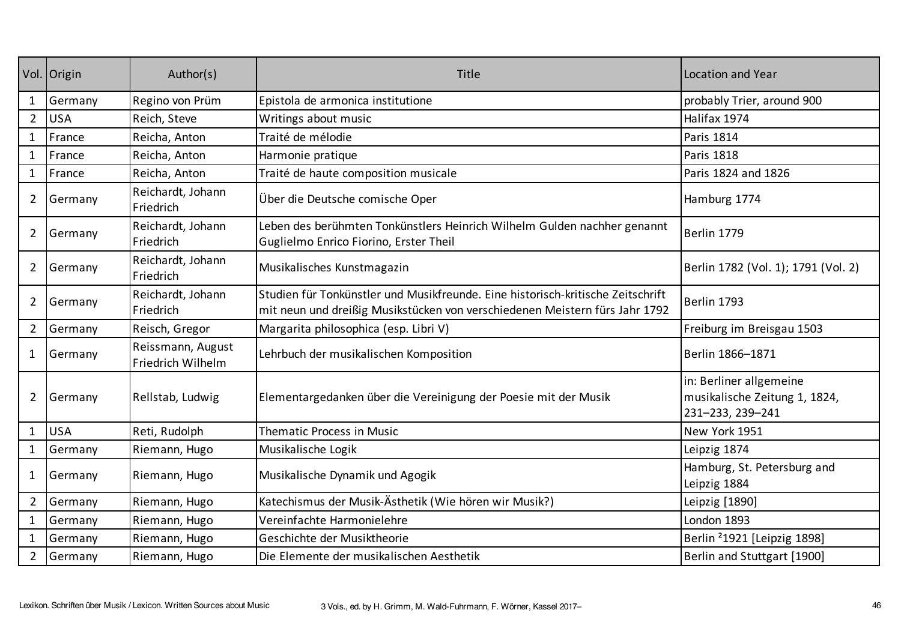| Vol. | Origin | Author(s) | Title | Location and Year |
|---|---|---|---|---|
| 1 | Germany | Regino von Prüm | Epistola de armonica institutione | probably Trier, around 900 |
| 2 | USA | Reich, Steve | Writings about music | Halifax 1974 |
| 1 | France | Reicha, Anton | Traité de mélodie | Paris 1814 |
| 1 | France | Reicha, Anton | Harmonie pratique | Paris 1818 |
| 1 | France | Reicha, Anton | Traité de haute composition musicale | Paris 1824 and 1826 |
| 2 | Germany | Reichardt, Johann Friedrich | Über die Deutsche comische Oper | Hamburg 1774 |
| 2 | Germany | Reichardt, Johann Friedrich | Leben des berühmten Tonkünstlers Heinrich Wilhelm Gulden nachher genannt Guglielmo Enrico Fiorino, Erster Theil | Berlin 1779 |
| 2 | Germany | Reichardt, Johann Friedrich | Musikalisches Kunstmagazin | Berlin 1782 (Vol. 1); 1791 (Vol. 2) |
| 2 | Germany | Reichardt, Johann Friedrich | Studien für Tonkünstler und Musikfreunde. Eine historisch-kritische Zeitschrift mit neun und dreißig Musikstücken von verschiedenen Meistern fürs Jahr 1792 | Berlin 1793 |
| 2 | Germany | Reisch, Gregor | Margarita philosophica (esp. Libri V) | Freiburg im Breisgau 1503 |
| 1 | Germany | Reissmann, August Friedrich Wilhelm | Lehrbuch der musikalischen Komposition | Berlin 1866–1871 |
| 2 | Germany | Rellstab, Ludwig | Elementargedanken über die Vereinigung der Poesie mit der Musik | in: Berliner allgemeine musikalische Zeitung 1, 1824, 231–233, 239–241 |
| 1 | USA | Reti, Rudolph | Thematic Process in Music | New York 1951 |
| 1 | Germany | Riemann, Hugo | Musikalische Logik | Leipzig 1874 |
| 1 | Germany | Riemann, Hugo | Musikalische Dynamik und Agogik | Hamburg, St. Petersburg and Leipzig 1884 |
| 2 | Germany | Riemann, Hugo | Katechismus der Musik-Ästhetik (Wie hören wir Musik?) | Leipzig [1890] |
| 1 | Germany | Riemann, Hugo | Vereinfachte Harmonielehre | London 1893 |
| 1 | Germany | Riemann, Hugo | Geschichte der Musiktheorie | Berlin $^{2}$1921 [Leipzig 1898] |
| 2 | Germany | Riemann, Hugo | Die Elemente der musikalischen Aesthetik | Berlin and Stuttgart [1900] |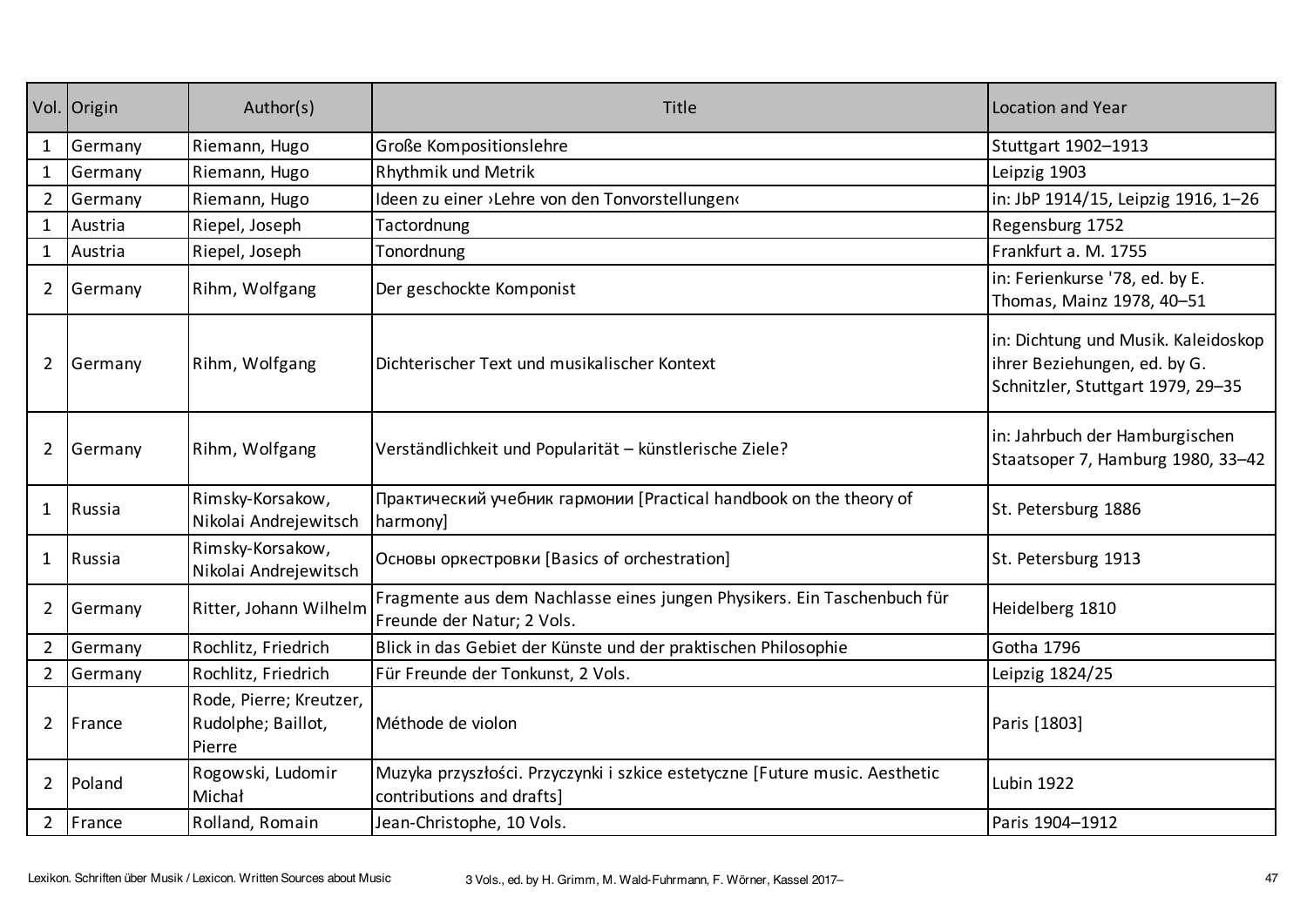| Vol. | Origin | Author(s) | Title | Location and Year |
|---|---|---|---|---|
| 1 | Germany | Riemann, Hugo | Große Kompositionslehre | Stuttgart 1902–1913 |
| 1 | Germany | Riemann, Hugo | Rhythmik und Metrik | Leipzig 1903 |
| 2 | Germany | Riemann, Hugo | Ideen zu einer ›Lehre von den Tonvorstellungen‹ | in: JbP 1914/15, Leipzig 1916, 1–26 |
| 1 | Austria | Riepel, Joseph | Tactordnung | Regensburg 1752 |
| 1 | Austria | Riepel, Joseph | Tonordnung | Frankfurt a. M. 1755 |
| 2 | Germany | Rihm, Wolfgang | Der geschockte Komponist | in: Ferienkurse '78, ed. by E. Thomas, Mainz 1978, 40–51 |
| 2 | Germany | Rihm, Wolfgang | Dichterischer Text und musikalischer Kontext | in: Dichtung und Musik. Kaleidoskop ihrer Beziehungen, ed. by G. Schnitzler, Stuttgart 1979, 29–35 |
| 2 | Germany | Rihm, Wolfgang | Verständlichkeit und Popularität – künstlerische Ziele? | in: Jahrbuch der Hamburgischen Staatsoper 7, Hamburg 1980, 33–42 |
| 1 | Russia | Rimsky-Korsakow, Nikolai Andrejewitsch | Практический учебник гармонии [Practical handbook on the theory of harmony] | St. Petersburg 1886 |
| 1 | Russia | Rimsky-Korsakow, Nikolai Andrejewitsch | Основы оркестровки [Basics of orchestration] | St. Petersburg 1913 |
| 2 | Germany | Ritter, Johann Wilhelm | Fragmente aus dem Nachlasse eines jungen Physikers. Ein Taschenbuch für Freunde der Natur; 2 Vols. | Heidelberg 1810 |
| 2 | Germany | Rochlitz, Friedrich | Blick in das Gebiet der Künste und der praktischen Philosophie | Gotha 1796 |
| 2 | Germany | Rochlitz, Friedrich | Für Freunde der Tonkunst, 2 Vols. | Leipzig 1824/25 |
| 2 | France | Rode, Pierre; Kreutzer, Rudolphe; Baillot, Pierre | Méthode de violon | Paris [1803] |
| 2 | Poland | Rogowski, Ludomir Michał | Muzyka przyszłości. Przyczynki i szkice estetyczne [Future music. Aesthetic contributions and drafts] | Lubin 1922 |
| 2 | France | Rolland, Romain | Jean-Christophe, 10 Vols. | Paris 1904–1912 |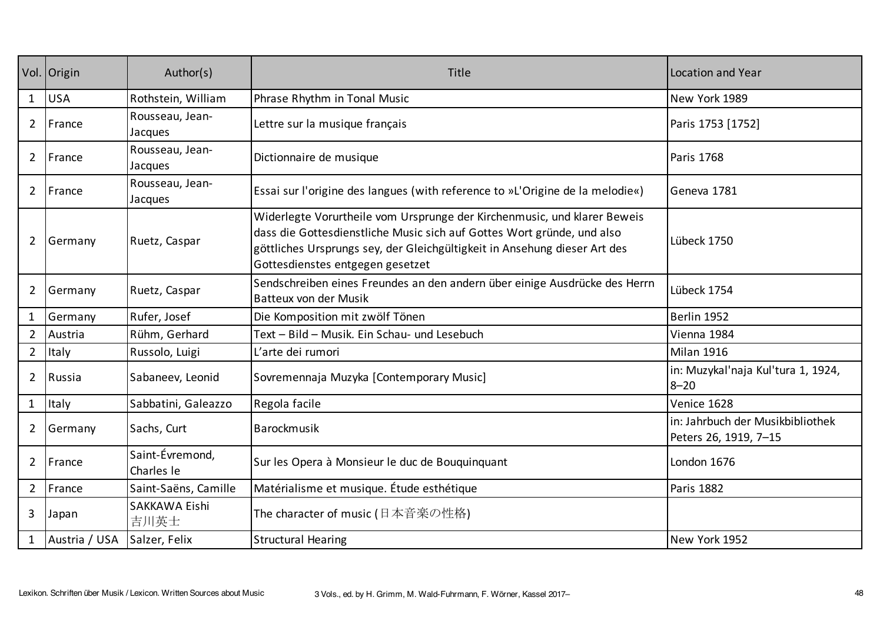| Vol. | Origin | Author(s) | Title | Location and Year |
|---|---|---|---|---|
| 1 | USA | Rothstein, William | Phrase Rhythm in Tonal Music | New York 1989 |
| 2 | France | Rousseau, Jean-Jacques | Lettre sur la musique français | Paris 1753 [1752] |
| 2 | France | Rousseau, Jean-Jacques | Dictionnaire de musique | Paris 1768 |
| 2 | France | Rousseau, Jean-Jacques | Essai sur l'origine des langues (with reference to »L'Origine de la melodie«) | Geneva 1781 |
| 2 | Germany | Ruetz, Caspar | Widerlegte Vorurtheile vom Ursprunge der Kirchenmusic, und klarer Beweis dass die Gottesdienstliche Music sich auf Gottes Wort gründe, und also göttliches Ursprungs sey, der Gleichgültigkeit in Ansehung dieser Art des Gottesdienstes entgegen gesetzet | Lübeck 1750 |
| 2 | Germany | Ruetz, Caspar | Sendschreiben eines Freundes an den andern über einige Ausdrücke des Herrn Batteux von der Musik | Lübeck 1754 |
| 1 | Germany | Rufer, Josef | Die Komposition mit zwölf Tönen | Berlin 1952 |
| 2 | Austria | Rühm, Gerhard | Text – Bild – Musik. Ein Schau- und Lesebuch | Vienna 1984 |
| 2 | Italy | Russolo, Luigi | L'arte dei rumori | Milan 1916 |
| 2 | Russia | Sabaneev, Leonid | Sovremennaja Muzyka [Contemporary Music] | in: Muzykal'naja Kul'tura 1, 1924, 8–20 |
| 1 | Italy | Sabbatini, Galeazzo | Regola facile | Venice 1628 |
| 2 | Germany | Sachs, Curt | Barockmusik | in: Jahrbuch der Musikbibliothek Peters 26, 1919, 7–15 |
| 2 | France | Saint-Évremond, Charles le | Sur les Opera à Monsieur le duc de Bouquinquant | London 1676 |
| 2 | France | Saint-Saëns, Camille | Matérialisme et musique. Étude esthétique | Paris 1882 |
| 3 | Japan | SAKKAWA Eishi 吉川英士 | The character of music (日本音楽の性格) | |
| 1 | Austria / USA | Salzer, Felix | Structural Hearing | New York 1952 |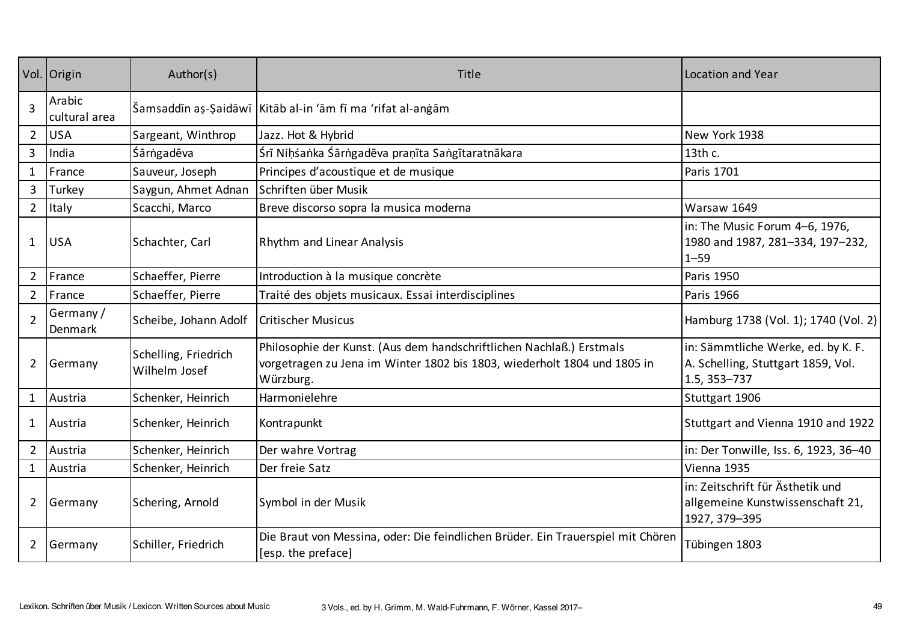| Vol. | Origin | Author(s) | Title | Location and Year |
|---|---|---|---|---|
| 3 | Arabic cultural area | Šamsaddīn aṣ-Ṣaidāwī | Kitāb al-in ʻām fī ma ʻrifat al-anġām | |
| 2 | USA | Sargeant, Winthrop | Jazz. Hot & Hybrid | New York 1938 |
| 3 | India | Śārṅgadēva | Śrī Niḥśaṅka Śārṅgadēva praṇīta Saṅgītaratnākara | 13th c. |
| 1 | France | Sauveur, Joseph | Principes d'acoustique et de musique | Paris 1701 |
| 3 | Turkey | Saygun, Ahmet Adnan | Schriften über Musik | |
| 2 | Italy | Scacchi, Marco | Breve discorso sopra la musica moderna | Warsaw 1649 |
| 1 | USA | Schachter, Carl | Rhythm and Linear Analysis | in: The Music Forum 4–6, 1976, 1980 and 1987, 281–334, 197–232, 1–59 |
| 2 | France | Schaeffer, Pierre | Introduction à la musique concrète | Paris 1950 |
| 2 | France | Schaeffer, Pierre | Traité des objets musicaux. Essai interdisciplines | Paris 1966 |
| 2 | Germany / Denmark | Scheibe, Johann Adolf | Critischer Musicus | Hamburg 1738 (Vol. 1); 1740 (Vol. 2) |
| 2 | Germany | Schelling, Friedrich Wilhelm Josef | Philosophie der Kunst. (Aus dem handschriftlichen Nachlaß.) Erstmals vorgetragen zu Jena im Winter 1802 bis 1803, wiederholt 1804 und 1805 in Würzburg. | in: Sämmtliche Werke, ed. by K. F. A. Schelling, Stuttgart 1859, Vol. 1.5, 353–737 |
| 1 | Austria | Schenker, Heinrich | Harmonielehre | Stuttgart 1906 |
| 1 | Austria | Schenker, Heinrich | Kontrapunkt | Stuttgart and Vienna 1910 and 1922 |
| 2 | Austria | Schenker, Heinrich | Der wahre Vortrag | in: Der Tonwille, Iss. 6, 1923, 36–40 |
| 1 | Austria | Schenker, Heinrich | Der freie Satz | Vienna 1935 |
| 2 | Germany | Schering, Arnold | Symbol in der Musik | in: Zeitschrift für Ästhetik und allgemeine Kunstwissenschaft 21, 1927, 379–395 |
| 2 | Germany | Schiller, Friedrich | Die Braut von Messina, oder: Die feindlichen Brüder. Ein Trauerspiel mit Chören [esp. the preface] | Tübingen 1803 |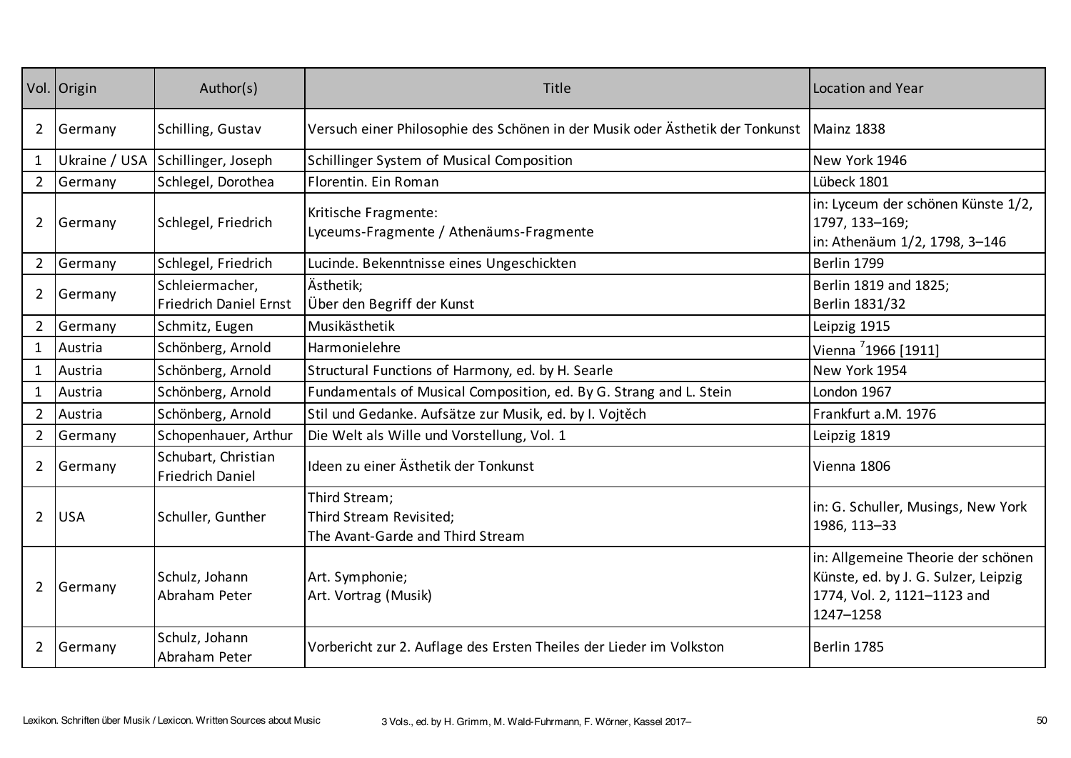| Vol. | Origin | Author(s) | Title | Location and Year |
|---|---|---|---|---|
| 2 | Germany | Schilling, Gustav | Versuch einer Philosophie des Schönen in der Musik oder Ästhetik der Tonkunst | Mainz 1838 |
| 1 | Ukraine / USA | Schillinger, Joseph | Schillinger System of Musical Composition | New York 1946 |
| 2 | Germany | Schlegel, Dorothea | Florentin. Ein Roman | Lübeck 1801 |
| 2 | Germany | Schlegel, Friedrich | Kritische Fragmente: Lyceums-Fragmente / Athenäums-Fragmente | in: Lyceum der schönen Künste 1/2, 1797, 133–169; in: Athenäum 1/2, 1798, 3–146 |
| 2 | Germany | Schlegel, Friedrich | Lucinde. Bekenntnisse eines Ungeschickten | Berlin 1799 |
| 2 | Germany | Schleiermacher, Friedrich Daniel Ernst | Ästhetik; Über den Begriff der Kunst | Berlin 1819 and 1825; Berlin 1831/32 |
| 2 | Germany | Schmitz, Eugen | Musikästhetik | Leipzig 1915 |
| 1 | Austria | Schönberg, Arnold | Harmonielehre | Vienna [7]1966 [1911] |
| 1 | Austria | Schönberg, Arnold | Structural Functions of Harmony, ed. by H. Searle | New York 1954 |
| 1 | Austria | Schönberg, Arnold | Fundamentals of Musical Composition, ed. By G. Strang and L. Stein | London 1967 |
| 2 | Austria | Schönberg, Arnold | Stil und Gedanke. Aufsätze zur Musik, ed. by I. Vojtěch | Frankfurt a.M. 1976 |
| 2 | Germany | Schopenhauer, Arthur | Die Welt als Wille und Vorstellung, Vol. 1 | Leipzig 1819 |
| 2 | Germany | Schubart, Christian Friedrich Daniel | Ideen zu einer Ästhetik der Tonkunst | Vienna 1806 |
| 2 | USA | Schuller, Gunther | Third Stream; Third Stream Revisited; The Avant-Garde and Third Stream | in: G. Schuller, Musings, New York 1986, 113–33 |
| 2 | Germany | Schulz, Johann Abraham Peter | Art. Symphonie; Art. Vortrag (Musik) | in: Allgemeine Theorie der schönen Künste, ed. by J. G. Sulzer, Leipzig 1774, Vol. 2, 1121–1123 and 1247–1258 |
| 2 | Germany | Schulz, Johann Abraham Peter | Vorbericht zur 2. Auflage des Ersten Theiles der Lieder im Volkston | Berlin 1785 |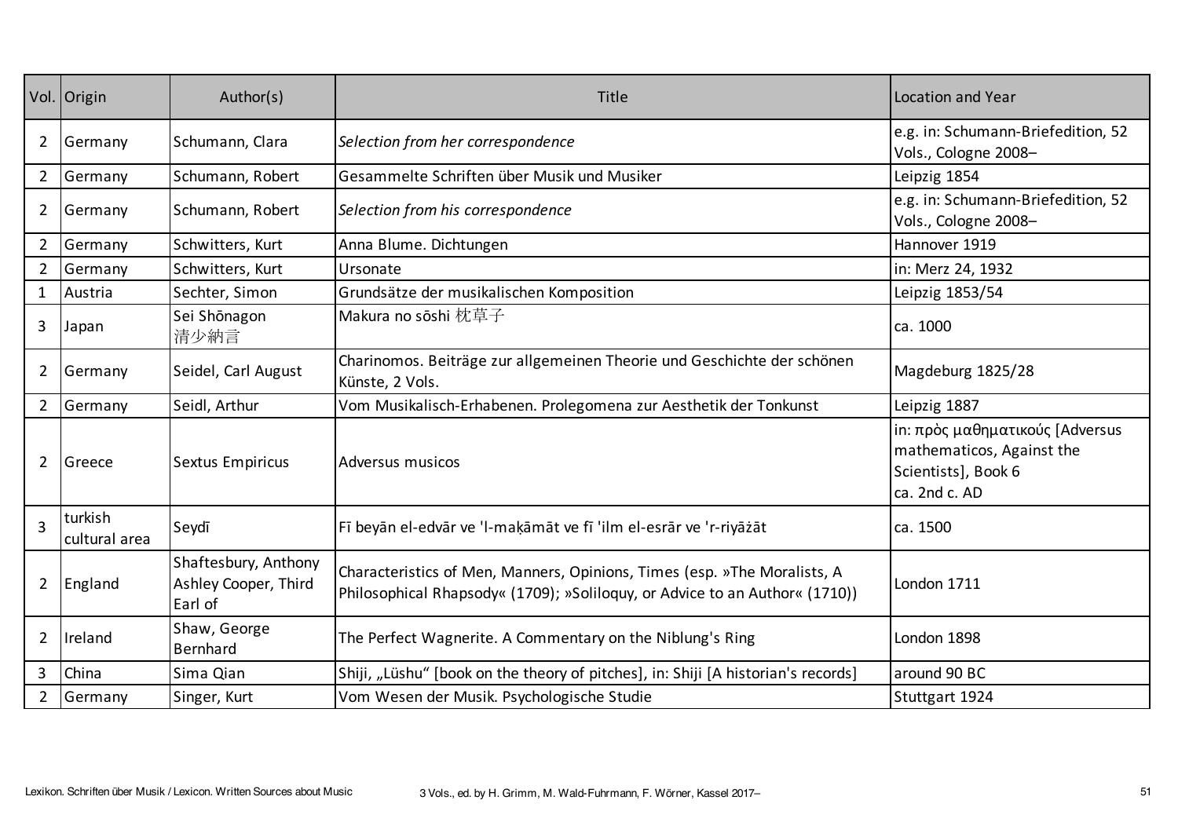| Vol. | Origin | Author(s) | Title | Location and Year |
|---|---|---|---|---|
| 2 | Germany | Schumann, Clara | *Selection from her correspondence* | e.g. in: Schumann-Briefedition, 52 Vols., Cologne 2008– |
| 2 | Germany | Schumann, Robert | Gesammelte Schriften über Musik und Musiker | Leipzig 1854 |
| 2 | Germany | Schumann, Robert | *Selection from his correspondence* | e.g. in: Schumann-Briefedition, 52 Vols., Cologne 2008– |
| 2 | Germany | Schwitters, Kurt | Anna Blume. Dichtungen | Hannover 1919 |
| 2 | Germany | Schwitters, Kurt | Ursonate | in: Merz 24, 1932 |
| 1 | Austria | Sechter, Simon | Grundsätze der musikalischen Komposition | Leipzig 1853/54 |
| 3 | Japan | Sei Shōnagon 清少納言 | Makura no sōshi 枕草子 | ca. 1000 |
| 2 | Germany | Seidel, Carl August | Charinomos. Beiträge zur allgemeinen Theorie und Geschichte der schönen Künste, 2 Vols. | Magdeburg 1825/28 |
| 2 | Germany | Seidl, Arthur | Vom Musikalisch-Erhabenen. Prolegomena zur Aesthetik der Tonkunst | Leipzig 1887 |
| 2 | Greece | Sextus Empiricus | Adversus musicos | in: πρὸς μαθηματικούς [Adversus mathematicos, Against the Scientists], Book 6 ca. 2nd c. AD |
| 3 | turkish cultural area | Seydī | Fī beyān el-edvār ve 'l-maḳāmāt ve fī 'ilm el-esrār ve 'r-riyāżāt | ca. 1500 |
| 2 | England | Shaftesbury, Anthony Ashley Cooper, Third Earl of | Characteristics of Men, Manners, Opinions, Times (esp. »The Moralists, A Philosophical Rhapsody« (1709); »Soliloquy, or Advice to an Author« (1710)) | London 1711 |
| 2 | Ireland | Shaw, George Bernhard | The Perfect Wagnerite. A Commentary on the Niblung's Ring | London 1898 |
| 3 | China | Sima Qian | Shiji, „Lüshu" [book on the theory of pitches], in: Shiji [A historian's records] | around 90 BC |
| 2 | Germany | Singer, Kurt | Vom Wesen der Musik. Psychologische Studie | Stuttgart 1924 |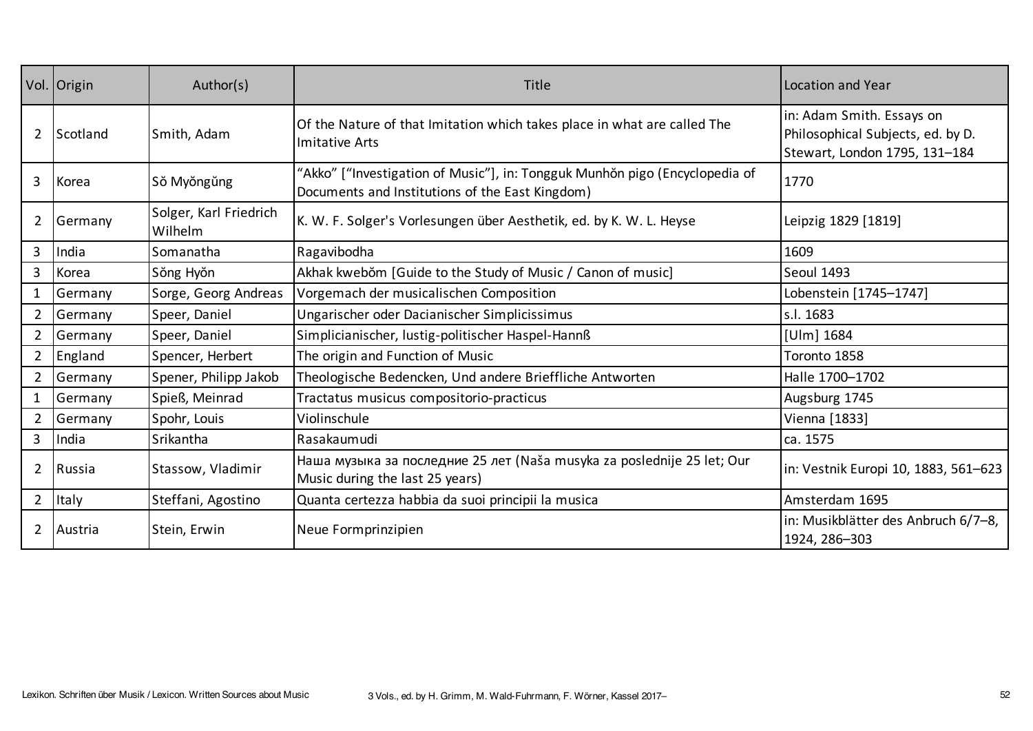| Vol. | Origin | Author(s) | Title | Location and Year |
|---|---|---|---|---|
| 2 | Scotland | Smith, Adam | Of the Nature of that Imitation which takes place in what are called The Imitative Arts | in: Adam Smith. Essays on Philosophical Subjects, ed. by D. Stewart, London 1795, 131–184 |
| 3 | Korea | Sŏ Myŏngŭng | “Akko” [“Investigation of Music”], in: Tongguk Munhŏn pigo (Encyclopedia of Documents and Institutions of the East Kingdom) | 1770 |
| 2 | Germany | Solger, Karl Friedrich Wilhelm | K. W. F. Solger's Vorlesungen über Aesthetik, ed. by K. W. L. Heyse | Leipzig 1829 [1819] |
| 3 | India | Somanatha | Ragavibodha | 1609 |
| 3 | Korea | Sŏng Hyŏn | Akhak kwebŏm [Guide to the Study of Music / Canon of music] | Seoul 1493 |
| 1 | Germany | Sorge, Georg Andreas | Vorgemach der musicalischen Composition | Lobenstein [1745–1747] |
| 2 | Germany | Speer, Daniel | Ungarischer oder Dacianischer Simplicissimus | s.l. 1683 |
| 2 | Germany | Speer, Daniel | Simplicianischer, lustig-politischer Haspel-Hannß | [Ulm] 1684 |
| 2 | England | Spencer, Herbert | The origin and Function of Music | Toronto 1858 |
| 2 | Germany | Spener, Philipp Jakob | Theologische Bedencken, Und andere Brieffliche Antworten | Halle 1700–1702 |
| 1 | Germany | Spieß, Meinrad | Tractatus musicus compositorio-practicus | Augsburg 1745 |
| 2 | Germany | Spohr, Louis | Violinschule | Vienna [1833] |
| 3 | India | Srikantha | Rasakaumudi | ca. 1575 |
| 2 | Russia | Stassow, Vladimir | Наша музыка за последние 25 лет (Naša musyka za poslednije 25 let; Our Music during the last 25 years) | in: Vestnik Europi 10, 1883, 561–623 |
| 2 | Italy | Steffani, Agostino | Quanta certezza habbia da suoi principii la musica | Amsterdam 1695 |
| 2 | Austria | Stein, Erwin | Neue Formprinzipien | in: Musikblätter des Anbruch 6/7–8, 1924, 286–303 |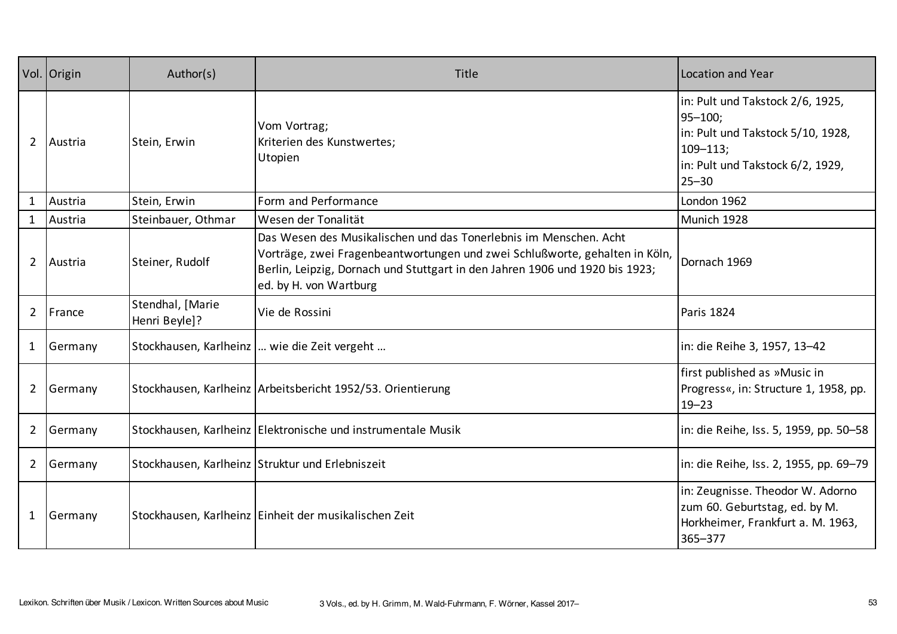| Vol. | Origin | Author(s) | Title | Location and Year |
|---|---|---|---|---|
| 2 | Austria | Stein, Erwin | Vom Vortrag;<br>Kriterien des Kunstwertes;<br>Utopien | in: Pult und Takstock 2/6, 1925, 95–100;<br>in: Pult und Takstock 5/10, 1928, 109–113;<br>in: Pult und Takstock 6/2, 1929, 25–30 |
| 1 | Austria | Stein, Erwin | Form and Performance | London 1962 |
| 1 | Austria | Steinbauer, Othmar | Wesen der Tonalität | Munich 1928 |
| 2 | Austria | Steiner, Rudolf | Das Wesen des Musikalischen und das Tonerlebnis im Menschen. Acht Vorträge, zwei Fragenbeantwortungen und zwei Schlußworte, gehalten in Köln, Berlin, Leipzig, Dornach und Stuttgart in den Jahren 1906 und 1920 bis 1923; ed. by H. von Wartburg | Dornach 1969 |
| 2 | France | Stendhal, [Marie Henri Beyle]? | Vie de Rossini | Paris 1824 |
| 1 | Germany | Stockhausen, Karlheinz | … wie die Zeit vergeht … | in: die Reihe 3, 1957, 13–42 |
| 2 | Germany | Stockhausen, Karlheinz | Arbeitsbericht 1952/53. Orientierung | first published as »Music in Progress«, in: Structure 1, 1958, pp. 19–23 |
| 2 | Germany | Stockhausen, Karlheinz | Elektronische und instrumentale Musik | in: die Reihe, Iss. 5, 1959, pp. 50–58 |
| 2 | Germany | Stockhausen, Karlheinz | Struktur und Erlebniszeit | in: die Reihe, Iss. 2, 1955, pp. 69–79 |
| 1 | Germany | Stockhausen, Karlheinz | Einheit der musikalischen Zeit | in: Zeugnisse. Theodor W. Adorno zum 60. Geburtstag, ed. by M. Horkheimer, Frankfurt a. M. 1963, 365–377 |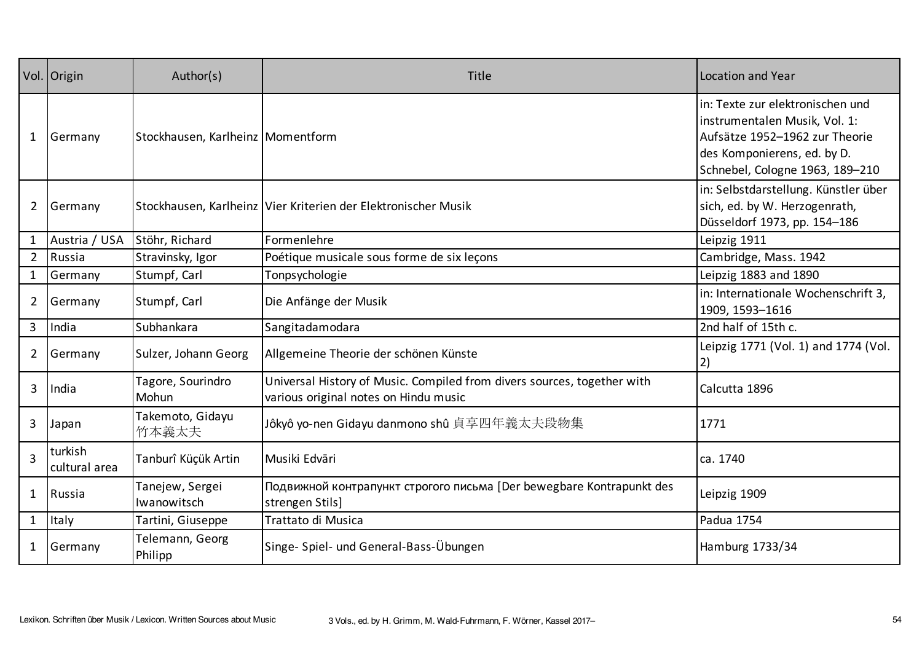| Vol. | Origin | Author(s) | Title | Location and Year |
| --- | --- | --- | --- | --- |
| 1 | Germany | Stockhausen, Karlheinz | Momentform | in: Texte zur elektronischen und instrumentalen Musik, Vol. 1: Aufsätze 1952–1962 zur Theorie des Komponierens, ed. by D. Schnebel, Cologne 1963, 189–210 |
| 2 | Germany | Stockhausen, Karlheinz | Vier Kriterien der Elektronischer Musik | in: Selbstdarstellung. Künstler über sich, ed. by W. Herzogenrath, Düsseldorf 1973, pp. 154–186 |
| 1 | Austria / USA | Stöhr, Richard | Formenlehre | Leipzig 1911 |
| 2 | Russia | Stravinsky, Igor | Poétique musicale sous forme de six leçons | Cambridge, Mass. 1942 |
| 1 | Germany | Stumpf, Carl | Tonpsychologie | Leipzig 1883 and 1890 |
| 2 | Germany | Stumpf, Carl | Die Anfänge der Musik | in: Internationale Wochenschrift 3, 1909, 1593–1616 |
| 3 | India | Subhankara | Sangitadamodara | 2nd half of 15th c. |
| 2 | Germany | Sulzer, Johann Georg | Allgemeine Theorie der schönen Künste | Leipzig 1771 (Vol. 1) and 1774 (Vol. 2) |
| 3 | India | Tagore, Sourindro Mohun | Universal History of Music. Compiled from divers sources, together with various original notes on Hindu music | Calcutta 1896 |
| 3 | Japan | Takemoto, Gidayu 竹本義太夫 | Jôkyô yo-nen Gidayu danmono shû 貞享四年義太夫段物集 | 1771 |
| 3 | turkish cultural area | Tanburî Küçük Artin | Musiki Edvāri | ca. 1740 |
| 1 | Russia | Tanejew, Sergei Iwanowitsch | Подвижной контрапункт строгого письма [Der bewegbare Kontrapunkt des strengen Stils] | Leipzig 1909 |
| 1 | Italy | Tartini, Giuseppe | Trattato di Musica | Padua 1754 |
| 1 | Germany | Telemann, Georg Philipp | Singe- Spiel- und General-Bass-Übungen | Hamburg 1733/34 |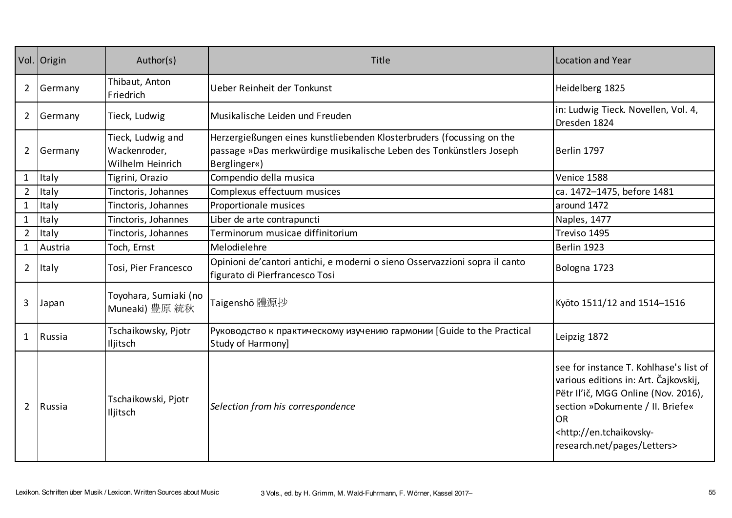| Vol. | Origin | Author(s) | Title | Location and Year |
|---|---|---|---|---|
| 2 | Germany | Thibaut, Anton Friedrich | Ueber Reinheit der Tonkunst | Heidelberg 1825 |
| 2 | Germany | Tieck, Ludwig | Musikalische Leiden und Freuden | in: Ludwig Tieck. Novellen, Vol. 4, Dresden 1824 |
| 2 | Germany | Tieck, Ludwig and Wackenroder, Wilhelm Heinrich | Herzergießungen eines kunstliebenden Klosterbruders (focussing on the passage »Das merkwürdige musikalische Leben des Tonkünstlers Joseph Berglinger«) | Berlin 1797 |
| 1 | Italy | Tigrini, Orazio | Compendio della musica | Venice 1588 |
| 2 | Italy | Tinctoris, Johannes | Complexus effectuum musices | ca. 1472–1475, before 1481 |
| 1 | Italy | Tinctoris, Johannes | Proportionale musices | around 1472 |
| 1 | Italy | Tinctoris, Johannes | Liber de arte contrapuncti | Naples, 1477 |
| 2 | Italy | Tinctoris, Johannes | Terminorum musicae diffinitorium | Treviso 1495 |
| 1 | Austria | Toch, Ernst | Melodielehre | Berlin 1923 |
| 2 | Italy | Tosi, Pier Francesco | Opinioni de'cantori antichi, e moderni o sieno Osservazzioni sopra il canto figurato di Pierfrancesco Tosi | Bologna 1723 |
| 3 | Japan | Toyohara, Sumiaki (no Muneaki) 豊原 統秋 | Taigenshō 體源抄 | Kyōto 1511/12 and 1514–1516 |
| 1 | Russia | Tschaikowsky, Pjotr Iljitsch | Руководство к практическому изучению гармонии [Guide to the Practical Study of Harmony] | Leipzig 1872 |
| 2 | Russia | Tschaikowski, Pjotr Iljitsch | *Selection from his correspondence* | see for instance T. Kohlhase's list of various editions in: Art. Čajkovskij, Pëtr Il'ič, MGG Online (Nov. 2016), section »Dokumente / II. Briefe« OR <http://en.tchaikovsky-research.net/pages/Letters> |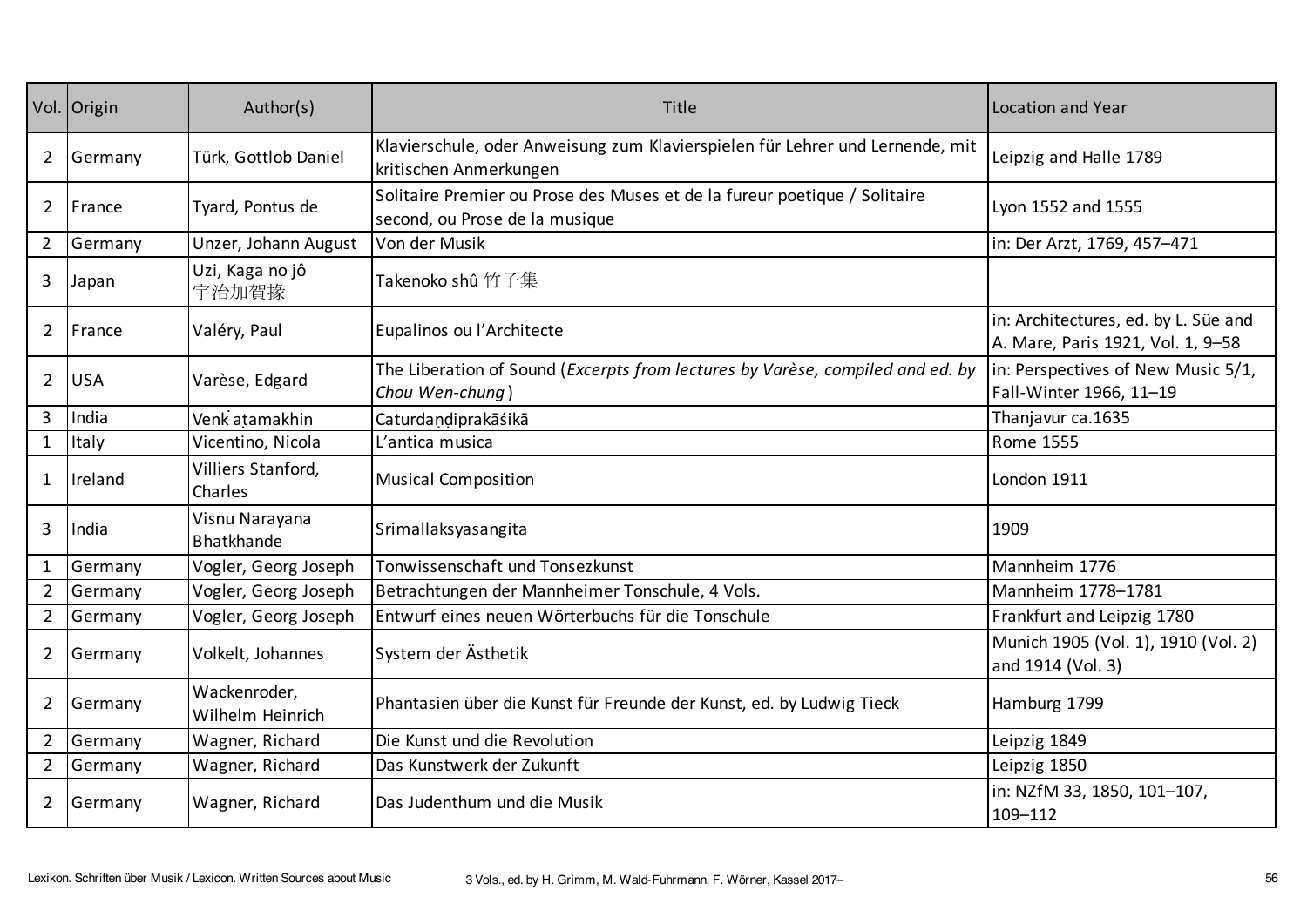| Vol. | Origin | Author(s) | Title | Location and Year |
|---|---|---|---|---|
| 2 | Germany | Türk, Gottlob Daniel | Klavierschule, oder Anweisung zum Klavierspielen für Lehrer und Lernende, mit kritischen Anmerkungen | Leipzig and Halle 1789 |
| 2 | France | Tyard, Pontus de | Solitaire Premier ou Prose des Muses et de la fureur poetique / Solitaire second, ou Prose de la musique | Lyon 1552 and 1555 |
| 2 | Germany | Unzer, Johann August | Von der Musik | in: Der Arzt, 1769, 457–471 |
| 3 | Japan | Uzi, Kaga no jô 宇治加賀掾 | Takenoko shû 竹子集 | |
| 2 | France | Valéry, Paul | Eupalinos ou l'Architecte | in: Architectures, ed. by L. Süe and A. Mare, Paris 1921, Vol. 1, 9–58 |
| 2 | USA | Varèse, Edgard | The Liberation of Sound (*Excerpts from lectures by Varèse, compiled and ed. by Chou Wen-chung*) | in: Perspectives of New Music 5/1, Fall-Winter 1966, 11–19 |
| 3 | India | Venkạtamakhin | Caturdaṇḍiprakāśikā | Thanjavur ca.1635 |
| 1 | Italy | Vicentino, Nicola | L'antica musica | Rome 1555 |
| 1 | Ireland | Villiers Stanford, Charles | Musical Composition | London 1911 |
| 3 | India | Visnu Narayana Bhatkhande | Srimallaksyasangita | 1909 |
| 1 | Germany | Vogler, Georg Joseph | Tonwissenschaft und Tonsezkunst | Mannheim 1776 |
| 2 | Germany | Vogler, Georg Joseph | Betrachtungen der Mannheimer Tonschule, 4 Vols. | Mannheim 1778–1781 |
| 2 | Germany | Vogler, Georg Joseph | Entwurf eines neuen Wörterbuchs für die Tonschule | Frankfurt and Leipzig 1780 |
| 2 | Germany | Volkelt, Johannes | System der Ästhetik | Munich 1905 (Vol. 1), 1910 (Vol. 2) and 1914 (Vol. 3) |
| 2 | Germany | Wackenroder, Wilhelm Heinrich | Phantasien über die Kunst für Freunde der Kunst, ed. by Ludwig Tieck | Hamburg 1799 |
| 2 | Germany | Wagner, Richard | Die Kunst und die Revolution | Leipzig 1849 |
| 2 | Germany | Wagner, Richard | Das Kunstwerk der Zukunft | Leipzig 1850 |
| 2 | Germany | Wagner, Richard | Das Judenthum und die Musik | in: NZfM 33, 1850, 101–107, 109–112 |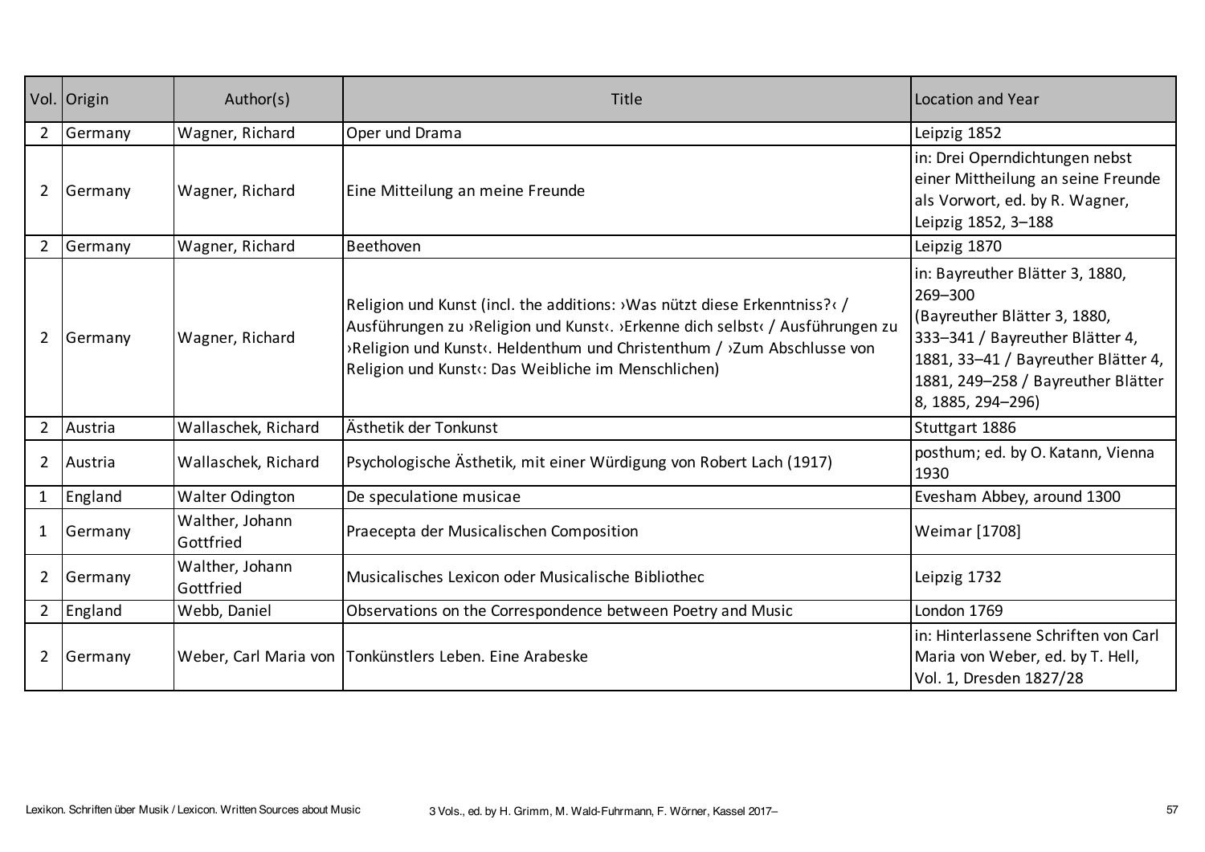| Vol. | Origin | Author(s) | Title | Location and Year |
|---|---|---|---|---|
| 2 | Germany | Wagner, Richard | Oper und Drama | Leipzig 1852 |
| 2 | Germany | Wagner, Richard | Eine Mitteilung an meine Freunde | in: Drei Operndichtungen nebst einer Mittheilung an seine Freunde als Vorwort, ed. by R. Wagner, Leipzig 1852, 3–188 |
| 2 | Germany | Wagner, Richard | Beethoven | Leipzig 1870 |
| 2 | Germany | Wagner, Richard | Religion und Kunst (incl. the additions: ›Was nützt diese Erkenntniss?‹ / Ausführungen zu ›Religion und Kunst‹. ›Erkenne dich selbst‹ / Ausführungen zu ›Religion und Kunst‹. Heldenthum und Christenthum / ›Zum Abschlusse von Religion und Kunst‹: Das Weibliche im Menschlichen) | in: Bayreuther Blätter 3, 1880, 269–300 (Bayreuther Blätter 3, 1880, 333–341 / Bayreuther Blätter 4, 1881, 33–41 / Bayreuther Blätter 4, 1881, 249–258 / Bayreuther Blätter 8, 1885, 294–296) |
| 2 | Austria | Wallaschek, Richard | Ästhetik der Tonkunst | Stuttgart 1886 |
| 2 | Austria | Wallaschek, Richard | Psychologische Ästhetik, mit einer Würdigung von Robert Lach (1917) | posthum; ed. by O. Katann, Vienna 1930 |
| 1 | England | Walter Odington | De speculatione musicae | Evesham Abbey, around 1300 |
| 1 | Germany | Walther, Johann Gottfried | Praecepta der Musicalischen Composition | Weimar [1708] |
| 2 | Germany | Walther, Johann Gottfried | Musicalisches Lexicon oder Musicalische Bibliothec | Leipzig 1732 |
| 2 | England | Webb, Daniel | Observations on the Correspondence between Poetry and Music | London 1769 |
| 2 | Germany | Weber, Carl Maria von | Tonkünstlers Leben. Eine Arabeske | in: Hinterlassene Schriften von Carl Maria von Weber, ed. by T. Hell, Vol. 1, Dresden 1827/28 |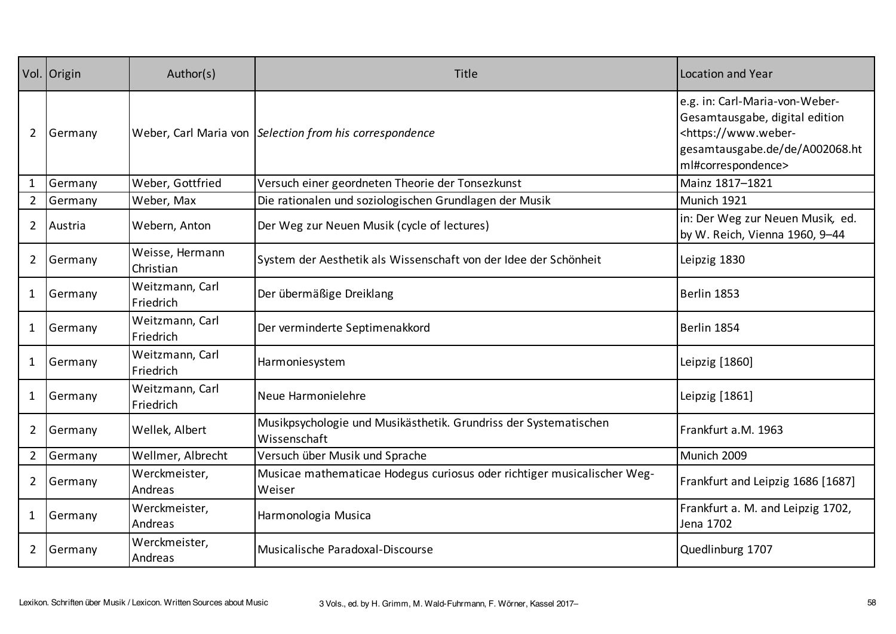| Vol. | Origin | Author(s) | Title | Location and Year |
|---|---|---|---|---|
| 2 | Germany | Weber, Carl Maria von | *Selection from his correspondence* | e.g. in: Carl-Maria-von-Weber-Gesamtausgabe, digital edition <https://www.weber-gesamtausgabe.de/de/A002068.html#correspondence> |
| 1 | Germany | Weber, Gottfried | Versuch einer geordneten Theorie der Tonsezkunst | Mainz 1817–1821 |
| 2 | Germany | Weber, Max | Die rationalen und soziologischen Grundlagen der Musik | Munich 1921 |
| 2 | Austria | Webern, Anton | Der Weg zur Neuen Musik (cycle of lectures) | in: Der Weg zur Neuen Musik, ed. by W. Reich, Vienna 1960, 9–44 |
| 2 | Germany | Weisse, Hermann Christian | System der Aesthetik als Wissenschaft von der Idee der Schönheit | Leipzig 1830 |
| 1 | Germany | Weitzmann, Carl Friedrich | Der übermäßige Dreiklang | Berlin 1853 |
| 1 | Germany | Weitzmann, Carl Friedrich | Der verminderte Septimenakkord | Berlin 1854 |
| 1 | Germany | Weitzmann, Carl Friedrich | Harmoniesystem | Leipzig [1860] |
| 1 | Germany | Weitzmann, Carl Friedrich | Neue Harmonielehre | Leipzig [1861] |
| 2 | Germany | Wellek, Albert | Musikpsychologie und Musikästhetik. Grundriss der Systematischen Wissenschaft | Frankfurt a.M. 1963 |
| 2 | Germany | Wellmer, Albrecht | Versuch über Musik und Sprache | Munich 2009 |
| 2 | Germany | Werckmeister, Andreas | Musicae mathematicae Hodegus curiosus oder richtiger musicalischer Weg-Weiser | Frankfurt and Leipzig 1686 [1687] |
| 1 | Germany | Werckmeister, Andreas | Harmonologia Musica | Frankfurt a. M. and Leipzig 1702, Jena 1702 |
| 2 | Germany | Werckmeister, Andreas | Musicalische Paradoxal-Discourse | Quedlinburg 1707 |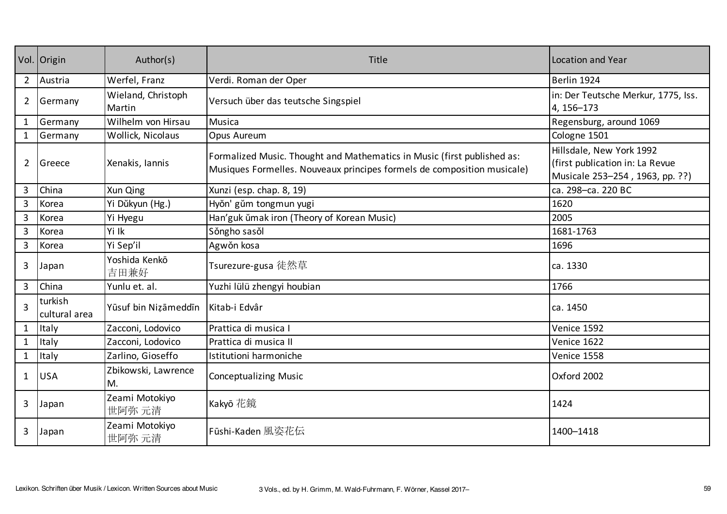| Vol. | Origin | Author(s) | Title | Location and Year |
|---|---|---|---|---|
| 2 | Austria | Werfel, Franz | Verdi. Roman der Oper | Berlin 1924 |
| 2 | Germany | Wieland, Christoph Martin | Versuch über das teutsche Singspiel | in: Der Teutsche Merkur, 1775, Iss. 4, 156–173 |
| 1 | Germany | Wilhelm von Hirsau | Musica | Regensburg, around 1069 |
| 1 | Germany | Wollick, Nicolaus | Opus Aureum | Cologne 1501 |
| 2 | Greece | Xenakis, Iannis | Formalized Music. Thought and Mathematics in Music (first published as: Musiques Formelles. Nouveaux principes formels de composition musicale) | Hillsdale, New York 1992 (first publication in: La Revue Musicale 253–254 , 1963, pp. ??) |
| 3 | China | Xun Qing | Xunzi (esp. chap. 8, 19) | ca. 298–ca. 220 BC |
| 3 | Korea | Yi Dŭkyun (Hg.) | Hyŏn' gŭm tongmun yugi | 1620 |
| 3 | Korea | Yi Hyegu | Han'guk ŭmak iron (Theory of Korean Music) | 2005 |
| 3 | Korea | Yi Ik | Sŏngho sasŏl | 1681-1763 |
| 3 | Korea | Yi Sep'il | Agwŏn kosa | 1696 |
| 3 | Japan | Yoshida Kenkō 吉田兼好 | Tsurezure-gusa 徒然草 | ca. 1330 |
| 3 | China | Yunlu et. al. | Yuzhi lülü zhengyi houbian | 1766 |
| 3 | turkish cultural area | Yūsuf bin Niẓāmeddīn | Kitab-i Edvâr | ca. 1450 |
| 1 | Italy | Zacconi, Lodovico | Prattica di musica I | Venice 1592 |
| 1 | Italy | Zacconi, Lodovico | Prattica di musica II | Venice 1622 |
| 1 | Italy | Zarlino, Gioseffo | Istitutioni harmoniche | Venice 1558 |
| 1 | USA | Zbikowski, Lawrence M. | Conceptualizing Music | Oxford 2002 |
| 3 | Japan | Zeami Motokiyo 世阿弥 元清 | Kakyō 花鏡 | 1424 |
| 3 | Japan | Zeami Motokiyo 世阿弥 元清 | Fūshi-Kaden 風姿花伝 | 1400–1418 |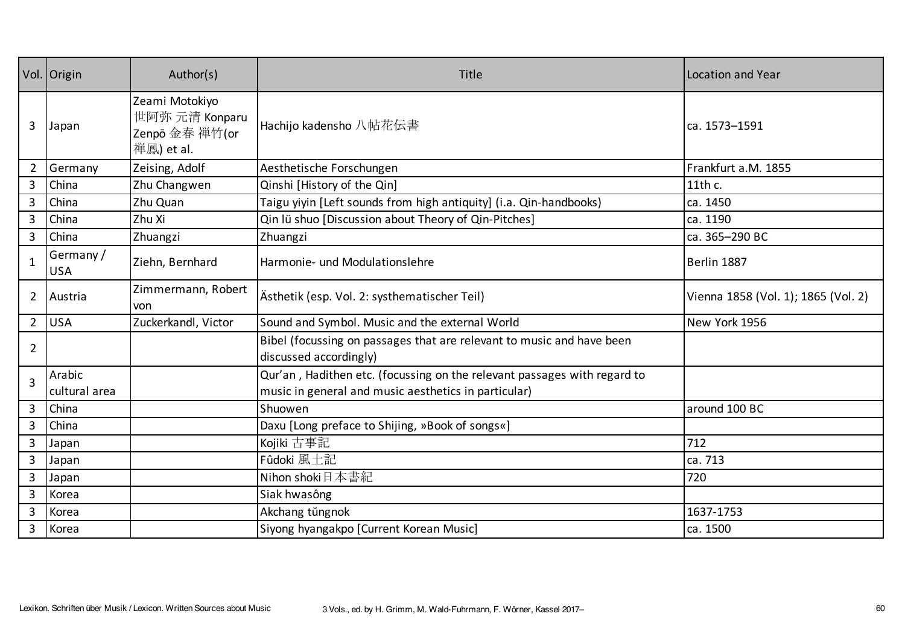| Vol. | Origin | Author(s) | Title | Location and Year |
|---|---|---|---|---|
| 3 | Japan | Zeami Motokiyo 世阿弥 元清 Konparu Zenpō 金春 禅竹(or 禅鳳) et al. | Hachijo kadensho 八帖花伝書 | ca. 1573–1591 |
| 2 | Germany | Zeising, Adolf | Aesthetische Forschungen | Frankfurt a.M. 1855 |
| 3 | China | Zhu Changwen | Qinshi [History of the Qin] | 11th c. |
| 3 | China | Zhu Quan | Taigu yiyin [Left sounds from high antiquity] (i.a. Qin-handbooks) | ca. 1450 |
| 3 | China | Zhu Xi | Qin lü shuo [Discussion about Theory of Qin-Pitches] | ca. 1190 |
| 3 | China | Zhuangzi | Zhuangzi | ca. 365–290 BC |
| 1 | Germany / USA | Ziehn, Bernhard | Harmonie- und Modulationslehre | Berlin 1887 |
| 2 | Austria | Zimmermann, Robert von | Ästhetik (esp. Vol. 2: systhematischer Teil) | Vienna 1858 (Vol. 1); 1865 (Vol. 2) |
| 2 | USA | Zuckerkandl, Victor | Sound and Symbol. Music and the external World | New York 1956 |
| 2 | | | Bibel (focussing on passages that are relevant to music and have been discussed accordingly) | |
| 3 | Arabic cultural area | | Qur'an , Hadithen etc. (focussing on the relevant passages with regard to music in general and music aesthetics in particular) | |
| 3 | China | | Shuowen | around 100 BC |
| 3 | China | | Daxu [Long preface to Shijing, »Book of songs«] | |
| 3 | Japan | | Kojiki 古事記 | 712 |
| 3 | Japan | | Fûdoki 風土記 | ca. 713 |
| 3 | Japan | | Nihon shoki日本書紀 | 720 |
| 3 | Korea | | Siak hwasông | |
| 3 | Korea | | Akchang tŭngnok | 1637-1753 |
| 3 | Korea | | Siyong hyangakpo [Current Korean Music] | ca. 1500 |